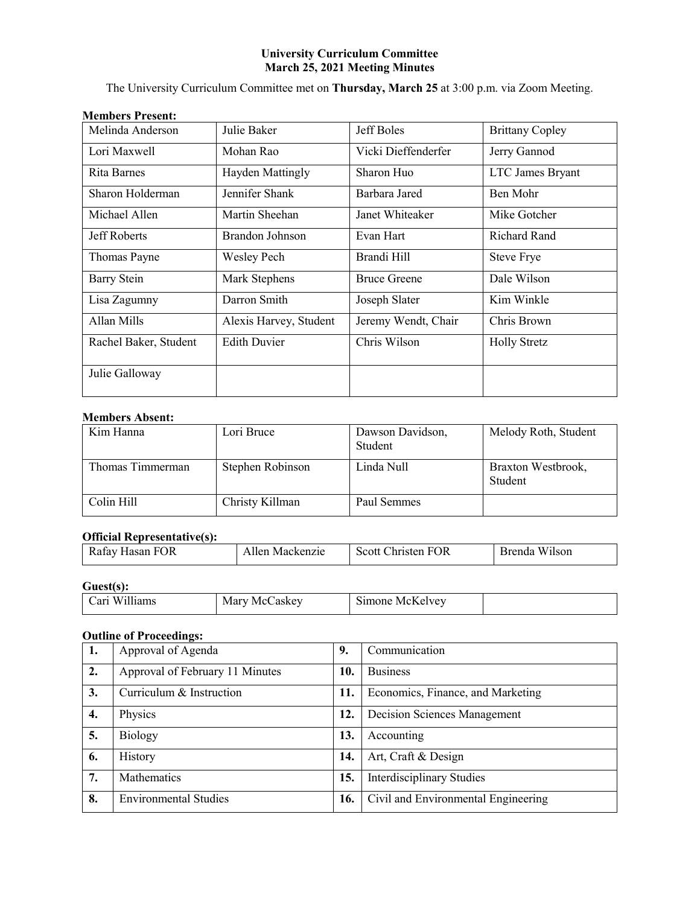# University Curriculum Committee
## March 25, 2021 Meeting Minutes

The University Curriculum Committee met on **Thursday, March 25** at 3:00 p.m. via Zoom Meeting.

**Members Present:**

| | | | |
|---|---|---|---|
| Melinda Anderson | Julie Baker | Jeff Boles | Brittany Copley |
| Lori Maxwell | Mohan Rao | Vicki Dieffenderfer | Jerry Gannod |
| Rita Barnes | Hayden Mattingly | Sharon Huo | LTC James Bryant |
| Sharon Holderman | Jennifer Shank | Barbara Jared | Ben Mohr |
| Michael Allen | Martin Sheehan | Janet Whiteaker | Mike Gotcher |
| Jeff Roberts | Brandon Johnson | Evan Hart | Richard Rand |
| Thomas Payne | Wesley Pech | Brandi Hill | Steve Frye |
| Barry Stein | Mark Stephens | Bruce Greene | Dale Wilson |
| Lisa Zagumny | Darron Smith | Joseph Slater | Kim Winkle |
| Allan Mills | Alexis Harvey, Student | Jeremy Wendt, Chair | Chris Brown |
| Rachel Baker, Student | Edith Duvier | Chris Wilson | Holly Stretz |
| Julie Galloway | | | |

**Members Absent:**

| | | | |
|---|---|---|---|
| Kim Hanna | Lori Bruce | Dawson Davidson, Student | Melody Roth, Student |
| Thomas Timmerman | Stephen Robinson | Linda Null | Braxton Westbrook, Student |
| Colin Hill | Christy Killman | Paul Semmes | |

**Official Representative(s):**

| | | | |
|---|---|---|---|
| Rafay Hasan FOR | Allen Mackenzie | Scott Christen FOR | Brenda Wilson |

**Guest(s):**

| | | | |
|---|---|---|---|
| Cari Williams | Mary McCaskey | Simone McKelvey | |

**Outline of Proceedings:**

| | | | |
|---|---|---|---|
| **1.** | Approval of Agenda | **9.** | Communication |
| **2.** | Approval of February 11 Minutes | **10.** | Business |
| **3.** | Curriculum & Instruction | **11.** | Economics, Finance, and Marketing |
| **4.** | Physics | **12.** | Decision Sciences Management |
| **5.** | Biology | **13.** | Accounting |
| **6.** | History | **14.** | Art, Craft & Design |
| **7.** | Mathematics | **15.** | Interdisciplinary Studies |
| **8.** | Environmental Studies | **16.** | Civil and Environmental Engineering |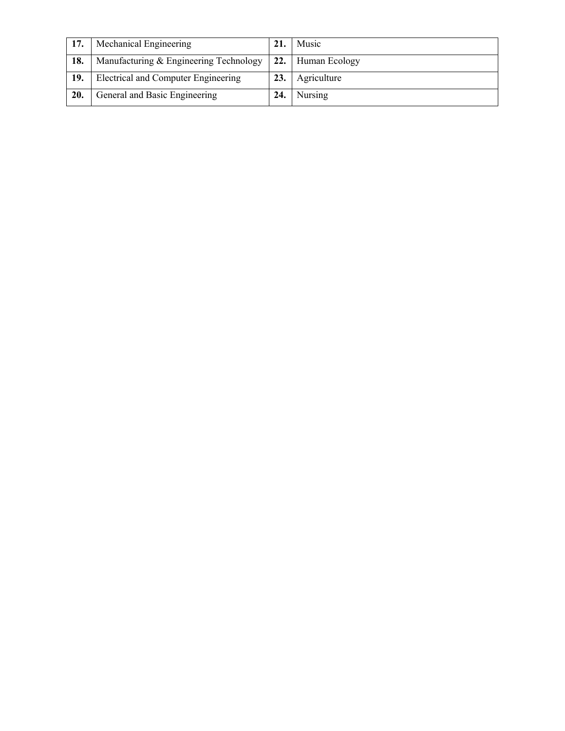| | | | |
|---|---|---|---|
| **17.** | Mechanical Engineering | **21.** | Music |
| **18.** | Manufacturing & Engineering Technology | **22.** | Human Ecology |
| **19.** | Electrical and Computer Engineering | **23.** | Agriculture |
| **20.** | General and Basic Engineering | **24.** | Nursing |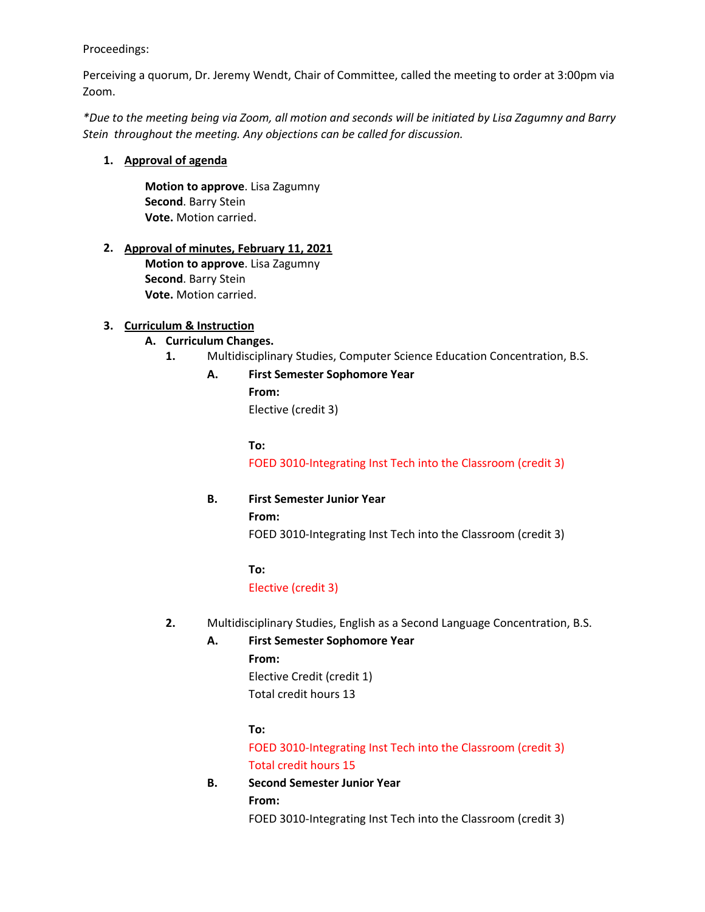Proceedings:

Perceiving a quorum, Dr. Jeremy Wendt, Chair of Committee, called the meeting to order at 3:00pm via Zoom.

*\*Due to the meeting being via Zoom, all motion and seconds will be initiated by Lisa Zagumny and Barry Stein throughout the meeting. Any objections can be called for discussion.*

1. **Approval of agenda**

   **Motion to approve**. Lisa Zagumny
   **Second**. Barry Stein
   **Vote.** Motion carried.

2. **Approval of minutes, February 11, 2021**

   **Motion to approve**. Lisa Zagumny
   **Second**. Barry Stein
   **Vote.** Motion carried.

3. **Curriculum & Instruction**

   A. **Curriculum Changes.**

      1. Multidisciplinary Studies, Computer Science Education Concentration, B.S.

         A. **First Semester Sophomore Year**

            **From:**
            Elective (credit 3)

            **To:**
            FOED 3010-Integrating Inst Tech into the Classroom (credit 3)

         B. **First Semester Junior Year**

            **From:**
            FOED 3010-Integrating Inst Tech into the Classroom (credit 3)

            **To:**
            Elective (credit 3)

      2. Multidisciplinary Studies, English as a Second Language Concentration, B.S.

         A. **First Semester Sophomore Year**

            **From:**
            Elective Credit (credit 1)
            Total credit hours 13

            **To:**
            FOED 3010-Integrating Inst Tech into the Classroom (credit 3)
            Total credit hours 15

         B. **Second Semester Junior Year**

            **From:**
            FOED 3010-Integrating Inst Tech into the Classroom (credit 3)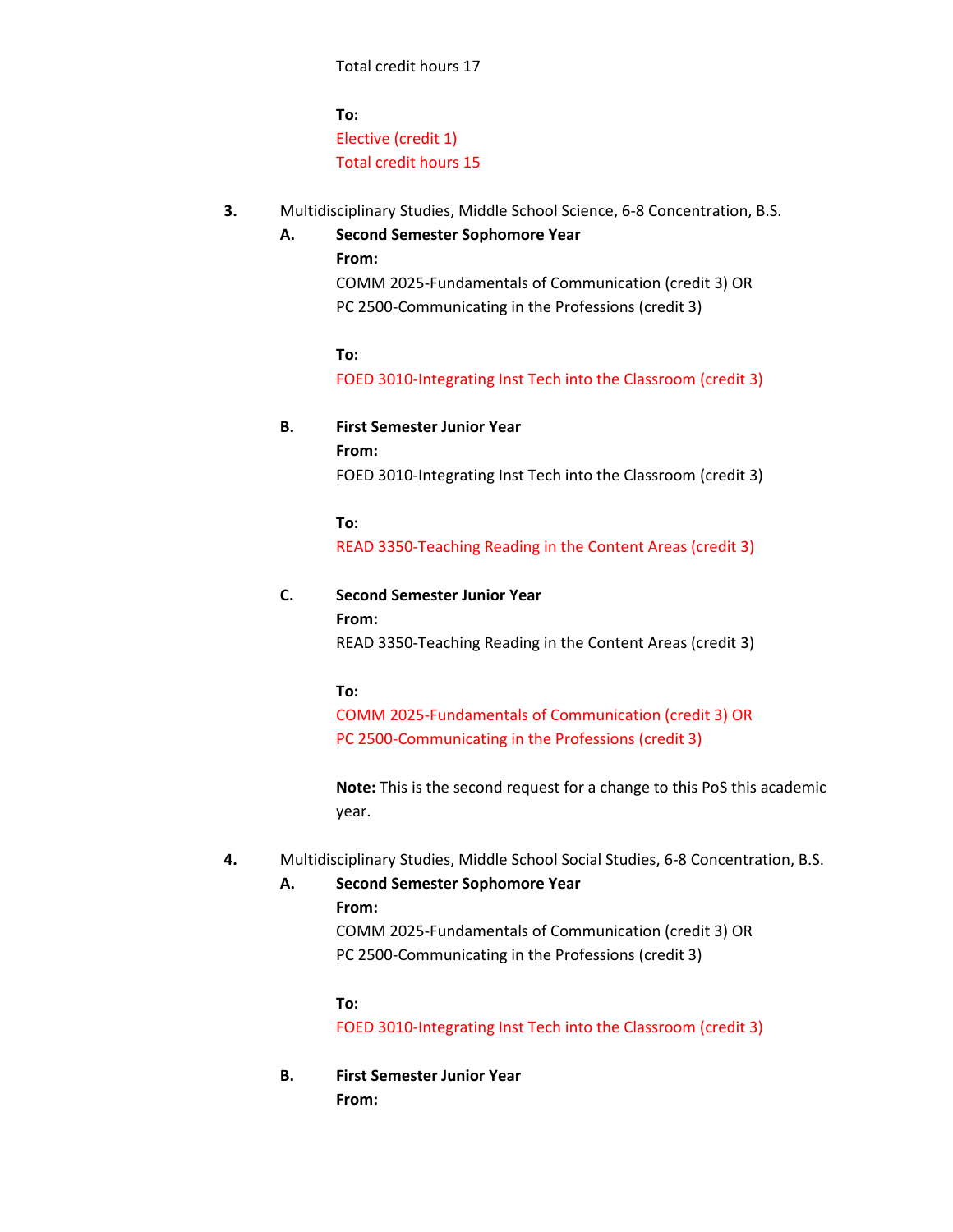Total credit hours 17

**To:**
Elective (credit 1)
Total credit hours 15

3. Multidisciplinary Studies, Middle School Science, 6-8 Concentration, B.S.

   A. **Second Semester Sophomore Year**

      **From:**
      COMM 2025-Fundamentals of Communication (credit 3) OR
      PC 2500-Communicating in the Professions (credit 3)

      **To:**
      FOED 3010-Integrating Inst Tech into the Classroom (credit 3)

   B. **First Semester Junior Year**

      **From:**
      FOED 3010-Integrating Inst Tech into the Classroom (credit 3)

      **To:**
      READ 3350-Teaching Reading in the Content Areas (credit 3)

   C. **Second Semester Junior Year**

      **From:**
      READ 3350-Teaching Reading in the Content Areas (credit 3)

      **To:**
      COMM 2025-Fundamentals of Communication (credit 3) OR
      PC 2500-Communicating in the Professions (credit 3)

      **Note:** This is the second request for a change to this PoS this academic year.

4. Multidisciplinary Studies, Middle School Social Studies, 6-8 Concentration, B.S.

   A. **Second Semester Sophomore Year**

      **From:**
      COMM 2025-Fundamentals of Communication (credit 3) OR
      PC 2500-Communicating in the Professions (credit 3)

      **To:**
      FOED 3010-Integrating Inst Tech into the Classroom (credit 3)

   B. **First Semester Junior Year**

      **From:**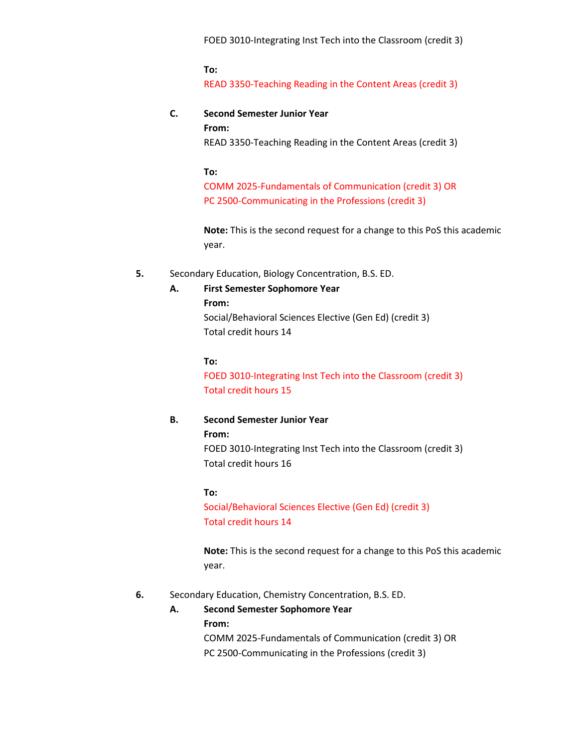FOED 3010-Integrating Inst Tech into the Classroom (credit 3)

**To:**
READ 3350-Teaching Reading in the Content Areas (credit 3)

**C. Second Semester Junior Year**

**From:**
READ 3350-Teaching Reading in the Content Areas (credit 3)

**To:**
COMM 2025-Fundamentals of Communication (credit 3) OR
PC 2500-Communicating in the Professions (credit 3)

**Note:** This is the second request for a change to this PoS this academic year.

**5.** Secondary Education, Biology Concentration, B.S. ED.

**A. First Semester Sophomore Year**

**From:**
Social/Behavioral Sciences Elective (Gen Ed) (credit 3)
Total credit hours 14

**To:**
FOED 3010-Integrating Inst Tech into the Classroom (credit 3)
Total credit hours 15

**B. Second Semester Junior Year**

**From:**
FOED 3010-Integrating Inst Tech into the Classroom (credit 3)
Total credit hours 16

**To:**
Social/Behavioral Sciences Elective (Gen Ed) (credit 3)
Total credit hours 14

**Note:** This is the second request for a change to this PoS this academic year.

**6.** Secondary Education, Chemistry Concentration, B.S. ED.

**A. Second Semester Sophomore Year**

**From:**
COMM 2025-Fundamentals of Communication (credit 3) OR
PC 2500-Communicating in the Professions (credit 3)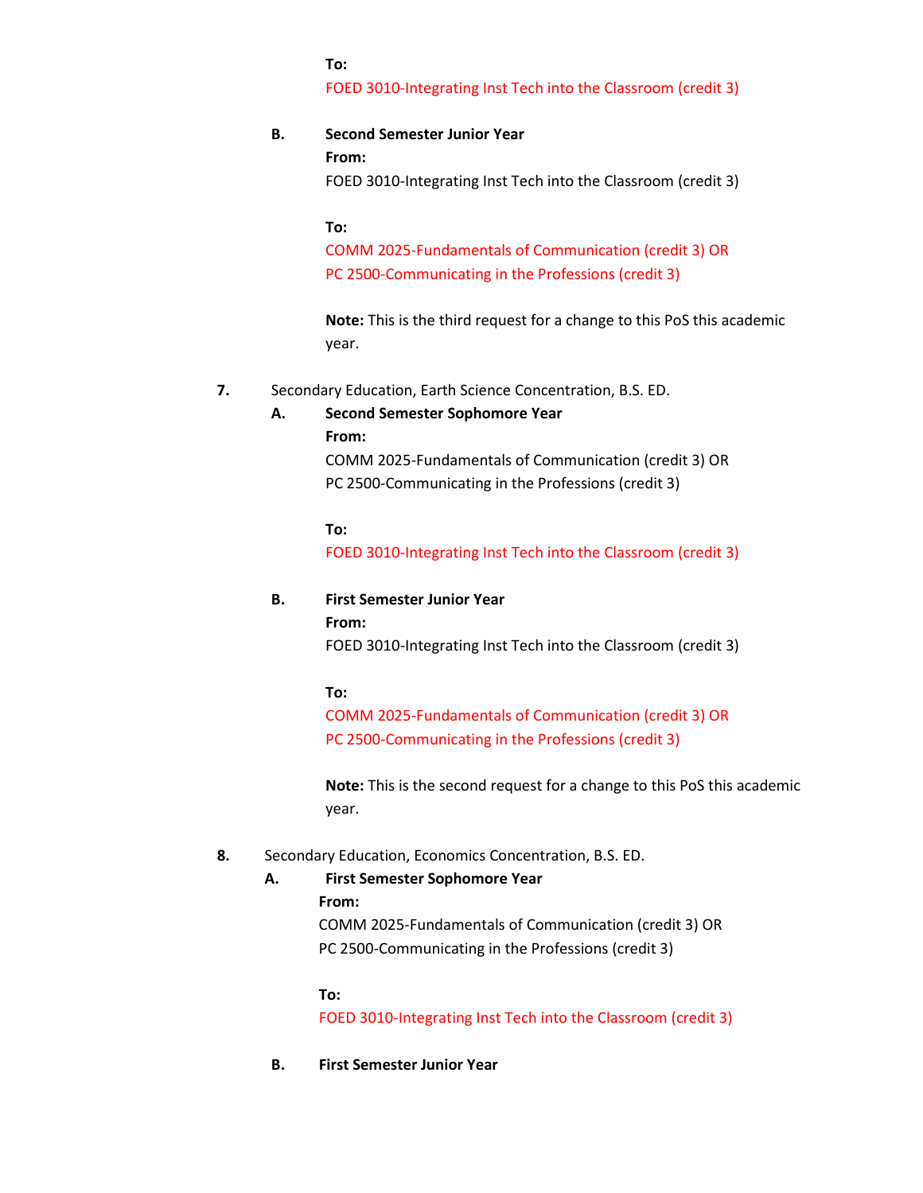**To:**
FOED 3010-Integrating Inst Tech into the Classroom (credit 3)

**B. Second Semester Junior Year**

**From:**
FOED 3010-Integrating Inst Tech into the Classroom (credit 3)

**To:**
COMM 2025-Fundamentals of Communication (credit 3) OR
PC 2500-Communicating in the Professions (credit 3)

**Note:** This is the third request for a change to this PoS this academic year.

**7.** Secondary Education, Earth Science Concentration, B.S. ED.

**A. Second Semester Sophomore Year**

**From:**
COMM 2025-Fundamentals of Communication (credit 3) OR
PC 2500-Communicating in the Professions (credit 3)

**To:**
FOED 3010-Integrating Inst Tech into the Classroom (credit 3)

**B. First Semester Junior Year**

**From:**
FOED 3010-Integrating Inst Tech into the Classroom (credit 3)

**To:**
COMM 2025-Fundamentals of Communication (credit 3) OR
PC 2500-Communicating in the Professions (credit 3)

**Note:** This is the second request for a change to this PoS this academic year.

**8.** Secondary Education, Economics Concentration, B.S. ED.

**A. First Semester Sophomore Year**

**From:**
COMM 2025-Fundamentals of Communication (credit 3) OR
PC 2500-Communicating in the Professions (credit 3)

**To:**
FOED 3010-Integrating Inst Tech into the Classroom (credit 3)

**B. First Semester Junior Year**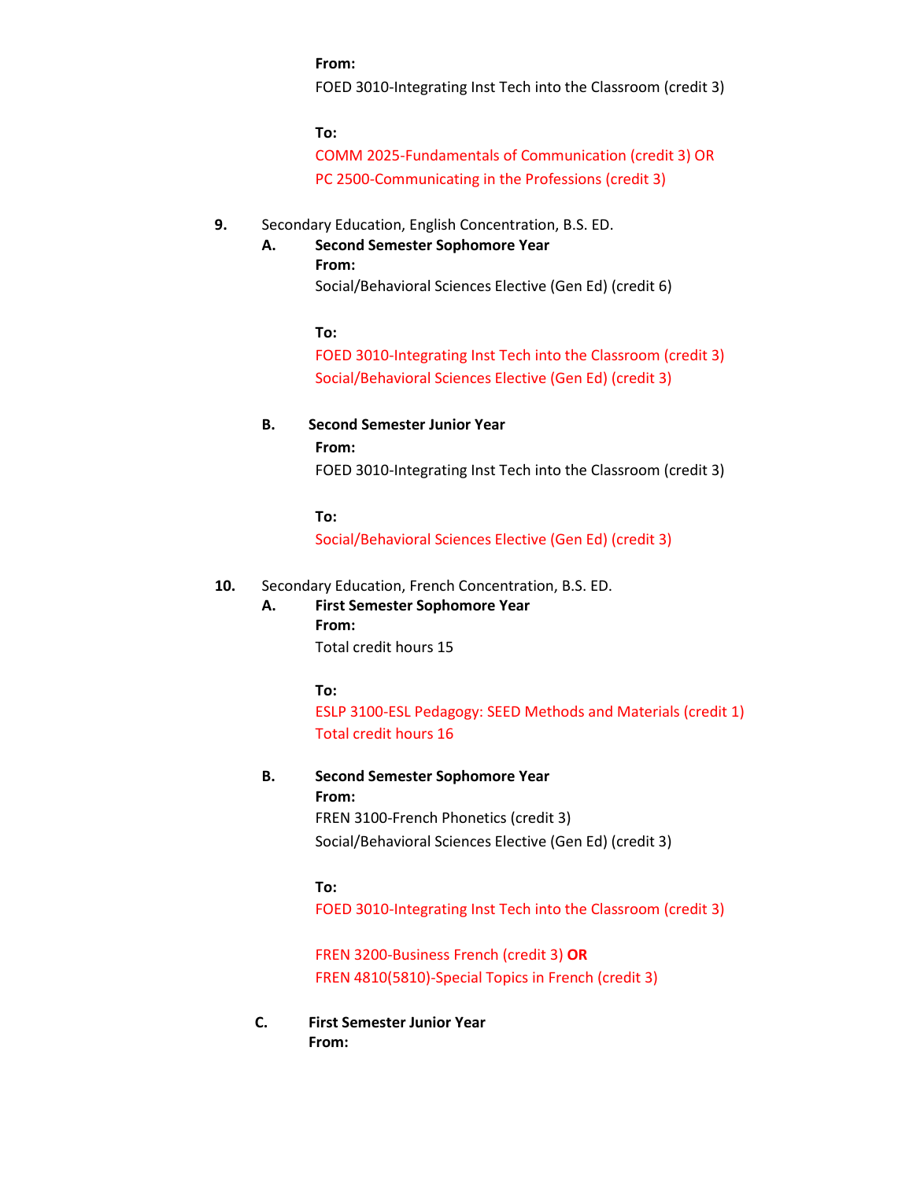**From:**

FOED 3010-Integrating Inst Tech into the Classroom (credit 3)

**To:**

COMM 2025-Fundamentals of Communication (credit 3) OR
PC 2500-Communicating in the Professions (credit 3)

**9.** Secondary Education, English Concentration, B.S. ED.

**A. Second Semester Sophomore Year**

**From:**

Social/Behavioral Sciences Elective (Gen Ed) (credit 6)

**To:**

FOED 3010-Integrating Inst Tech into the Classroom (credit 3)
Social/Behavioral Sciences Elective (Gen Ed) (credit 3)

**B. Second Semester Junior Year**

**From:**

FOED 3010-Integrating Inst Tech into the Classroom (credit 3)

**To:**

Social/Behavioral Sciences Elective (Gen Ed) (credit 3)

**10.** Secondary Education, French Concentration, B.S. ED.

**A. First Semester Sophomore Year**

**From:**

Total credit hours 15

**To:**

ESLP 3100-ESL Pedagogy: SEED Methods and Materials (credit 1)
Total credit hours 16

**B. Second Semester Sophomore Year**

**From:**

FREN 3100-French Phonetics (credit 3)
Social/Behavioral Sciences Elective (Gen Ed) (credit 3)

**To:**

FOED 3010-Integrating Inst Tech into the Classroom (credit 3)

FREN 3200-Business French (credit 3) **OR**
FREN 4810(5810)-Special Topics in French (credit 3)

**C. First Semester Junior Year**

**From:**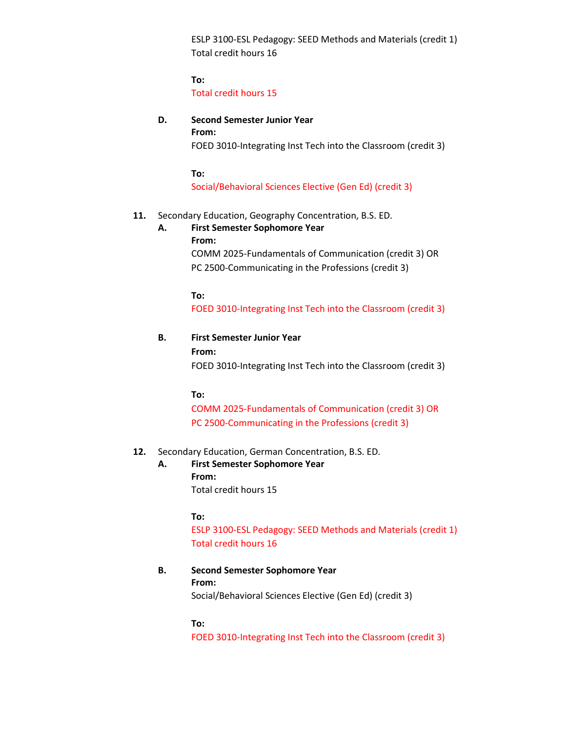ESLP 3100-ESL Pedagogy: SEED Methods and Materials (credit 1)
Total credit hours 16

**To:**
Total credit hours 15

**D. Second Semester Junior Year**

**From:**
FOED 3010-Integrating Inst Tech into the Classroom (credit 3)

**To:**
Social/Behavioral Sciences Elective (Gen Ed) (credit 3)

**11.** Secondary Education, Geography Concentration, B.S. ED.

**A. First Semester Sophomore Year**

**From:**
COMM 2025-Fundamentals of Communication (credit 3) OR
PC 2500-Communicating in the Professions (credit 3)

**To:**
FOED 3010-Integrating Inst Tech into the Classroom (credit 3)

**B. First Semester Junior Year**

**From:**
FOED 3010-Integrating Inst Tech into the Classroom (credit 3)

**To:**
COMM 2025-Fundamentals of Communication (credit 3) OR
PC 2500-Communicating in the Professions (credit 3)

**12.** Secondary Education, German Concentration, B.S. ED.

**A. First Semester Sophomore Year**

**From:**
Total credit hours 15

**To:**
ESLP 3100-ESL Pedagogy: SEED Methods and Materials (credit 1)
Total credit hours 16

**B. Second Semester Sophomore Year**

**From:**
Social/Behavioral Sciences Elective (Gen Ed) (credit 3)

**To:**
FOED 3010-Integrating Inst Tech into the Classroom (credit 3)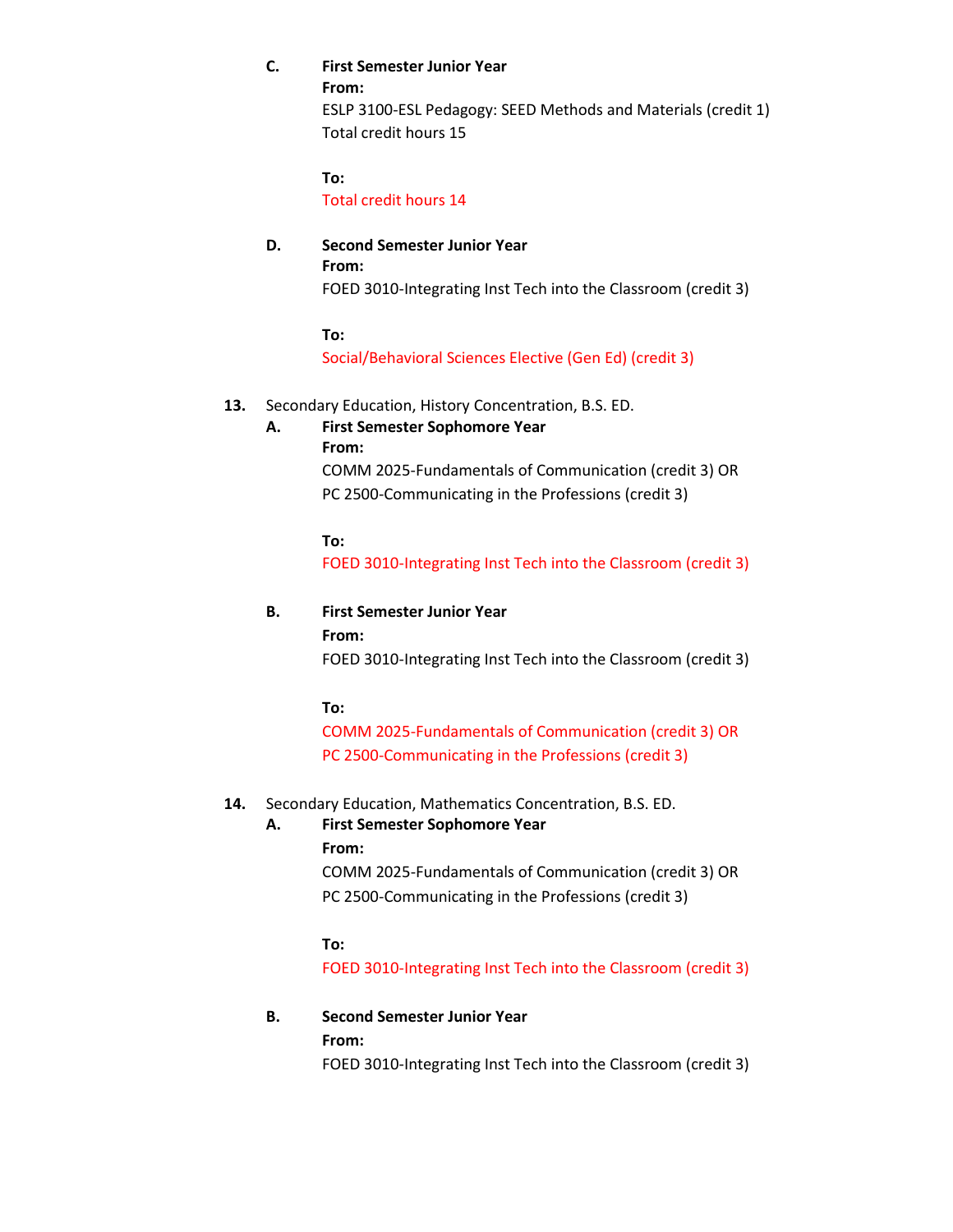C. **First Semester Junior Year**

**From:**

ESLP 3100-ESL Pedagogy: SEED Methods and Materials (credit 1)
Total credit hours 15

**To:**

Total credit hours 14

D. **Second Semester Junior Year**

**From:**

FOED 3010-Integrating Inst Tech into the Classroom (credit 3)

**To:**

Social/Behavioral Sciences Elective (Gen Ed) (credit 3)

**13.** Secondary Education, History Concentration, B.S. ED.

A. **First Semester Sophomore Year**

**From:**

COMM 2025-Fundamentals of Communication (credit 3) OR
PC 2500-Communicating in the Professions (credit 3)

**To:**

FOED 3010-Integrating Inst Tech into the Classroom (credit 3)

B. **First Semester Junior Year**

**From:**

FOED 3010-Integrating Inst Tech into the Classroom (credit 3)

**To:**

COMM 2025-Fundamentals of Communication (credit 3) OR
PC 2500-Communicating in the Professions (credit 3)

**14.** Secondary Education, Mathematics Concentration, B.S. ED.

A. **First Semester Sophomore Year**

**From:**

COMM 2025-Fundamentals of Communication (credit 3) OR
PC 2500-Communicating in the Professions (credit 3)

**To:**

FOED 3010-Integrating Inst Tech into the Classroom (credit 3)

B. **Second Semester Junior Year**

**From:**

FOED 3010-Integrating Inst Tech into the Classroom (credit 3)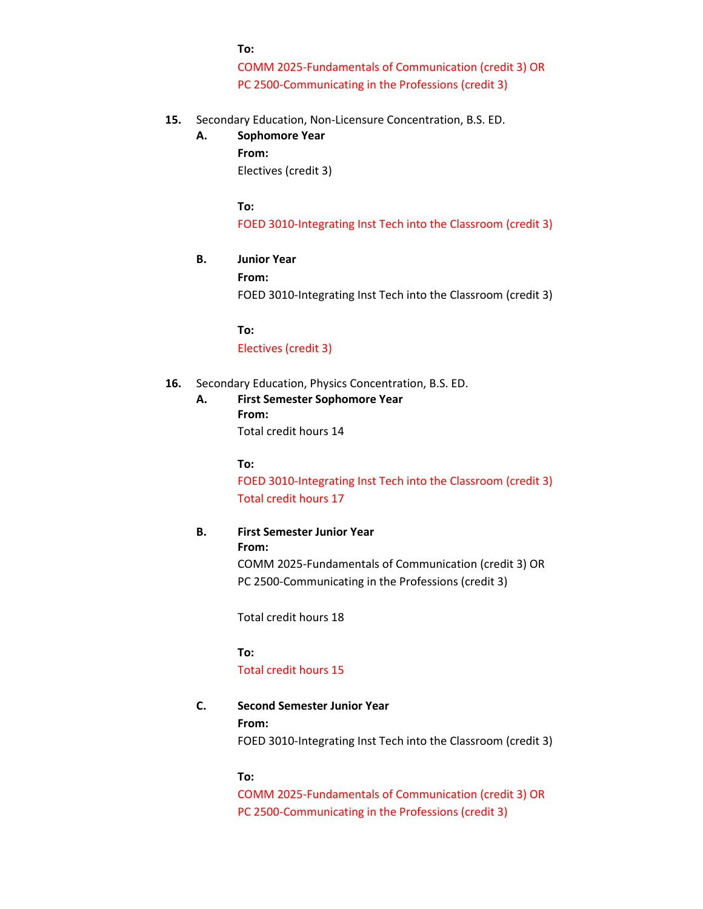**To:**
COMM 2025-Fundamentals of Communication (credit 3) OR
PC 2500-Communicating in the Professions (credit 3)

**15.** Secondary Education, Non-Licensure Concentration, B.S. ED.

**A.** **Sophomore Year**

**From:**
Electives (credit 3)

**To:**
FOED 3010-Integrating Inst Tech into the Classroom (credit 3)

**B.** **Junior Year**

**From:**
FOED 3010-Integrating Inst Tech into the Classroom (credit 3)

**To:**
Electives (credit 3)

**16.** Secondary Education, Physics Concentration, B.S. ED.

**A.** **First Semester Sophomore Year**

**From:**
Total credit hours 14

**To:**
FOED 3010-Integrating Inst Tech into the Classroom (credit 3)
Total credit hours 17

**B.** **First Semester Junior Year**

**From:**
COMM 2025-Fundamentals of Communication (credit 3) OR
PC 2500-Communicating in the Professions (credit 3)

Total credit hours 18

**To:**
Total credit hours 15

**C.** **Second Semester Junior Year**

**From:**
FOED 3010-Integrating Inst Tech into the Classroom (credit 3)

**To:**
COMM 2025-Fundamentals of Communication (credit 3) OR
PC 2500-Communicating in the Professions (credit 3)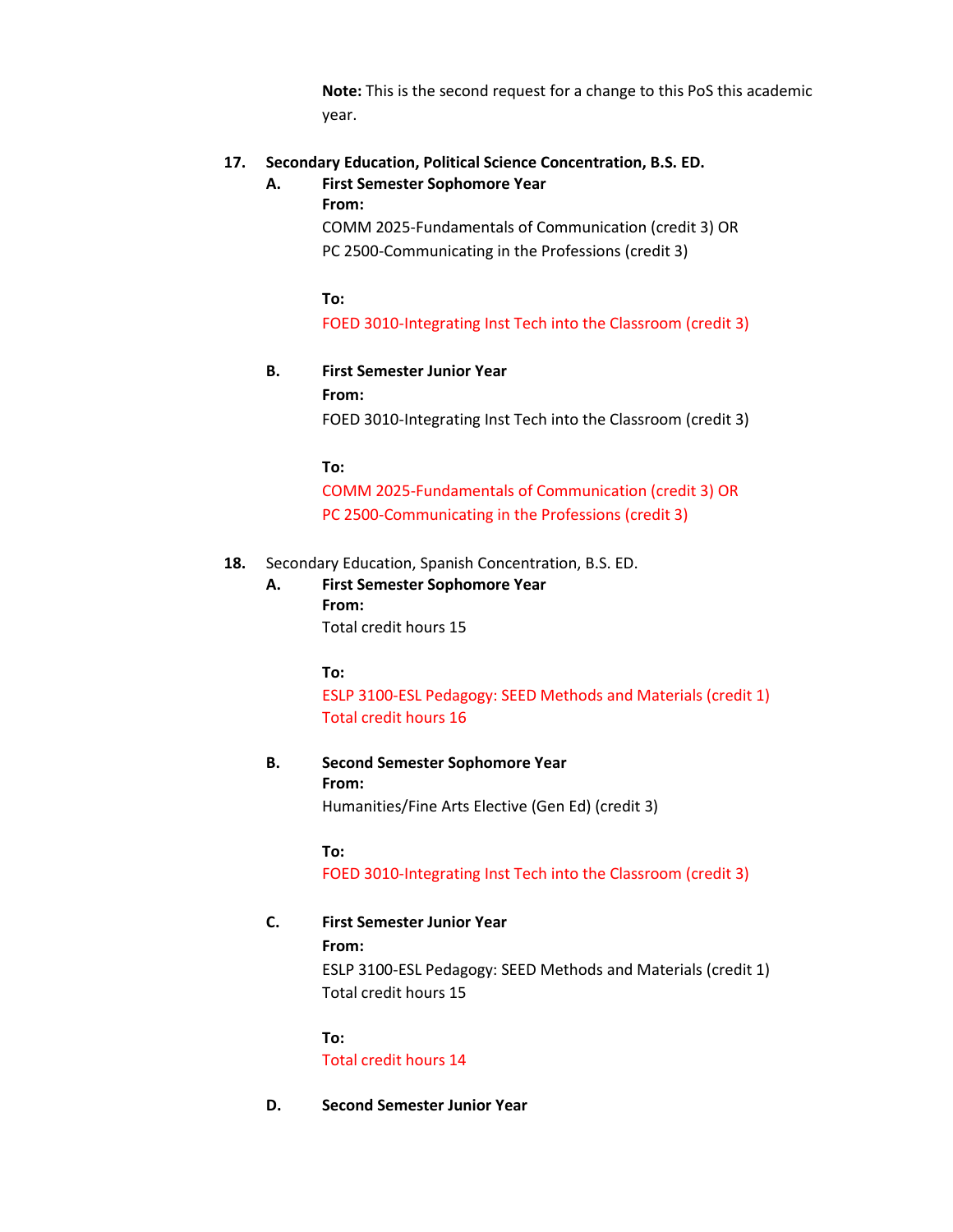**Note:** This is the second request for a change to this PoS this academic year.

17. **Secondary Education, Political Science Concentration, B.S. ED.**

    A. **First Semester Sophomore Year**

    **From:**
    COMM 2025-Fundamentals of Communication (credit 3) OR
    PC 2500-Communicating in the Professions (credit 3)

    **To:**
    FOED 3010-Integrating Inst Tech into the Classroom (credit 3)

    B. **First Semester Junior Year**

    **From:**
    FOED 3010-Integrating Inst Tech into the Classroom (credit 3)

    **To:**
    COMM 2025-Fundamentals of Communication (credit 3) OR
    PC 2500-Communicating in the Professions (credit 3)

18. Secondary Education, Spanish Concentration, B.S. ED.

    A. **First Semester Sophomore Year**

    **From:**
    Total credit hours 15

    **To:**
    ESLP 3100-ESL Pedagogy: SEED Methods and Materials (credit 1)
    Total credit hours 16

    B. **Second Semester Sophomore Year**

    **From:**
    Humanities/Fine Arts Elective (Gen Ed) (credit 3)

    **To:**
    FOED 3010-Integrating Inst Tech into the Classroom (credit 3)

    C. **First Semester Junior Year**

    **From:**
    ESLP 3100-ESL Pedagogy: SEED Methods and Materials (credit 1)
    Total credit hours 15

    **To:**
    Total credit hours 14

    D. **Second Semester Junior Year**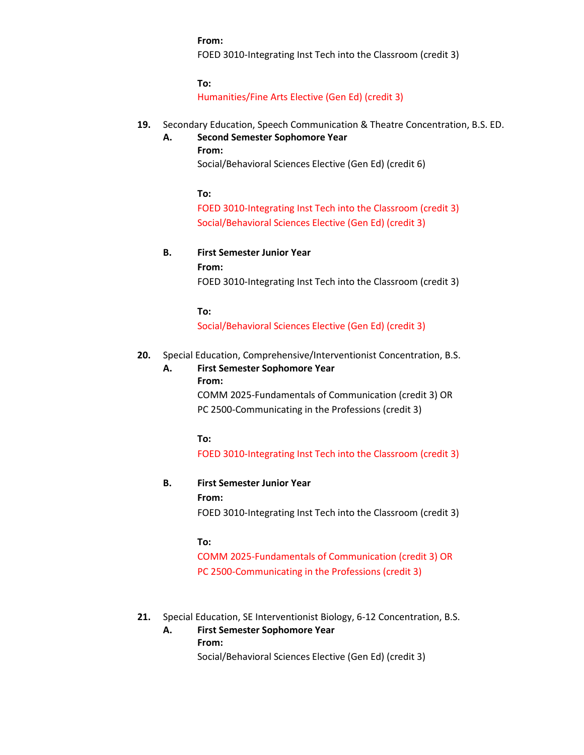**From:**
FOED 3010-Integrating Inst Tech into the Classroom (credit 3)

**To:**
Humanities/Fine Arts Elective (Gen Ed) (credit 3)

**19.** Secondary Education, Speech Communication & Theatre Concentration, B.S. ED.

**A. Second Semester Sophomore Year**

**From:**
Social/Behavioral Sciences Elective (Gen Ed) (credit 6)

**To:**
FOED 3010-Integrating Inst Tech into the Classroom (credit 3)
Social/Behavioral Sciences Elective (Gen Ed) (credit 3)

**B. First Semester Junior Year**

**From:**
FOED 3010-Integrating Inst Tech into the Classroom (credit 3)

**To:**
Social/Behavioral Sciences Elective (Gen Ed) (credit 3)

**20.** Special Education, Comprehensive/Interventionist Concentration, B.S.

**A. First Semester Sophomore Year**

**From:**
COMM 2025-Fundamentals of Communication (credit 3) OR
PC 2500-Communicating in the Professions (credit 3)

**To:**
FOED 3010-Integrating Inst Tech into the Classroom (credit 3)

**B. First Semester Junior Year**

**From:**
FOED 3010-Integrating Inst Tech into the Classroom (credit 3)

**To:**
COMM 2025-Fundamentals of Communication (credit 3) OR
PC 2500-Communicating in the Professions (credit 3)

**21.** Special Education, SE Interventionist Biology, 6-12 Concentration, B.S.

**A. First Semester Sophomore Year**

**From:**
Social/Behavioral Sciences Elective (Gen Ed) (credit 3)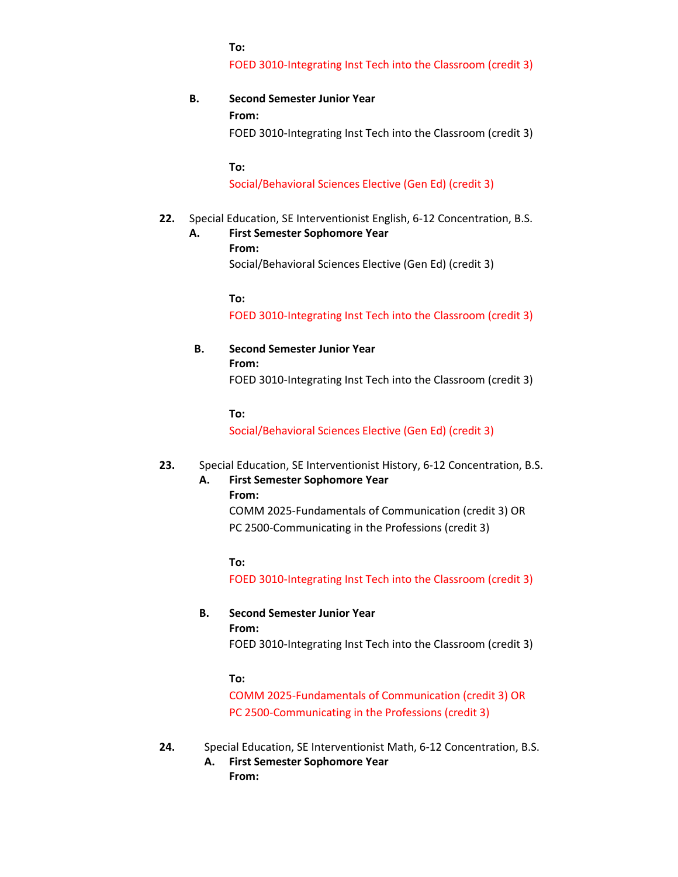**To:**

FOED 3010-Integrating Inst Tech into the Classroom (credit 3)

**B. Second Semester Junior Year**

**From:**

FOED 3010-Integrating Inst Tech into the Classroom (credit 3)

**To:**

Social/Behavioral Sciences Elective (Gen Ed) (credit 3)

**22.** Special Education, SE Interventionist English, 6-12 Concentration, B.S.

**A. First Semester Sophomore Year**

**From:**

Social/Behavioral Sciences Elective (Gen Ed) (credit 3)

**To:**

FOED 3010-Integrating Inst Tech into the Classroom (credit 3)

**B. Second Semester Junior Year**

**From:**

FOED 3010-Integrating Inst Tech into the Classroom (credit 3)

**To:**

Social/Behavioral Sciences Elective (Gen Ed) (credit 3)

**23.** Special Education, SE Interventionist History, 6-12 Concentration, B.S.

**A. First Semester Sophomore Year**

**From:**

COMM 2025-Fundamentals of Communication (credit 3) OR
PC 2500-Communicating in the Professions (credit 3)

**To:**

FOED 3010-Integrating Inst Tech into the Classroom (credit 3)

**B. Second Semester Junior Year**

**From:**

FOED 3010-Integrating Inst Tech into the Classroom (credit 3)

**To:**

COMM 2025-Fundamentals of Communication (credit 3) OR
PC 2500-Communicating in the Professions (credit 3)

**24.** Special Education, SE Interventionist Math, 6-12 Concentration, B.S.

**A. First Semester Sophomore Year**

**From:**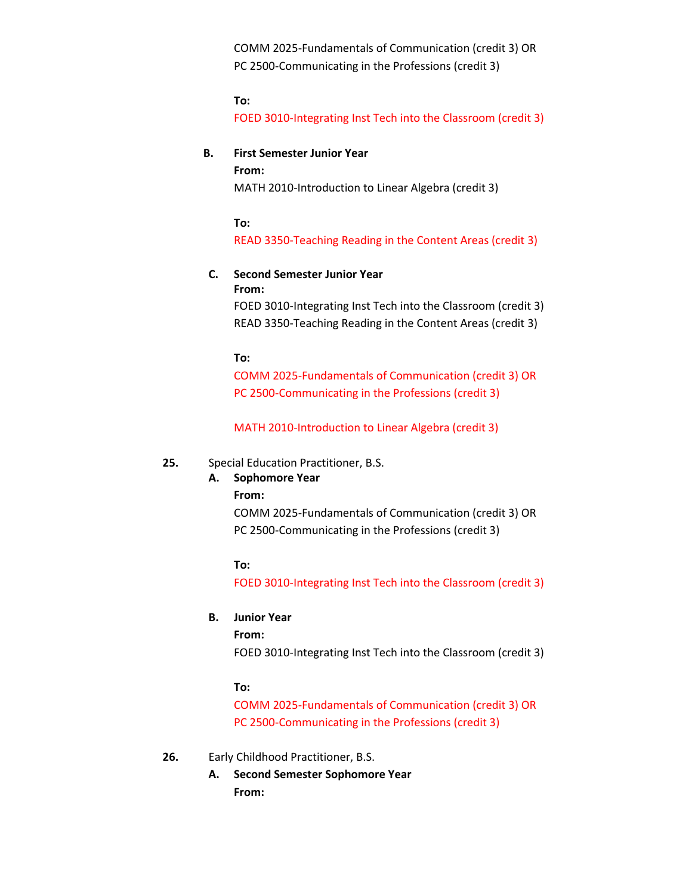COMM 2025-Fundamentals of Communication (credit 3) OR
PC 2500-Communicating in the Professions (credit 3)

**To:**
FOED 3010-Integrating Inst Tech into the Classroom (credit 3)

**B. First Semester Junior Year**

**From:**
MATH 2010-Introduction to Linear Algebra (credit 3)

**To:**
READ 3350-Teaching Reading in the Content Areas (credit 3)

**C. Second Semester Junior Year**

**From:**
FOED 3010-Integrating Inst Tech into the Classroom (credit 3)
READ 3350-Teaching Reading in the Content Areas (credit 3)

**To:**
COMM 2025-Fundamentals of Communication (credit 3) OR
PC 2500-Communicating in the Professions (credit 3)

MATH 2010-Introduction to Linear Algebra (credit 3)

**25.** Special Education Practitioner, B.S.

**A. Sophomore Year**

**From:**
COMM 2025-Fundamentals of Communication (credit 3) OR
PC 2500-Communicating in the Professions (credit 3)

**To:**
FOED 3010-Integrating Inst Tech into the Classroom (credit 3)

**B. Junior Year**

**From:**
FOED 3010-Integrating Inst Tech into the Classroom (credit 3)

**To:**
COMM 2025-Fundamentals of Communication (credit 3) OR
PC 2500-Communicating in the Professions (credit 3)

**26.** Early Childhood Practitioner, B.S.

**A. Second Semester Sophomore Year**

**From:**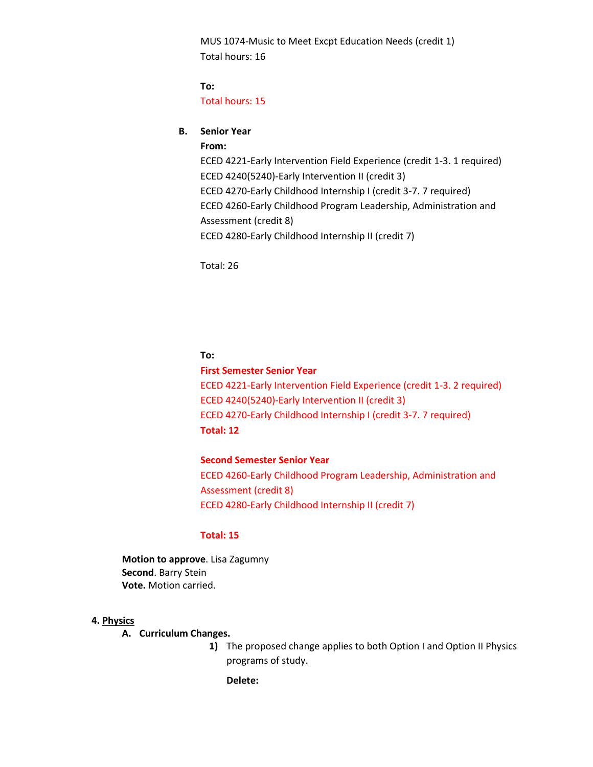MUS 1074-Music to Meet Excpt Education Needs (credit 1)
Total hours: 16

**To:**
Total hours: 15

**B. Senior Year**

**From:**
ECED 4221-Early Intervention Field Experience (credit 1-3. 1 required)
ECED 4240(5240)-Early Intervention II (credit 3)
ECED 4270-Early Childhood Internship I (credit 3-7. 7 required)
ECED 4260-Early Childhood Program Leadership, Administration and Assessment (credit 8)
ECED 4280-Early Childhood Internship II (credit 7)

Total: 26

**To:**

**First Semester Senior Year**
ECED 4221-Early Intervention Field Experience (credit 1-3. 2 required)
ECED 4240(5240)-Early Intervention II (credit 3)
ECED 4270-Early Childhood Internship I (credit 3-7. 7 required)
**Total: 12**

**Second Semester Senior Year**
ECED 4260-Early Childhood Program Leadership, Administration and Assessment (credit 8)
ECED 4280-Early Childhood Internship II (credit 7)

**Total: 15**

**Motion to approve**. Lisa Zagumny
**Second**. Barry Stein
**Vote.** Motion carried.

**4. Physics**

**A. Curriculum Changes.**

**1)** The proposed change applies to both Option I and Option II Physics programs of study.

**Delete:**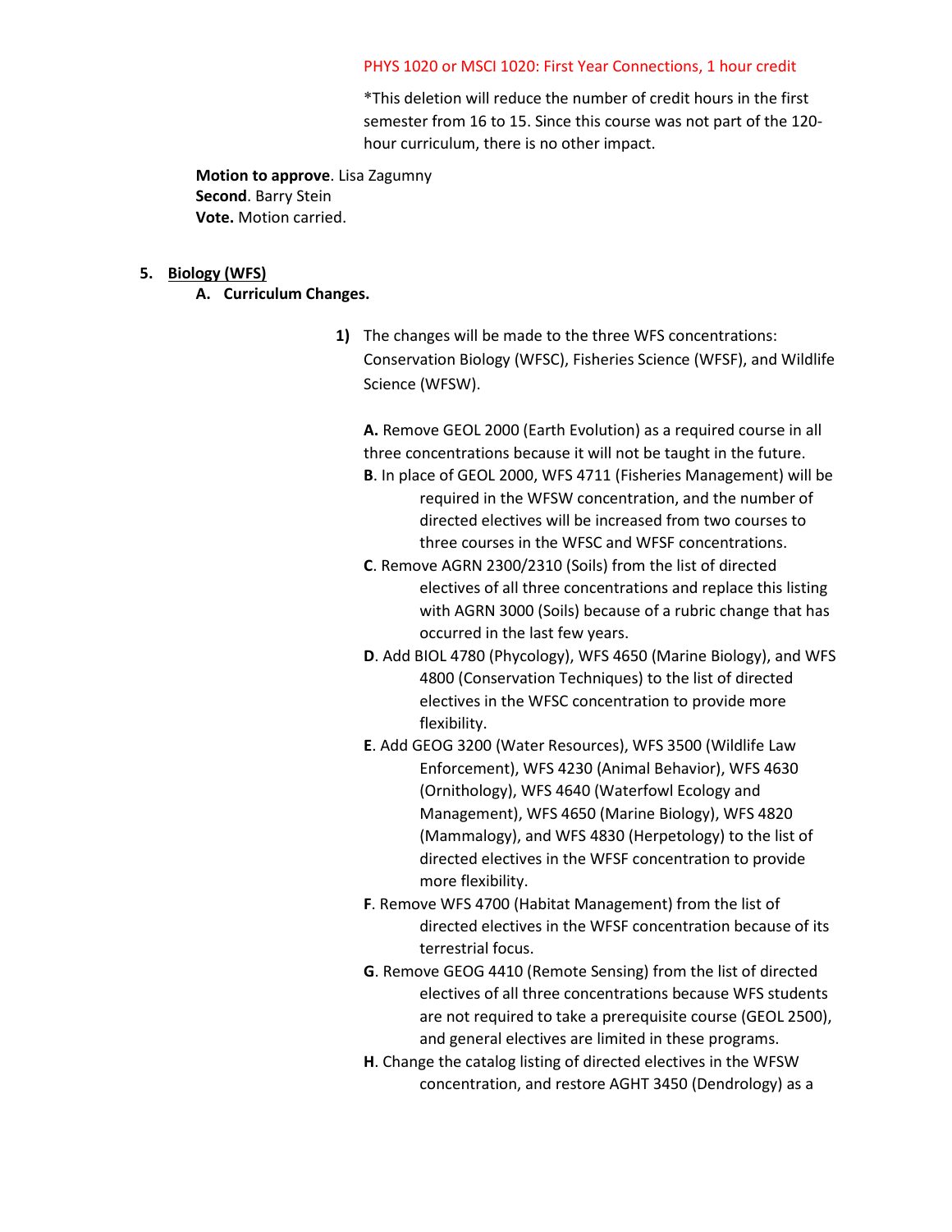PHYS 1020 or MSCI 1020: First Year Connections, 1 hour credit

*This deletion will reduce the number of credit hours in the first semester from 16 to 15. Since this course was not part of the 120-hour curriculum, there is no other impact.

**Motion to approve**. Lisa Zagumny
**Second**. Barry Stein
**Vote.** Motion carried.

5. **Biology (WFS)**

   **A. Curriculum Changes.**

   1) The changes will be made to the three WFS concentrations: Conservation Biology (WFSC), Fisheries Science (WFSF), and Wildlife Science (WFSW).

      **A.** Remove GEOL 2000 (Earth Evolution) as a required course in all three concentrations because it will not be taught in the future.

      **B**. In place of GEOL 2000, WFS 4711 (Fisheries Management) will be required in the WFSW concentration, and the number of directed electives will be increased from two courses to three courses in the WFSC and WFSF concentrations.

      **C**. Remove AGRN 2300/2310 (Soils) from the list of directed electives of all three concentrations and replace this listing with AGRN 3000 (Soils) because of a rubric change that has occurred in the last few years.

      **D**. Add BIOL 4780 (Phycology), WFS 4650 (Marine Biology), and WFS 4800 (Conservation Techniques) to the list of directed electives in the WFSC concentration to provide more flexibility.

      **E**. Add GEOG 3200 (Water Resources), WFS 3500 (Wildlife Law Enforcement), WFS 4230 (Animal Behavior), WFS 4630 (Ornithology), WFS 4640 (Waterfowl Ecology and Management), WFS 4650 (Marine Biology), WFS 4820 (Mammalogy), and WFS 4830 (Herpetology) to the list of directed electives in the WFSF concentration to provide more flexibility.

      **F**. Remove WFS 4700 (Habitat Management) from the list of directed electives in the WFSF concentration because of its terrestrial focus.

      **G**. Remove GEOG 4410 (Remote Sensing) from the list of directed electives of all three concentrations because WFS students are not required to take a prerequisite course (GEOL 2500), and general electives are limited in these programs.

      **H**. Change the catalog listing of directed electives in the WFSW concentration, and restore AGHT 3450 (Dendrology) as a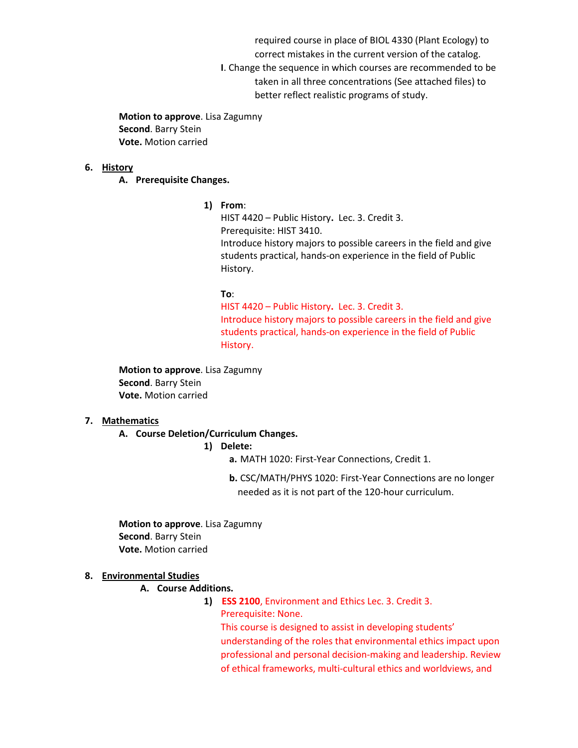required course in place of BIOL 4330 (Plant Ecology) to correct mistakes in the current version of the catalog.

**I**. Change the sequence in which courses are recommended to be taken in all three concentrations (See attached files) to better reflect realistic programs of study.

**Motion to approve**. Lisa Zagumny
**Second**. Barry Stein
**Vote.** Motion carried

6. **History**

   A. **Prerequisite Changes.**

      1) **From**:
      HIST 4420 – Public History. Lec. 3. Credit 3.
      Prerequisite: HIST 3410.
      Introduce history majors to possible careers in the field and give students practical, hands-on experience in the field of Public History.

      **To**:
      HIST 4420 – Public History. Lec. 3. Credit 3.
      Introduce history majors to possible careers in the field and give students practical, hands-on experience in the field of Public History.

**Motion to approve**. Lisa Zagumny
**Second**. Barry Stein
**Vote.** Motion carried

7. **Mathematics**

   A. **Course Deletion/Curriculum Changes.**

      1) **Delete:**

         a. MATH 1020: First-Year Connections, Credit 1.

         b. CSC/MATH/PHYS 1020: First-Year Connections are no longer needed as it is not part of the 120-hour curriculum.

**Motion to approve**. Lisa Zagumny
**Second**. Barry Stein
**Vote.** Motion carried

8. **Environmental Studies**

   A. **Course Additions.**

      1) **ESS 2100**, Environment and Ethics Lec. 3. Credit 3.
      Prerequisite: None.
      This course is designed to assist in developing students' understanding of the roles that environmental ethics impact upon professional and personal decision-making and leadership. Review of ethical frameworks, multi-cultural ethics and worldviews, and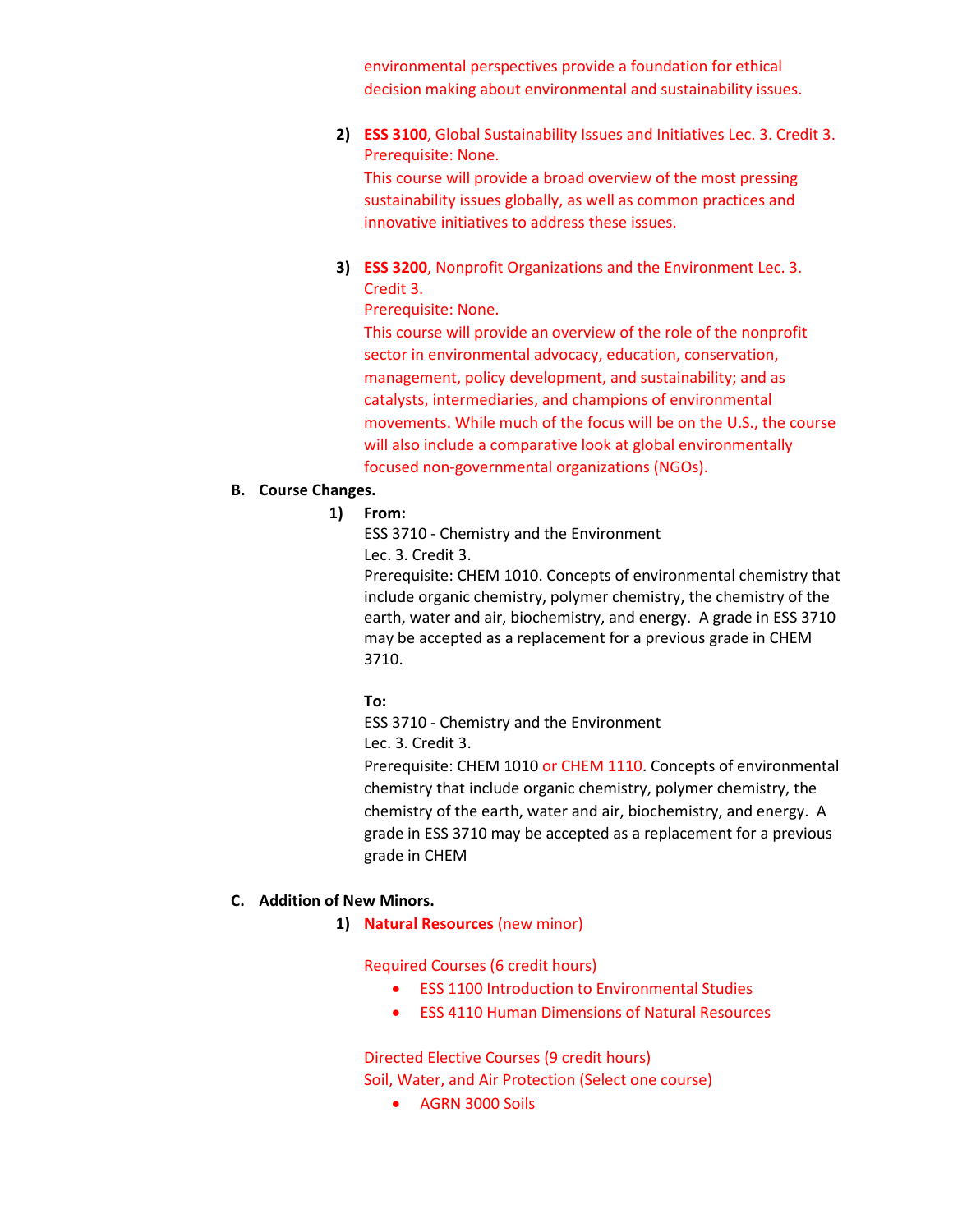environmental perspectives provide a foundation for ethical decision making about environmental and sustainability issues.

2) **ESS 3100**, Global Sustainability Issues and Initiatives Lec. 3. Credit 3.
   Prerequisite: None.
   This course will provide a broad overview of the most pressing sustainability issues globally, as well as common practices and innovative initiatives to address these issues.

3) **ESS 3200**, Nonprofit Organizations and the Environment Lec. 3. Credit 3.
   Prerequisite: None.
   This course will provide an overview of the role of the nonprofit sector in environmental advocacy, education, conservation, management, policy development, and sustainability; and as catalysts, intermediaries, and champions of environmental movements. While much of the focus will be on the U.S., the course will also include a comparative look at global environmentally focused non-governmental organizations (NGOs).

**B. Course Changes.**

1) **From:**
   ESS 3710 - Chemistry and the Environment
   Lec. 3. Credit 3.
   Prerequisite: CHEM 1010. Concepts of environmental chemistry that include organic chemistry, polymer chemistry, the chemistry of the earth, water and air, biochemistry, and energy. A grade in ESS 3710 may be accepted as a replacement for a previous grade in CHEM 3710.

   **To:**
   ESS 3710 - Chemistry and the Environment
   Lec. 3. Credit 3.
   Prerequisite: CHEM 1010 or CHEM 1110. Concepts of environmental chemistry that include organic chemistry, polymer chemistry, the chemistry of the earth, water and air, biochemistry, and energy. A grade in ESS 3710 may be accepted as a replacement for a previous grade in CHEM

**C. Addition of New Minors.**

1) **Natural Resources** (new minor)

   Required Courses (6 credit hours)
   - ESS 1100 Introduction to Environmental Studies
   - ESS 4110 Human Dimensions of Natural Resources

   Directed Elective Courses (9 credit hours)
   Soil, Water, and Air Protection (Select one course)
   - AGRN 3000 Soils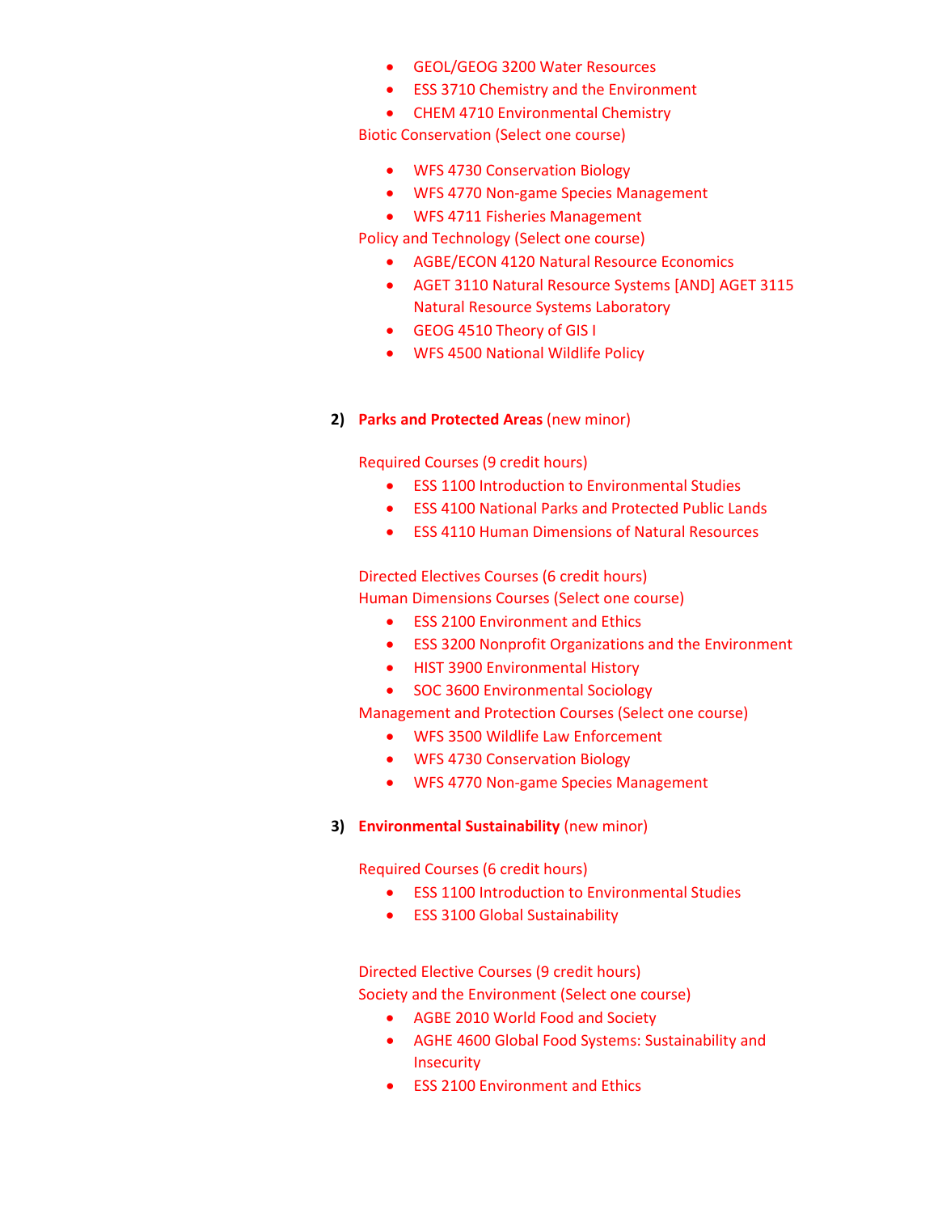- GEOL/GEOG 3200 Water Resources
- ESS 3710 Chemistry and the Environment
- CHEM 4710 Environmental Chemistry

Biotic Conservation (Select one course)

- WFS 4730 Conservation Biology
- WFS 4770 Non-game Species Management
- WFS 4711 Fisheries Management

Policy and Technology (Select one course)

- AGBE/ECON 4120 Natural Resource Economics
- AGET 3110 Natural Resource Systems [AND] AGET 3115 Natural Resource Systems Laboratory
- GEOG 4510 Theory of GIS I
- WFS 4500 National Wildlife Policy

**2) Parks and Protected Areas** (new minor)

Required Courses (9 credit hours)

- ESS 1100 Introduction to Environmental Studies
- ESS 4100 National Parks and Protected Public Lands
- ESS 4110 Human Dimensions of Natural Resources

Directed Electives Courses (6 credit hours)

Human Dimensions Courses (Select one course)

- ESS 2100 Environment and Ethics
- ESS 3200 Nonprofit Organizations and the Environment
- HIST 3900 Environmental History
- SOC 3600 Environmental Sociology

Management and Protection Courses (Select one course)

- WFS 3500 Wildlife Law Enforcement
- WFS 4730 Conservation Biology
- WFS 4770 Non-game Species Management

**3) Environmental Sustainability** (new minor)

Required Courses (6 credit hours)

- ESS 1100 Introduction to Environmental Studies
- ESS 3100 Global Sustainability

Directed Elective Courses (9 credit hours)

Society and the Environment (Select one course)

- AGBE 2010 World Food and Society
- AGHE 4600 Global Food Systems: Sustainability and Insecurity
- ESS 2100 Environment and Ethics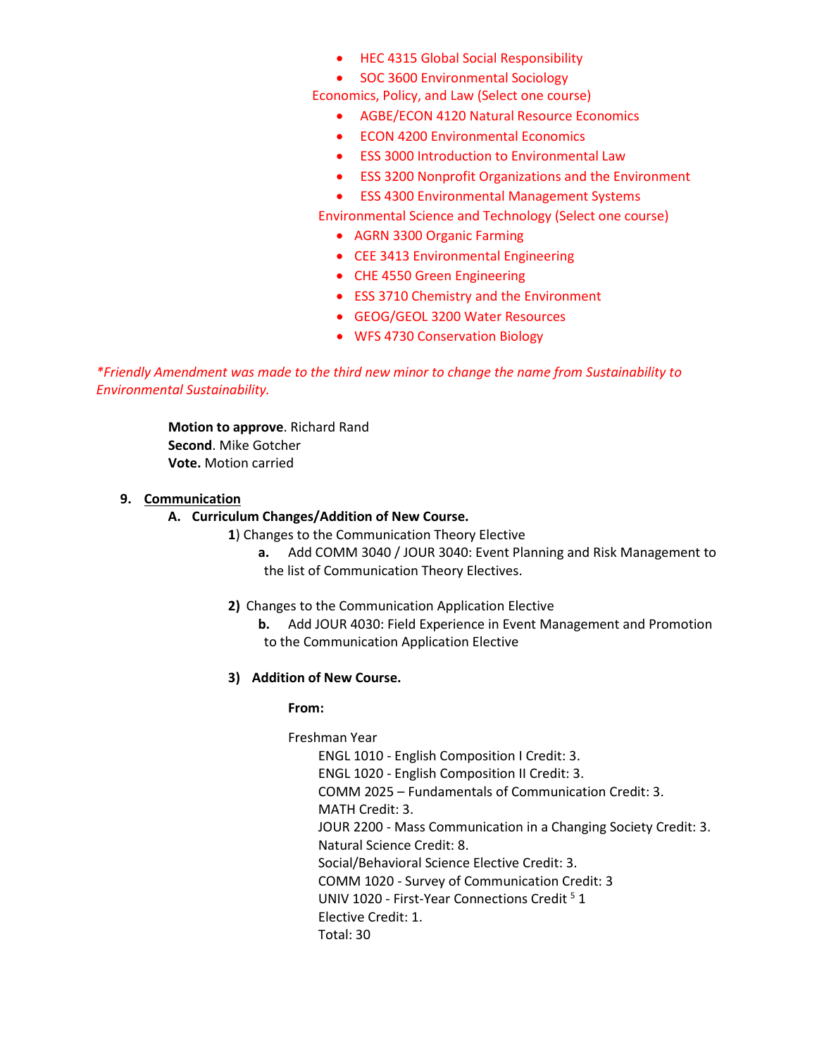- HEC 4315 Global Social Responsibility
- SOC 3600 Environmental Sociology

Economics, Policy, and Law (Select one course)

- AGBE/ECON 4120 Natural Resource Economics
- ECON 4200 Environmental Economics
- ESS 3000 Introduction to Environmental Law
- ESS 3200 Nonprofit Organizations and the Environment
- ESS 4300 Environmental Management Systems

Environmental Science and Technology (Select one course)

- AGRN 3300 Organic Farming
- CEE 3413 Environmental Engineering
- CHE 4550 Green Engineering
- ESS 3710 Chemistry and the Environment
- GEOG/GEOL 3200 Water Resources
- WFS 4730 Conservation Biology

*\*Friendly Amendment was made to the third new minor to change the name from Sustainability to Environmental Sustainability.*

**Motion to approve**. Richard Rand
**Second**. Mike Gotcher
**Vote.** Motion carried

9. **Communication**

**A. Curriculum Changes/Addition of New Course.**

**1**) Changes to the Communication Theory Elective

**a.** Add COMM 3040 / JOUR 3040: Event Planning and Risk Management to the list of Communication Theory Electives.

**2)** Changes to the Communication Application Elective

**b.** Add JOUR 4030: Field Experience in Event Management and Promotion to the Communication Application Elective

**3) Addition of New Course.**

**From:**

Freshman Year

ENGL 1010 - English Composition I Credit: 3.
ENGL 1020 - English Composition II Credit: 3.
COMM 2025 – Fundamentals of Communication Credit: 3.
MATH Credit: 3.
JOUR 2200 - Mass Communication in a Changing Society Credit: 3.
Natural Science Credit: 8.
Social/Behavioral Science Elective Credit: 3.
COMM 1020 - Survey of Communication Credit: 3
UNIV 1020 - First-Year Connections Credit [5] 1
Elective Credit: 1.
Total: 30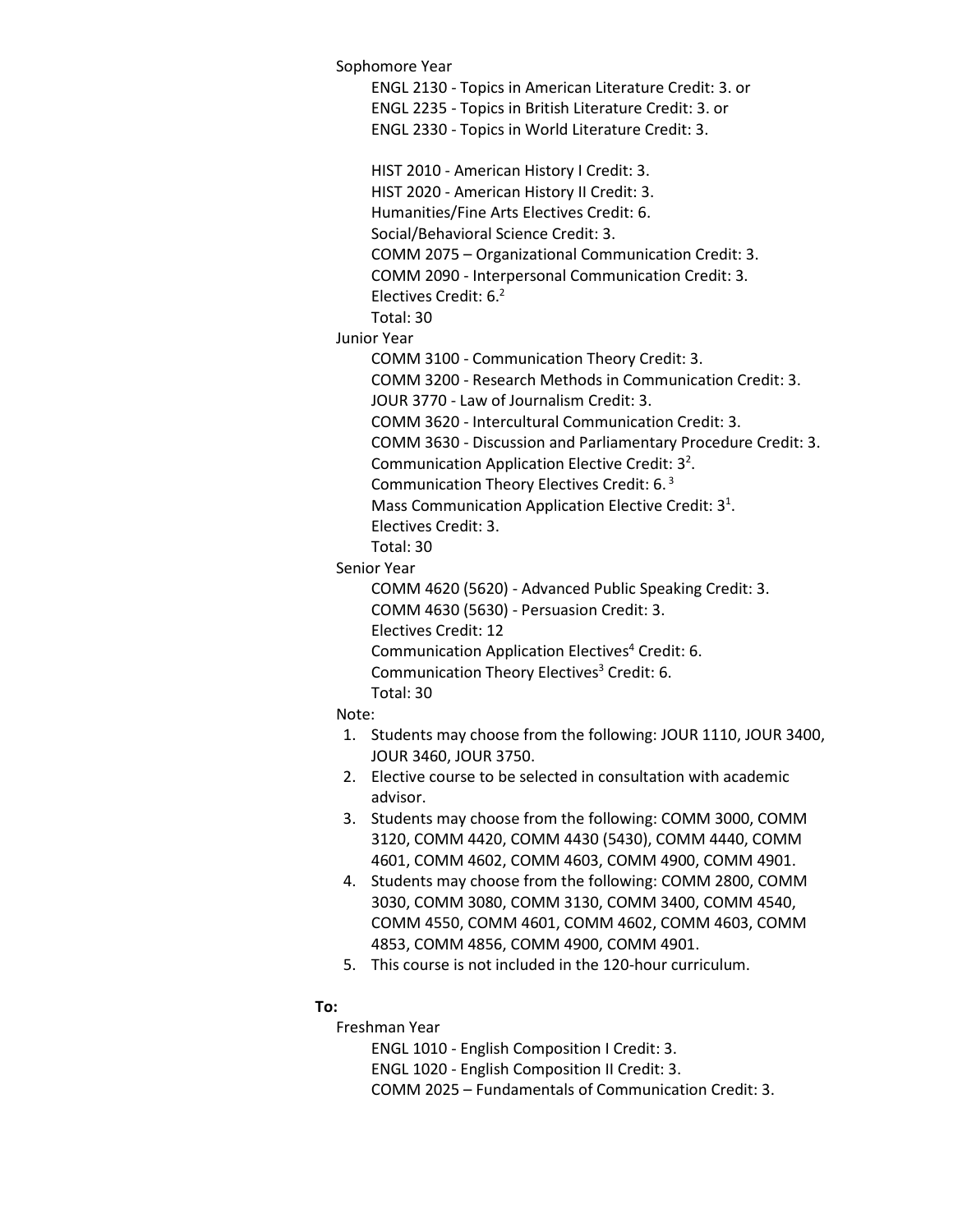Sophomore Year

- ENGL 2130 - Topics in American Literature Credit: 3. or
- ENGL 2235 - Topics in British Literature Credit: 3. or
- ENGL 2330 - Topics in World Literature Credit: 3.

- HIST 2010 - American History I Credit: 3.
- HIST 2020 - American History II Credit: 3.
- Humanities/Fine Arts Electives Credit: 6.
- Social/Behavioral Science Credit: 3.
- COMM 2075 – Organizational Communication Credit: 3.
- COMM 2090 - Interpersonal Communication Credit: 3.
- Electives Credit: 6.[2]
- Total: 30

Junior Year

- COMM 3100 - Communication Theory Credit: 3.
- COMM 3200 - Research Methods in Communication Credit: 3.
- JOUR 3770 - Law of Journalism Credit: 3.
- COMM 3620 - Intercultural Communication Credit: 3.
- COMM 3630 - Discussion and Parliamentary Procedure Credit: 3.
- Communication Application Elective Credit: 3[2].
- Communication Theory Electives Credit: 6. [3]
- Mass Communication Application Elective Credit: 3[1].
- Electives Credit: 3.
- Total: 30

Senior Year

- COMM 4620 (5620) - Advanced Public Speaking Credit: 3.
- COMM 4630 (5630) - Persuasion Credit: 3.
- Electives Credit: 12
- Communication Application Electives[4] Credit: 6.
- Communication Theory Electives[3] Credit: 6.
- Total: 30

Note:

1. Students may choose from the following: JOUR 1110, JOUR 3400, JOUR 3460, JOUR 3750.
2. Elective course to be selected in consultation with academic advisor.
3. Students may choose from the following: COMM 3000, COMM 3120, COMM 4420, COMM 4430 (5430), COMM 4440, COMM 4601, COMM 4602, COMM 4603, COMM 4900, COMM 4901.
4. Students may choose from the following: COMM 2800, COMM 3030, COMM 3080, COMM 3130, COMM 3400, COMM 4540, COMM 4550, COMM 4601, COMM 4602, COMM 4603, COMM 4853, COMM 4856, COMM 4900, COMM 4901.
5. This course is not included in the 120-hour curriculum.

**To:**

Freshman Year

- ENGL 1010 - English Composition I Credit: 3.
- ENGL 1020 - English Composition II Credit: 3.
- COMM 2025 – Fundamentals of Communication Credit: 3.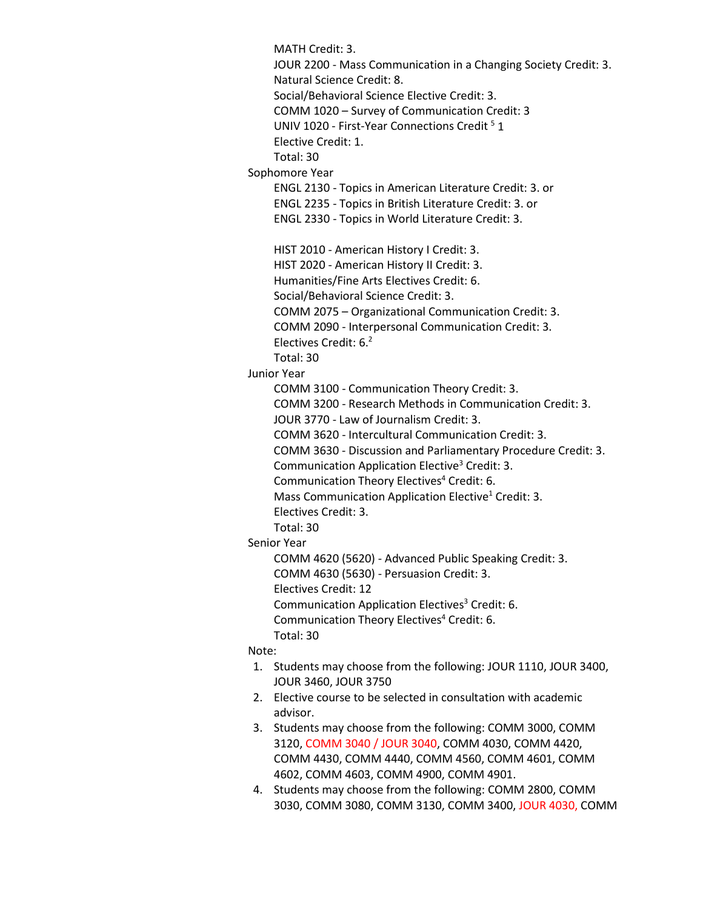MATH Credit: 3.
JOUR 2200 - Mass Communication in a Changing Society Credit: 3.
Natural Science Credit: 8.
Social/Behavioral Science Elective Credit: 3.
COMM 1020 – Survey of Communication Credit: 3
UNIV 1020 - First-Year Connections Credit [5] 1
Elective Credit: 1.
Total: 30

Sophomore Year

ENGL 2130 - Topics in American Literature Credit: 3. or
ENGL 2235 - Topics in British Literature Credit: 3. or
ENGL 2330 - Topics in World Literature Credit: 3.

HIST 2010 - American History I Credit: 3.
HIST 2020 - American History II Credit: 3.
Humanities/Fine Arts Electives Credit: 6.
Social/Behavioral Science Credit: 3.
COMM 2075 – Organizational Communication Credit: 3.
COMM 2090 - Interpersonal Communication Credit: 3.
Electives Credit: 6.[2]
Total: 30

Junior Year

COMM 3100 - Communication Theory Credit: 3.
COMM 3200 - Research Methods in Communication Credit: 3.
JOUR 3770 - Law of Journalism Credit: 3.
COMM 3620 - Intercultural Communication Credit: 3.
COMM 3630 - Discussion and Parliamentary Procedure Credit: 3.
Communication Application Elective[3] Credit: 3.
Communication Theory Electives[4] Credit: 6.
Mass Communication Application Elective[1] Credit: 3.
Electives Credit: 3.
Total: 30

Senior Year

COMM 4620 (5620) - Advanced Public Speaking Credit: 3.
COMM 4630 (5630) - Persuasion Credit: 3.
Electives Credit: 12
Communication Application Electives[3] Credit: 6.
Communication Theory Electives[4] Credit: 6.
Total: 30

Note:

1. Students may choose from the following: JOUR 1110, JOUR 3400, JOUR 3460, JOUR 3750
2. Elective course to be selected in consultation with academic advisor.
3. Students may choose from the following: COMM 3000, COMM 3120, COMM 3040 / JOUR 3040, COMM 4030, COMM 4420, COMM 4430, COMM 4440, COMM 4560, COMM 4601, COMM 4602, COMM 4603, COMM 4900, COMM 4901.
4. Students may choose from the following: COMM 2800, COMM 3030, COMM 3080, COMM 3130, COMM 3400, JOUR 4030, COMM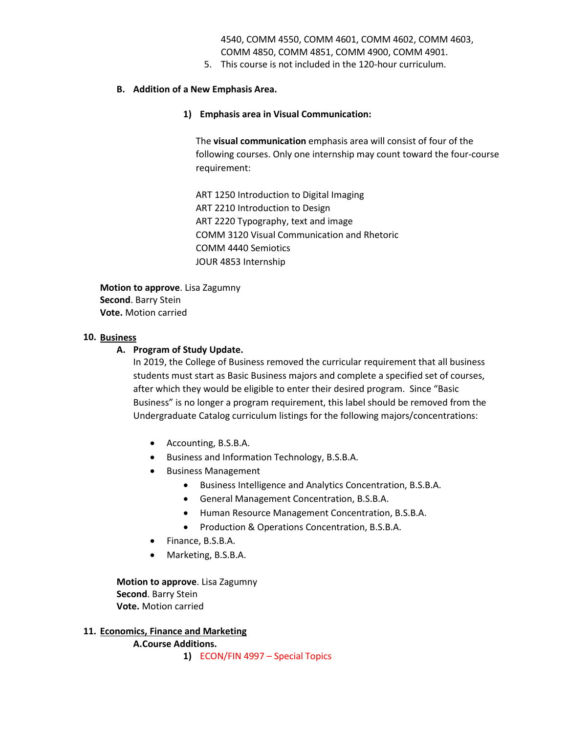4540, COMM 4550, COMM 4601, COMM 4602, COMM 4603, COMM 4850, COMM 4851, COMM 4900, COMM 4901.

5. This course is not included in the 120-hour curriculum.

**B. Addition of a New Emphasis Area.**

**1) Emphasis area in Visual Communication:**

The **visual communication** emphasis area will consist of four of the following courses. Only one internship may count toward the four-course requirement:

ART 1250 Introduction to Digital Imaging
ART 2210 Introduction to Design
ART 2220 Typography, text and image
COMM 3120 Visual Communication and Rhetoric
COMM 4440 Semiotics
JOUR 4853 Internship

**Motion to approve**. Lisa Zagumny
**Second**. Barry Stein
**Vote.** Motion carried

**10. Business**

**A. Program of Study Update.**

In 2019, the College of Business removed the curricular requirement that all business students must start as Basic Business majors and complete a specified set of courses, after which they would be eligible to enter their desired program. Since "Basic Business" is no longer a program requirement, this label should be removed from the Undergraduate Catalog curriculum listings for the following majors/concentrations:

- Accounting, B.S.B.A.
- Business and Information Technology, B.S.B.A.
- Business Management
  - Business Intelligence and Analytics Concentration, B.S.B.A.
  - General Management Concentration, B.S.B.A.
  - Human Resource Management Concentration, B.S.B.A.
  - Production & Operations Concentration, B.S.B.A.
- Finance, B.S.B.A.
- Marketing, B.S.B.A.

**Motion to approve**. Lisa Zagumny
**Second**. Barry Stein
**Vote.** Motion carried

**11. Economics, Finance and Marketing**

**A. Course Additions.**

**1)** ECON/FIN 4997 – Special Topics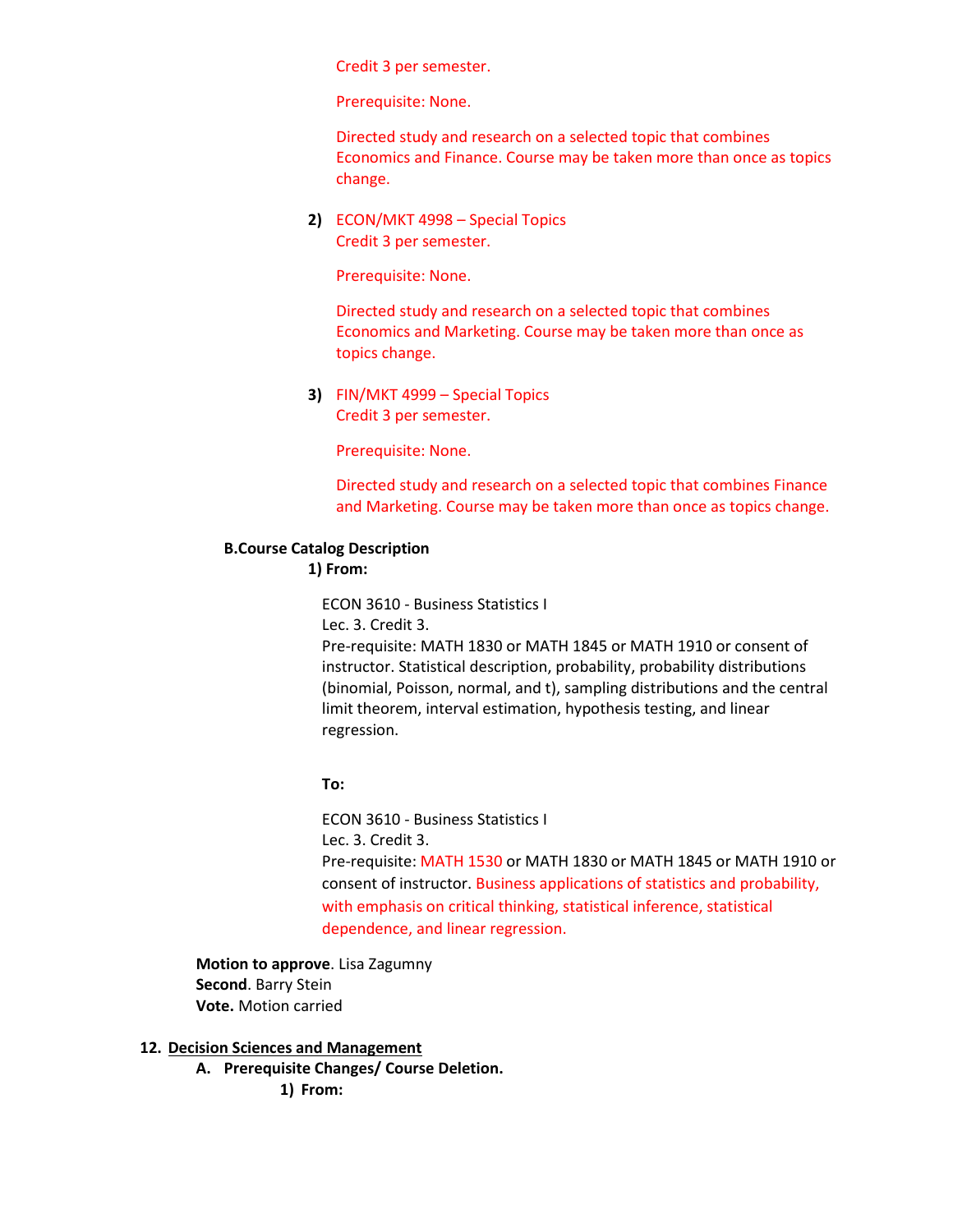Credit 3 per semester.

Prerequisite: None.

Directed study and research on a selected topic that combines Economics and Finance. Course may be taken more than once as topics change.

2) ECON/MKT 4998 – Special Topics
Credit 3 per semester.

Prerequisite: None.

Directed study and research on a selected topic that combines Economics and Marketing. Course may be taken more than once as topics change.

3) FIN/MKT 4999 – Special Topics
Credit 3 per semester.

Prerequisite: None.

Directed study and research on a selected topic that combines Finance and Marketing. Course may be taken more than once as topics change.

**B. Course Catalog Description**

**1) From:**

ECON 3610 - Business Statistics I
Lec. 3. Credit 3.
Pre-requisite: MATH 1830 or MATH 1845 or MATH 1910 or consent of instructor. Statistical description, probability, probability distributions (binomial, Poisson, normal, and t), sampling distributions and the central limit theorem, interval estimation, hypothesis testing, and linear regression.

**To:**

ECON 3610 - Business Statistics I
Lec. 3. Credit 3.
Pre-requisite: MATH 1530 or MATH 1830 or MATH 1845 or MATH 1910 or consent of instructor. Business applications of statistics and probability, with emphasis on critical thinking, statistical inference, statistical dependence, and linear regression.

**Motion to approve**. Lisa Zagumny
**Second**. Barry Stein
**Vote.** Motion carried

**12. Decision Sciences and Management**

**A. Prerequisite Changes/ Course Deletion.**

**1) From:**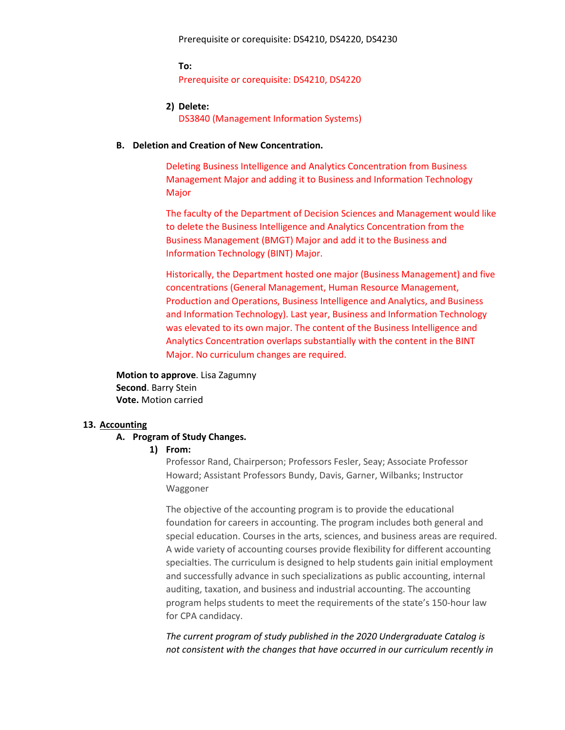Prerequisite or corequisite: DS4210, DS4220, DS4230

**To:**

Prerequisite or corequisite: DS4210, DS4220

2) **Delete:**

DS3840 (Management Information Systems)

**B. Deletion and Creation of New Concentration.**

Deleting Business Intelligence and Analytics Concentration from Business Management Major and adding it to Business and Information Technology Major

The faculty of the Department of Decision Sciences and Management would like to delete the Business Intelligence and Analytics Concentration from the Business Management (BMGT) Major and add it to the Business and Information Technology (BINT) Major.

Historically, the Department hosted one major (Business Management) and five concentrations (General Management, Human Resource Management, Production and Operations, Business Intelligence and Analytics, and Business and Information Technology). Last year, Business and Information Technology was elevated to its own major. The content of the Business Intelligence and Analytics Concentration overlaps substantially with the content in the BINT Major. No curriculum changes are required.

**Motion to approve**. Lisa Zagumny
**Second**. Barry Stein
**Vote.** Motion carried

**13. <u>Accounting</u>**

**A. Program of Study Changes.**

**1) From:**

Professor Rand, Chairperson; Professors Fesler, Seay; Associate Professor Howard; Assistant Professors Bundy, Davis, Garner, Wilbanks; Instructor Waggoner

The objective of the accounting program is to provide the educational foundation for careers in accounting. The program includes both general and special education. Courses in the arts, sciences, and business areas are required. A wide variety of accounting courses provide flexibility for different accounting specialties. The curriculum is designed to help students gain initial employment and successfully advance in such specializations as public accounting, internal auditing, taxation, and business and industrial accounting. The accounting program helps students to meet the requirements of the state's 150-hour law for CPA candidacy.

*The current program of study published in the 2020 Undergraduate Catalog is not consistent with the changes that have occurred in our curriculum recently in*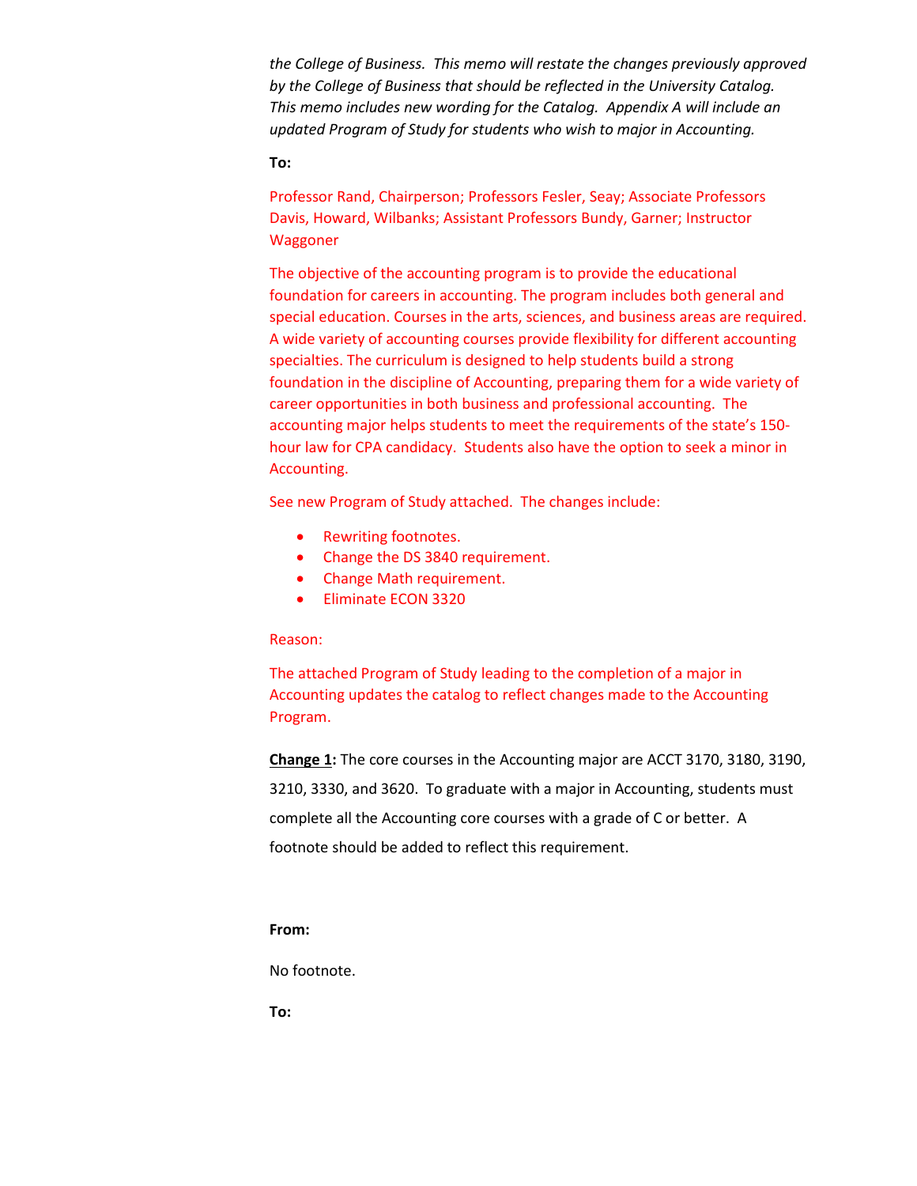*the College of Business. This memo will restate the changes previously approved by the College of Business that should be reflected in the University Catalog. This memo includes new wording for the Catalog. Appendix A will include an updated Program of Study for students who wish to major in Accounting.*

**To:**

Professor Rand, Chairperson; Professors Fesler, Seay; Associate Professors Davis, Howard, Wilbanks; Assistant Professors Bundy, Garner; Instructor Waggoner

The objective of the accounting program is to provide the educational foundation for careers in accounting. The program includes both general and special education. Courses in the arts, sciences, and business areas are required. A wide variety of accounting courses provide flexibility for different accounting specialties. The curriculum is designed to help students build a strong foundation in the discipline of Accounting, preparing them for a wide variety of career opportunities in both business and professional accounting. The accounting major helps students to meet the requirements of the state's 150-hour law for CPA candidacy. Students also have the option to seek a minor in Accounting.

See new Program of Study attached. The changes include:

- Rewriting footnotes.
- Change the DS 3840 requirement.
- Change Math requirement.
- Eliminate ECON 3320

Reason:

The attached Program of Study leading to the completion of a major in Accounting updates the catalog to reflect changes made to the Accounting Program.

**<u>Change 1</u>:** The core courses in the Accounting major are ACCT 3170, 3180, 3190, 3210, 3330, and 3620. To graduate with a major in Accounting, students must complete all the Accounting core courses with a grade of C or better. A footnote should be added to reflect this requirement.

**From:**

No footnote.

**To:**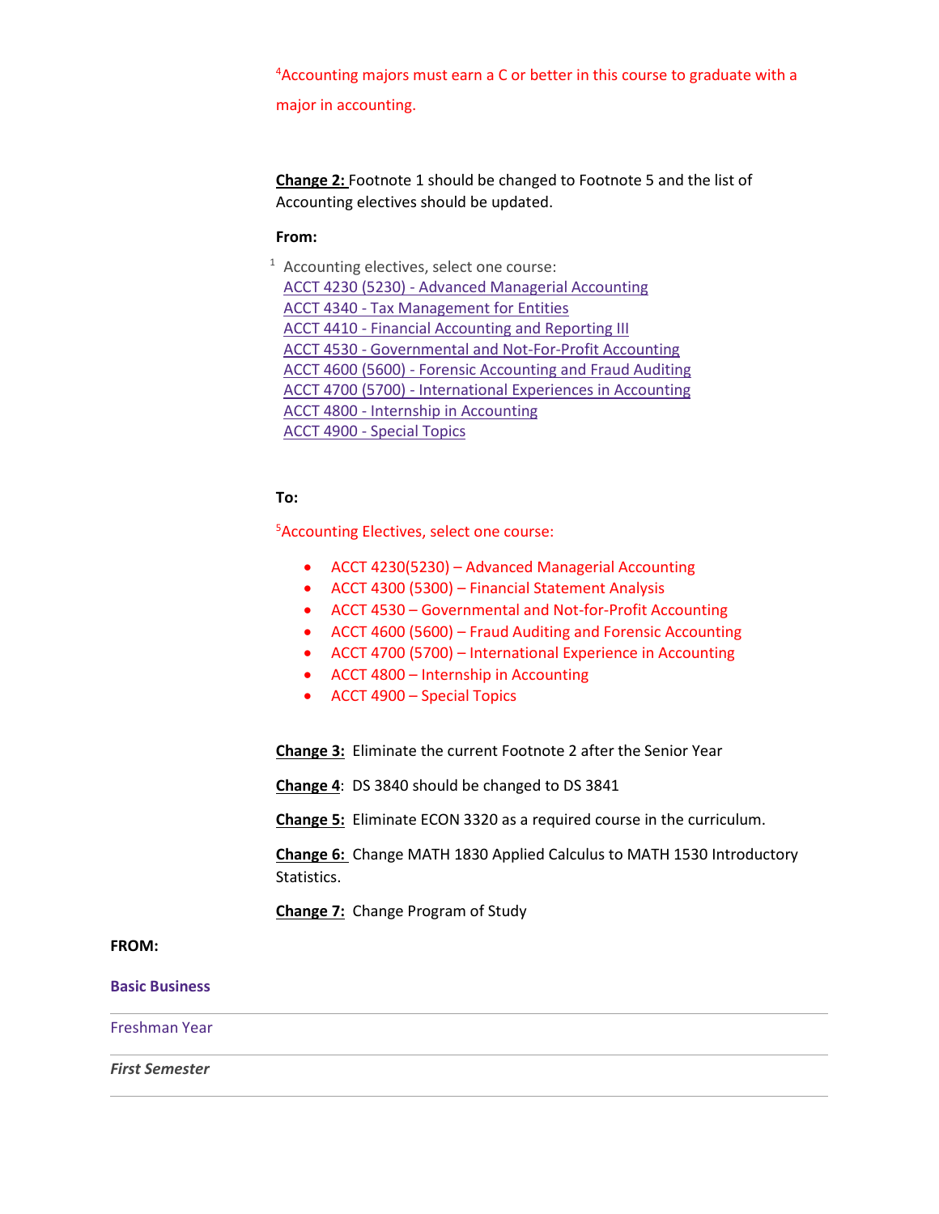[4]Accounting majors must earn a C or better in this course to graduate with a major in accounting.

**Change 2:** Footnote 1 should be changed to Footnote 5 and the list of Accounting electives should be updated.

**From:**

[1] Accounting electives, select one course:
ACCT 4230 (5230) - Advanced Managerial Accounting
ACCT 4340 - Tax Management for Entities
ACCT 4410 - Financial Accounting and Reporting III
ACCT 4530 - Governmental and Not-For-Profit Accounting
ACCT 4600 (5600) - Forensic Accounting and Fraud Auditing
ACCT 4700 (5700) - International Experiences in Accounting
ACCT 4800 - Internship in Accounting
ACCT 4900 - Special Topics

**To:**

[5]Accounting Electives, select one course:

- ACCT 4230(5230) – Advanced Managerial Accounting
- ACCT 4300 (5300) – Financial Statement Analysis
- ACCT 4530 – Governmental and Not-for-Profit Accounting
- ACCT 4600 (5600) – Fraud Auditing and Forensic Accounting
- ACCT 4700 (5700) – International Experience in Accounting
- ACCT 4800 – Internship in Accounting
- ACCT 4900 – Special Topics

**Change 3:** Eliminate the current Footnote 2 after the Senior Year

**Change 4**: DS 3840 should be changed to DS 3841

**Change 5:** Eliminate ECON 3320 as a required course in the curriculum.

**Change 6:** Change MATH 1830 Applied Calculus to MATH 1530 Introductory Statistics.

**Change 7:** Change Program of Study

**FROM:**

**Basic Business**

Freshman Year

***First Semester***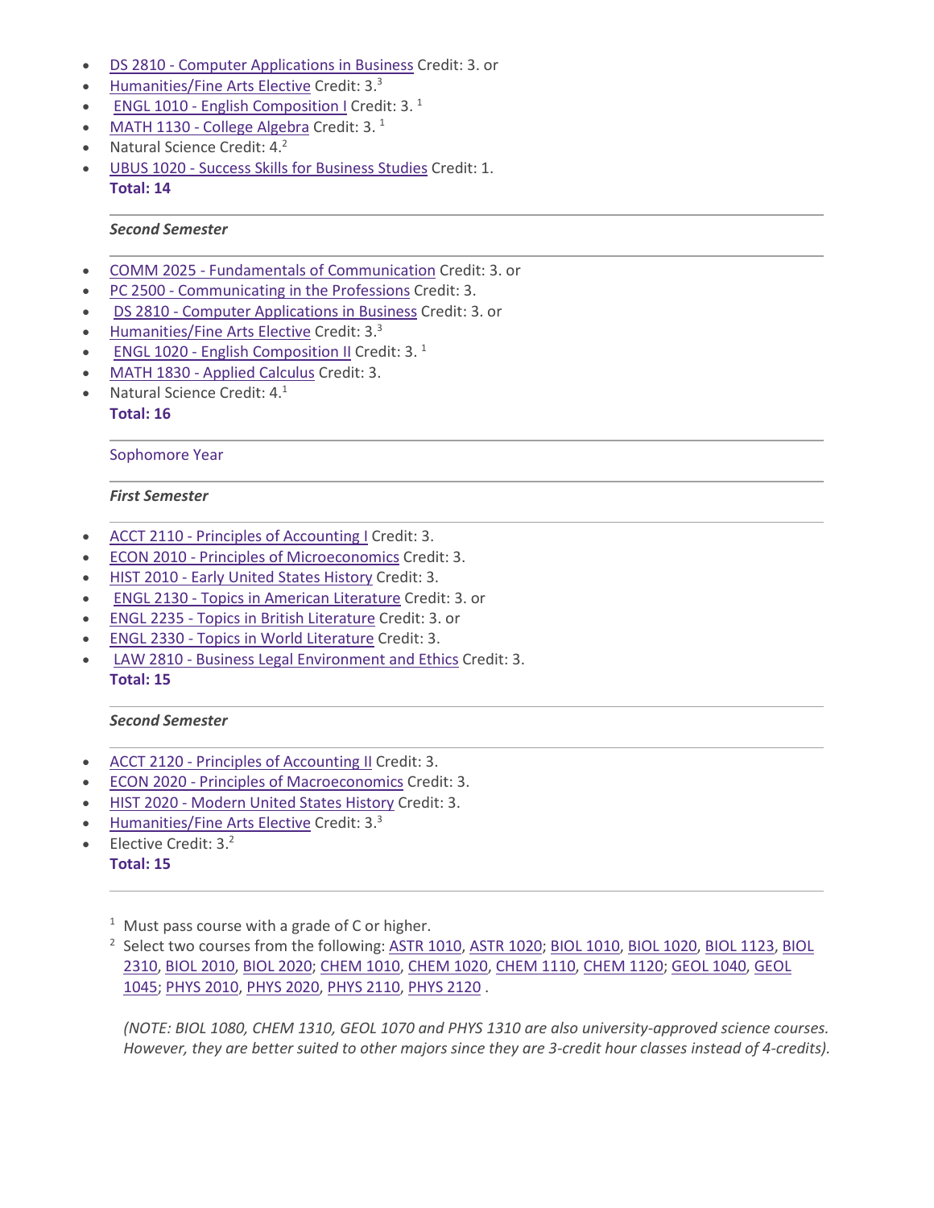- DS 2810 - Computer Applications in Business Credit: 3. or
- Humanities/Fine Arts Elective Credit: 3.[3]
- ENGL 1010 - English Composition I Credit: 3. [1]
- MATH 1130 - College Algebra Credit: 3. [1]
- Natural Science Credit: 4.[2]
- UBUS 1020 - Success Skills for Business Studies Credit: 1.

**Total: 14**

---

***Second Semester***

---

- COMM 2025 - Fundamentals of Communication Credit: 3. or
- PC 2500 - Communicating in the Professions Credit: 3.
- DS 2810 - Computer Applications in Business Credit: 3. or
- Humanities/Fine Arts Elective Credit: 3.[3]
- ENGL 1020 - English Composition II Credit: 3. [1]
- MATH 1830 - Applied Calculus Credit: 3.
- Natural Science Credit: 4.[1]

**Total: 16**

---

Sophomore Year

---

***First Semester***

---

- ACCT 2110 - Principles of Accounting I Credit: 3.
- ECON 2010 - Principles of Microeconomics Credit: 3.
- HIST 2010 - Early United States History Credit: 3.
- ENGL 2130 - Topics in American Literature Credit: 3. or
- ENGL 2235 - Topics in British Literature Credit: 3. or
- ENGL 2330 - Topics in World Literature Credit: 3.
- LAW 2810 - Business Legal Environment and Ethics Credit: 3.

**Total: 15**

---

***Second Semester***

---

- ACCT 2120 - Principles of Accounting II Credit: 3.
- ECON 2020 - Principles of Macroeconomics Credit: 3.
- HIST 2020 - Modern United States History Credit: 3.
- Humanities/Fine Arts Elective Credit: 3.[3]
- Elective Credit: 3.[2]

**Total: 15**

---

[1] Must pass course with a grade of C or higher.

[2] Select two courses from the following: ASTR 1010, ASTR 1020; BIOL 1010, BIOL 1020, BIOL 1123, BIOL 2310, BIOL 2010, BIOL 2020; CHEM 1010, CHEM 1020, CHEM 1110, CHEM 1120; GEOL 1040, GEOL 1045; PHYS 2010, PHYS 2020, PHYS 2110, PHYS 2120 .

*(NOTE: BIOL 1080, CHEM 1310, GEOL 1070 and PHYS 1310 are also university-approved science courses. However, they are better suited to other majors since they are 3-credit hour classes instead of 4-credits).*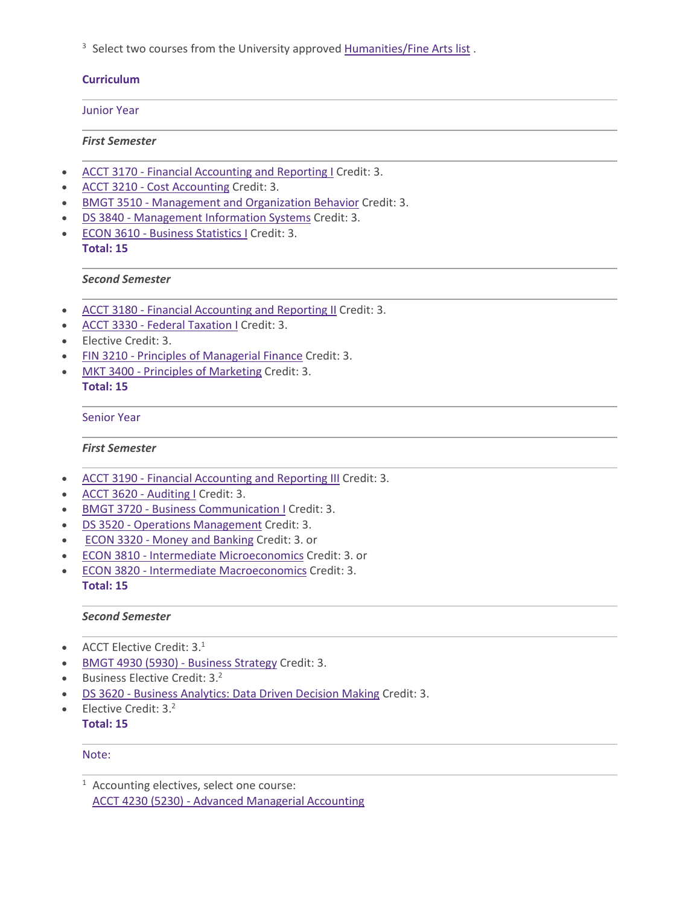[3] Select two courses from the University approved Humanities/Fine Arts list .

### Curriculum

#### Junior Year

##### *First Semester*

- ACCT 3170 - Financial Accounting and Reporting I Credit: 3.
- ACCT 3210 - Cost Accounting Credit: 3.
- BMGT 3510 - Management and Organization Behavior Credit: 3.
- DS 3840 - Management Information Systems Credit: 3.
- ECON 3610 - Business Statistics I Credit: 3.

**Total: 15**

##### *Second Semester*

- ACCT 3180 - Financial Accounting and Reporting II Credit: 3.
- ACCT 3330 - Federal Taxation I Credit: 3.
- Elective Credit: 3.
- FIN 3210 - Principles of Managerial Finance Credit: 3.
- MKT 3400 - Principles of Marketing Credit: 3.

**Total: 15**

#### Senior Year

##### *First Semester*

- ACCT 3190 - Financial Accounting and Reporting III Credit: 3.
- ACCT 3620 - Auditing I Credit: 3.
- BMGT 3720 - Business Communication I Credit: 3.
- DS 3520 - Operations Management Credit: 3.
- ECON 3320 - Money and Banking Credit: 3. or
- ECON 3810 - Intermediate Microeconomics Credit: 3. or
- ECON 3820 - Intermediate Macroeconomics Credit: 3.

**Total: 15**

##### *Second Semester*

- ACCT Elective Credit: 3.[1]
- BMGT 4930 (5930) - Business Strategy Credit: 3.
- Business Elective Credit: 3.[2]
- DS 3620 - Business Analytics: Data Driven Decision Making Credit: 3.
- Elective Credit: 3.[2]

**Total: 15**

#### Note:

[1] Accounting electives, select one course:
ACCT 4230 (5230) - Advanced Managerial Accounting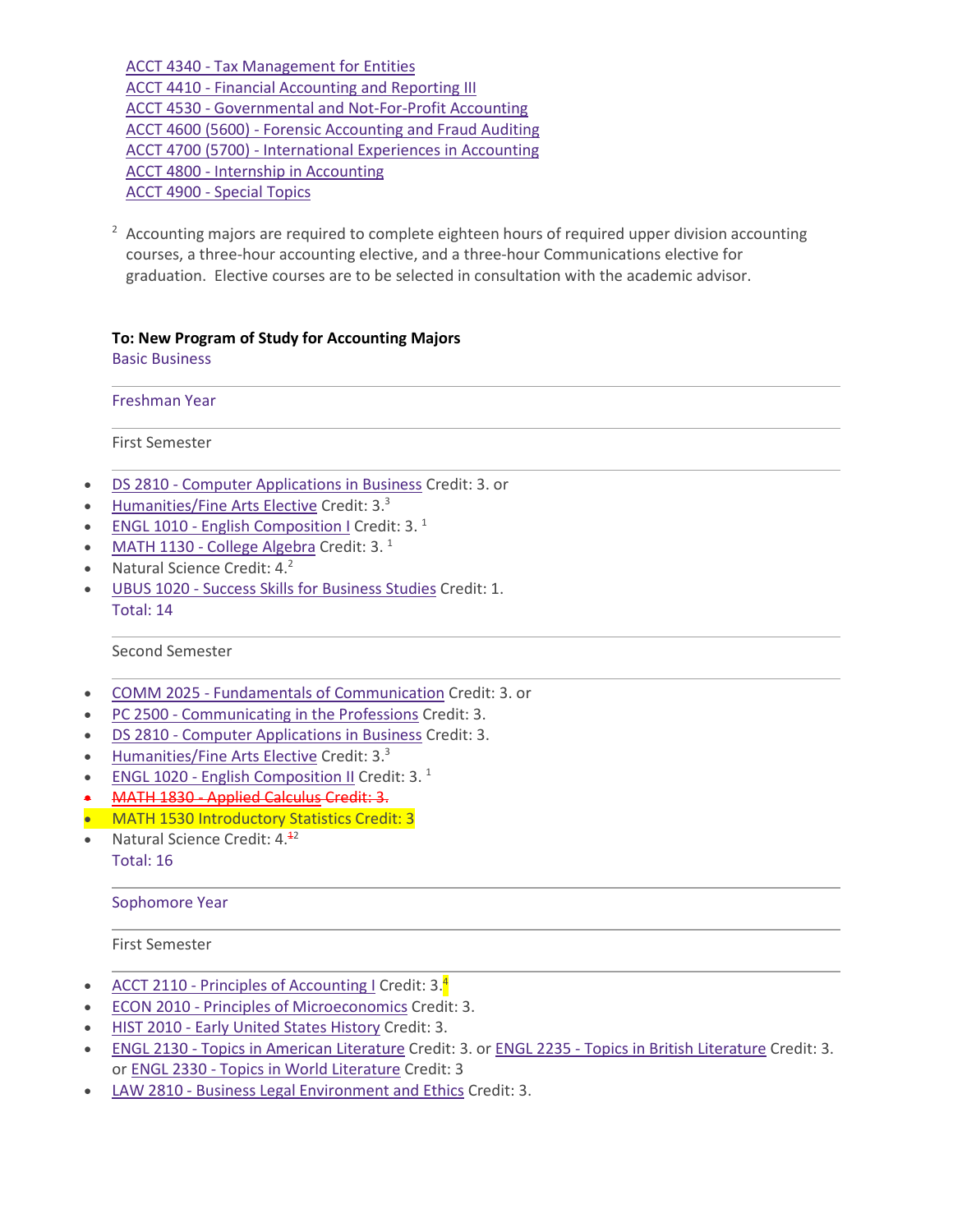ACCT 4340 - Tax Management for Entities
ACCT 4410 - Financial Accounting and Reporting III
ACCT 4530 - Governmental and Not-For-Profit Accounting
ACCT 4600 (5600) - Forensic Accounting and Fraud Auditing
ACCT 4700 (5700) - International Experiences in Accounting
ACCT 4800 - Internship in Accounting
ACCT 4900 - Special Topics

[2] Accounting majors are required to complete eighteen hours of required upper division accounting courses, a three-hour accounting elective, and a three-hour Communications elective for graduation. Elective courses are to be selected in consultation with the academic advisor.

**To: New Program of Study for Accounting Majors**

Basic Business

Freshman Year

First Semester

- DS 2810 - Computer Applications in Business Credit: 3. or
- Humanities/Fine Arts Elective Credit: 3.[3]
- ENGL 1010 - English Composition I Credit: 3. [1]
- MATH 1130 - College Algebra Credit: 3. [1]
- Natural Science Credit: 4.[2]
- UBUS 1020 - Success Skills for Business Studies Credit: 1.

Total: 14

Second Semester

- COMM 2025 - Fundamentals of Communication Credit: 3. or
- PC 2500 - Communicating in the Professions Credit: 3.
- DS 2810 - Computer Applications in Business Credit: 3.
- Humanities/Fine Arts Elective Credit: 3.[3]
- ENGL 1020 - English Composition II Credit: 3. [1]
- ~~MATH 1830 - Applied Calculus Credit: 3.~~
- MATH 1530 Introductory Statistics Credit: 3
- Natural Science Credit: 4.~~[1]~~[2]

Total: 16

Sophomore Year

First Semester

- ACCT 2110 - Principles of Accounting I Credit: 3.[4]
- ECON 2010 - Principles of Microeconomics Credit: 3.
- HIST 2010 - Early United States History Credit: 3.
- ENGL 2130 - Topics in American Literature Credit: 3. or ENGL 2235 - Topics in British Literature Credit: 3. or ENGL 2330 - Topics in World Literature Credit: 3
- LAW 2810 - Business Legal Environment and Ethics Credit: 3.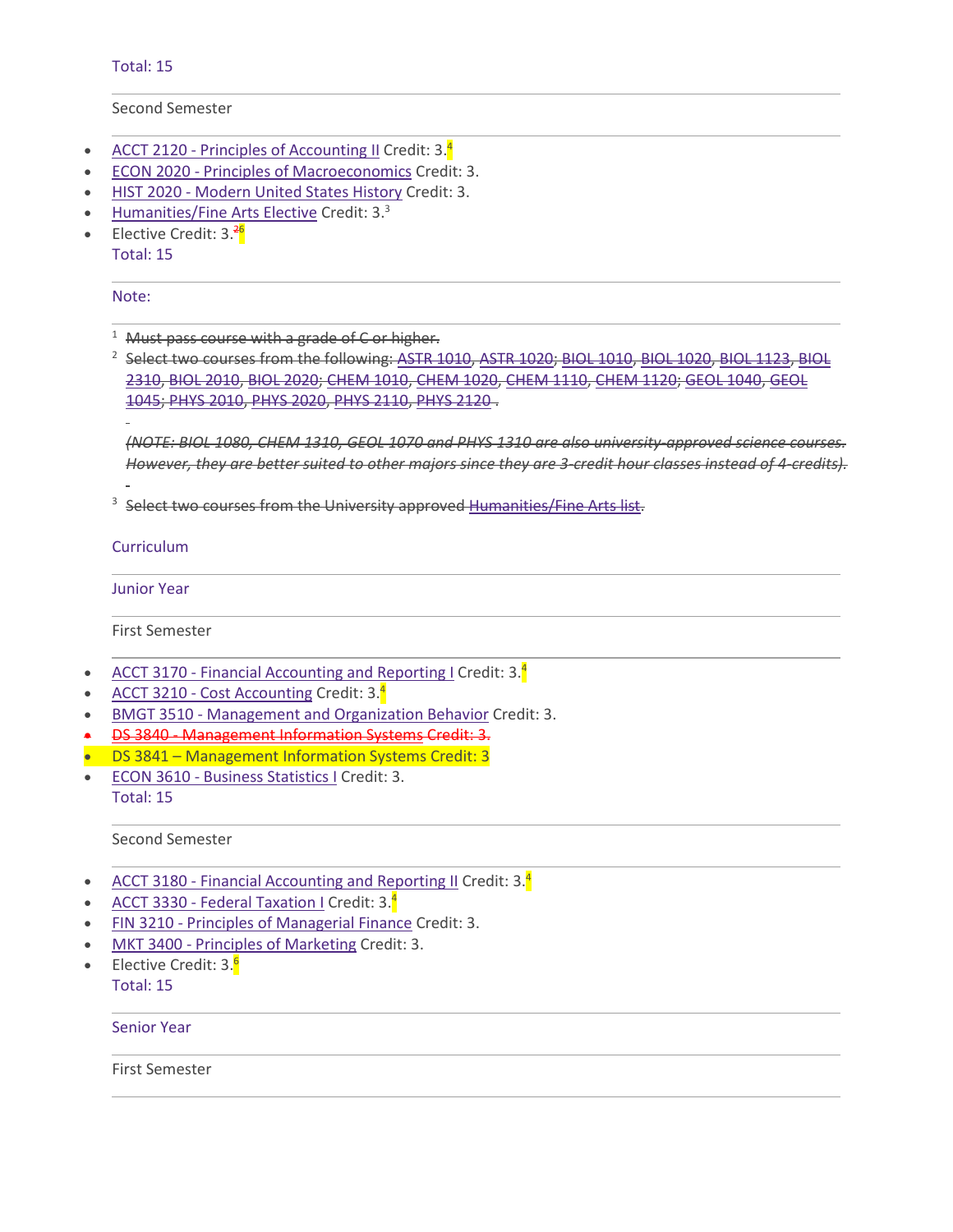Total: 15

Second Semester

- ACCT 2120 - Principles of Accounting II Credit: 3.[4]
- ECON 2020 - Principles of Macroeconomics Credit: 3.
- HIST 2020 - Modern United States History Credit: 3.
- Humanities/Fine Arts Elective Credit: 3.[3]
- Elective Credit: 3.~~[2]~~[6]

Total: 15

Note:

[1] ~~Must pass course with a grade of C or higher.~~

[2] ~~Select two courses from the following: ASTR 1010, ASTR 1020; BIOL 1010, BIOL 1020, BIOL 1123, BIOL 2310, BIOL 2010, BIOL 2020; CHEM 1010, CHEM 1020, CHEM 1110, CHEM 1120; GEOL 1040, GEOL 1045; PHYS 2010, PHYS 2020, PHYS 2110, PHYS 2120 .~~

~~*(NOTE: BIOL 1080, CHEM 1310, GEOL 1070 and PHYS 1310 are also university-approved science courses. However, they are better suited to other majors since they are 3-credit hour classes instead of 4-credits).*~~

[3] ~~Select two courses from the University approved Humanities/Fine Arts list.~~

Curriculum

Junior Year

First Semester

- ACCT 3170 - Financial Accounting and Reporting I Credit: 3.[4]
- ACCT 3210 - Cost Accounting Credit: 3.[4]
- BMGT 3510 - Management and Organization Behavior Credit: 3.
- ~~DS 3840 - Management Information Systems Credit: 3.~~
- DS 3841 – Management Information Systems Credit: 3
- ECON 3610 - Business Statistics I Credit: 3.

Total: 15

Second Semester

- ACCT 3180 - Financial Accounting and Reporting II Credit: 3.[4]
- ACCT 3330 - Federal Taxation I Credit: 3.[4]
- FIN 3210 - Principles of Managerial Finance Credit: 3.
- MKT 3400 - Principles of Marketing Credit: 3.
- Elective Credit: 3.[6]

Total: 15

Senior Year

First Semester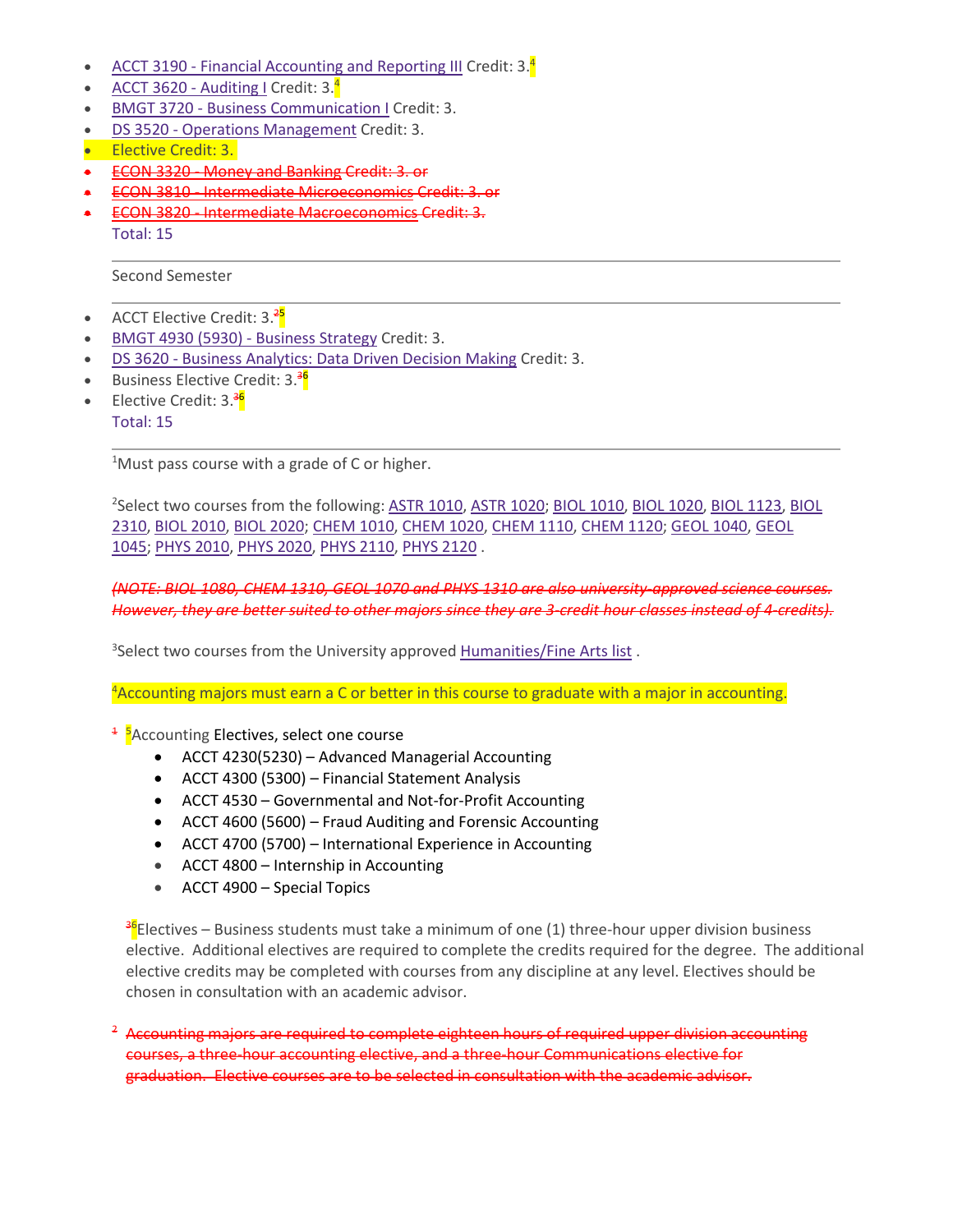- ACCT 3190 - Financial Accounting and Reporting III Credit: 3.[4]
- ACCT 3620 - Auditing I Credit: 3.[4]
- BMGT 3720 - Business Communication I Credit: 3.
- DS 3520 - Operations Management Credit: 3.
- Elective Credit: 3.
- ~~ECON 3320 - Money and Banking Credit: 3. or~~
- ~~ECON 3810 - Intermediate Microeconomics Credit: 3. or~~
- ~~ECON 3820 - Intermediate Macroeconomics Credit: 3.~~

Total: 15

Second Semester

- ACCT Elective Credit: 3.~~[2]~~[5]
- BMGT 4930 (5930) - Business Strategy Credit: 3.
- DS 3620 - Business Analytics: Data Driven Decision Making Credit: 3.
- Business Elective Credit: 3.~~[3]~~[6]
- Elective Credit: 3.~~[3]~~[6]

Total: 15

[1]Must pass course with a grade of C or higher.

[2]Select two courses from the following: ASTR 1010, ASTR 1020; BIOL 1010, BIOL 1020, BIOL 1123, BIOL 2310, BIOL 2010, BIOL 2020; CHEM 1010, CHEM 1020, CHEM 1110, CHEM 1120; GEOL 1040, GEOL 1045; PHYS 2010, PHYS 2020, PHYS 2110, PHYS 2120 .

~~*(NOTE: BIOL 1080, CHEM 1310, GEOL 1070 and PHYS 1310 are also university-approved science courses. However, they are better suited to other majors since they are 3-credit hour classes instead of 4-credits).*~~

[3]Select two courses from the University approved Humanities/Fine Arts list .

[4]Accounting majors must earn a C or better in this course to graduate with a major in accounting.

~~[1]~~ [5]Accounting Electives, select one course

- ACCT 4230(5230) – Advanced Managerial Accounting
- ACCT 4300 (5300) – Financial Statement Analysis
- ACCT 4530 – Governmental and Not-for-Profit Accounting
- ACCT 4600 (5600) – Fraud Auditing and Forensic Accounting
- ACCT 4700 (5700) – International Experience in Accounting
- ACCT 4800 – Internship in Accounting
- ACCT 4900 – Special Topics

~~[3]~~[6]Electives – Business students must take a minimum of one (1) three-hour upper division business elective. Additional electives are required to complete the credits required for the degree. The additional elective credits may be completed with courses from any discipline at any level. Electives should be chosen in consultation with an academic advisor.

~~[2] Accounting majors are required to complete eighteen hours of required upper division accounting courses, a three-hour accounting elective, and a three-hour Communications elective for graduation. Elective courses are to be selected in consultation with the academic advisor.~~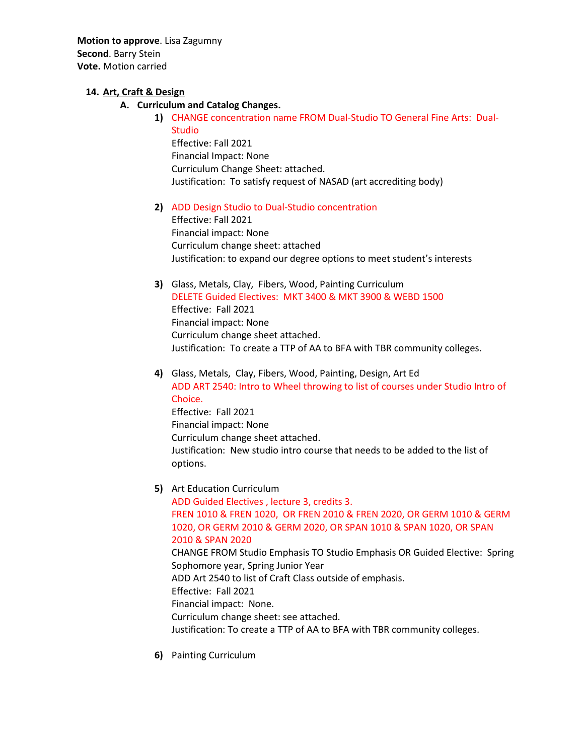**Motion to approve**. Lisa Zagumny
**Second**. Barry Stein
**Vote.** Motion carried

14. **Art, Craft & Design**

   A. **Curriculum and Catalog Changes.**

      1) CHANGE concentration name FROM Dual-Studio TO General Fine Arts: Dual-Studio
         Effective: Fall 2021
         Financial Impact: None
         Curriculum Change Sheet: attached.
         Justification: To satisfy request of NASAD (art accrediting body)

      2) ADD Design Studio to Dual-Studio concentration
         Effective: Fall 2021
         Financial impact: None
         Curriculum change sheet: attached
         Justification: to expand our degree options to meet student's interests

      3) Glass, Metals, Clay, Fibers, Wood, Painting Curriculum
         DELETE Guided Electives: MKT 3400 & MKT 3900 & WEBD 1500
         Effective: Fall 2021
         Financial impact: None
         Curriculum change sheet attached.
         Justification: To create a TTP of AA to BFA with TBR community colleges.

      4) Glass, Metals, Clay, Fibers, Wood, Painting, Design, Art Ed
         ADD ART 2540: Intro to Wheel throwing to list of courses under Studio Intro of Choice.
         Effective: Fall 2021
         Financial impact: None
         Curriculum change sheet attached.
         Justification: New studio intro course that needs to be added to the list of options.

      5) Art Education Curriculum
         ADD Guided Electives , lecture 3, credits 3.
         FREN 1010 & FREN 1020, OR FREN 2010 & FREN 2020, OR GERM 1010 & GERM 1020, OR GERM 2010 & GERM 2020, OR SPAN 1010 & SPAN 1020, OR SPAN 2010 & SPAN 2020
         CHANGE FROM Studio Emphasis TO Studio Emphasis OR Guided Elective: Spring Sophomore year, Spring Junior Year
         ADD Art 2540 to list of Craft Class outside of emphasis.
         Effective: Fall 2021
         Financial impact: None.
         Curriculum change sheet: see attached.
         Justification: To create a TTP of AA to BFA with TBR community colleges.

      6) Painting Curriculum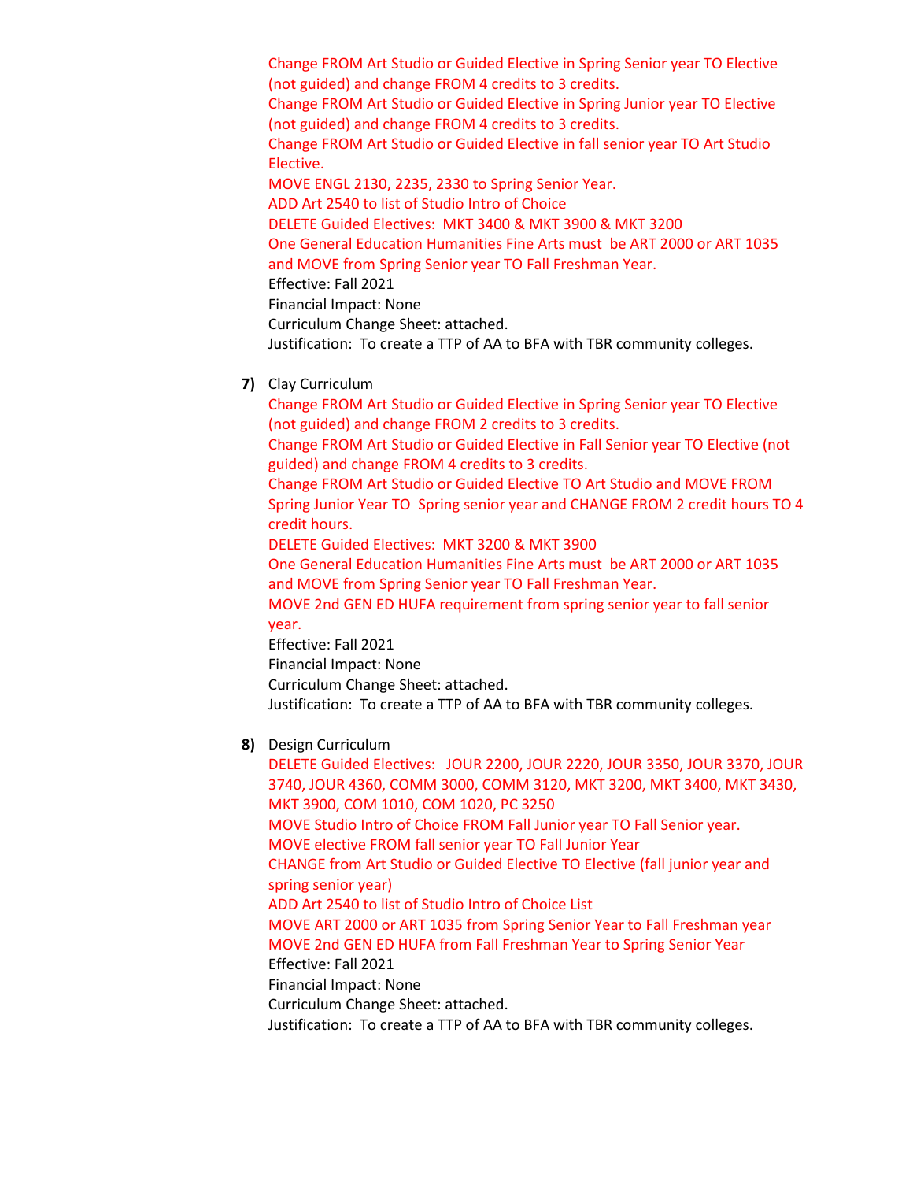Change FROM Art Studio or Guided Elective in Spring Senior year TO Elective (not guided) and change FROM 4 credits to 3 credits.
Change FROM Art Studio or Guided Elective in Spring Junior year TO Elective (not guided) and change FROM 4 credits to 3 credits.
Change FROM Art Studio or Guided Elective in fall senior year TO Art Studio Elective.
MOVE ENGL 2130, 2235, 2330 to Spring Senior Year.
ADD Art 2540 to list of Studio Intro of Choice
DELETE Guided Electives: MKT 3400 & MKT 3900 & MKT 3200
One General Education Humanities Fine Arts must be ART 2000 or ART 1035 and MOVE from Spring Senior year TO Fall Freshman Year.
Effective: Fall 2021
Financial Impact: None
Curriculum Change Sheet: attached.
Justification: To create a TTP of AA to BFA with TBR community colleges.

**7)** Clay Curriculum
Change FROM Art Studio or Guided Elective in Spring Senior year TO Elective (not guided) and change FROM 2 credits to 3 credits.
Change FROM Art Studio or Guided Elective in Fall Senior year TO Elective (not guided) and change FROM 4 credits to 3 credits.
Change FROM Art Studio or Guided Elective TO Art Studio and MOVE FROM Spring Junior Year TO Spring senior year and CHANGE FROM 2 credit hours TO 4 credit hours.
DELETE Guided Electives: MKT 3200 & MKT 3900
One General Education Humanities Fine Arts must be ART 2000 or ART 1035 and MOVE from Spring Senior year TO Fall Freshman Year.
MOVE 2nd GEN ED HUFA requirement from spring senior year to fall senior year.
Effective: Fall 2021
Financial Impact: None
Curriculum Change Sheet: attached.
Justification: To create a TTP of AA to BFA with TBR community colleges.

**8)** Design Curriculum
DELETE Guided Electives: JOUR 2200, JOUR 2220, JOUR 3350, JOUR 3370, JOUR 3740, JOUR 4360, COMM 3000, COMM 3120, MKT 3200, MKT 3400, MKT 3430, MKT 3900, COM 1010, COM 1020, PC 3250
MOVE Studio Intro of Choice FROM Fall Junior year TO Fall Senior year.
MOVE elective FROM fall senior year TO Fall Junior Year
CHANGE from Art Studio or Guided Elective TO Elective (fall junior year and spring senior year)
ADD Art 2540 to list of Studio Intro of Choice List
MOVE ART 2000 or ART 1035 from Spring Senior Year to Fall Freshman year
MOVE 2nd GEN ED HUFA from Fall Freshman Year to Spring Senior Year
Effective: Fall 2021
Financial Impact: None
Curriculum Change Sheet: attached.
Justification: To create a TTP of AA to BFA with TBR community colleges.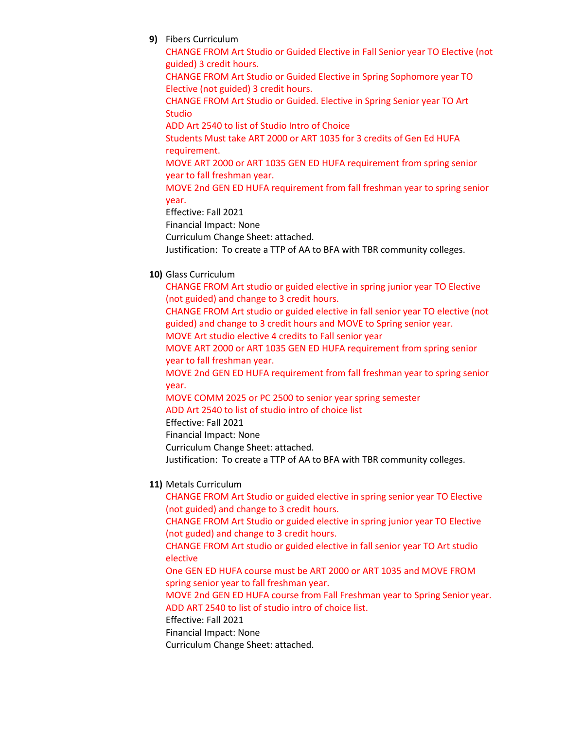**9)** Fibers Curriculum

CHANGE FROM Art Studio or Guided Elective in Fall Senior year TO Elective (not guided) 3 credit hours.
CHANGE FROM Art Studio or Guided Elective in Spring Sophomore year TO Elective (not guided) 3 credit hours.
CHANGE FROM Art Studio or Guided. Elective in Spring Senior year TO Art Studio
ADD Art 2540 to list of Studio Intro of Choice
Students Must take ART 2000 or ART 1035 for 3 credits of Gen Ed HUFA requirement.
MOVE ART 2000 or ART 1035 GEN ED HUFA requirement from spring senior year to fall freshman year.
MOVE 2nd GEN ED HUFA requirement from fall freshman year to spring senior year.
Effective: Fall 2021
Financial Impact: None
Curriculum Change Sheet: attached.
Justification: To create a TTP of AA to BFA with TBR community colleges.

**10)** Glass Curriculum

CHANGE FROM Art studio or guided elective in spring junior year TO Elective (not guided) and change to 3 credit hours.
CHANGE FROM Art studio or guided elective in fall senior year TO elective (not guided) and change to 3 credit hours and MOVE to Spring senior year.
MOVE Art studio elective 4 credits to Fall senior year
MOVE ART 2000 or ART 1035 GEN ED HUFA requirement from spring senior year to fall freshman year.
MOVE 2nd GEN ED HUFA requirement from fall freshman year to spring senior year.
MOVE COMM 2025 or PC 2500 to senior year spring semester
ADD Art 2540 to list of studio intro of choice list
Effective: Fall 2021
Financial Impact: None
Curriculum Change Sheet: attached.
Justification: To create a TTP of AA to BFA with TBR community colleges.

**11)** Metals Curriculum

CHANGE FROM Art Studio or guided elective in spring senior year TO Elective (not guided) and change to 3 credit hours.
CHANGE FROM Art Studio or guided elective in spring junior year TO Elective (not guded) and change to 3 credit hours.
CHANGE FROM Art studio or guided elective in fall senior year TO Art studio elective
One GEN ED HUFA course must be ART 2000 or ART 1035 and MOVE FROM spring senior year to fall freshman year.
MOVE 2nd GEN ED HUFA course from Fall Freshman year to Spring Senior year.
ADD ART 2540 to list of studio intro of choice list.
Effective: Fall 2021
Financial Impact: None
Curriculum Change Sheet: attached.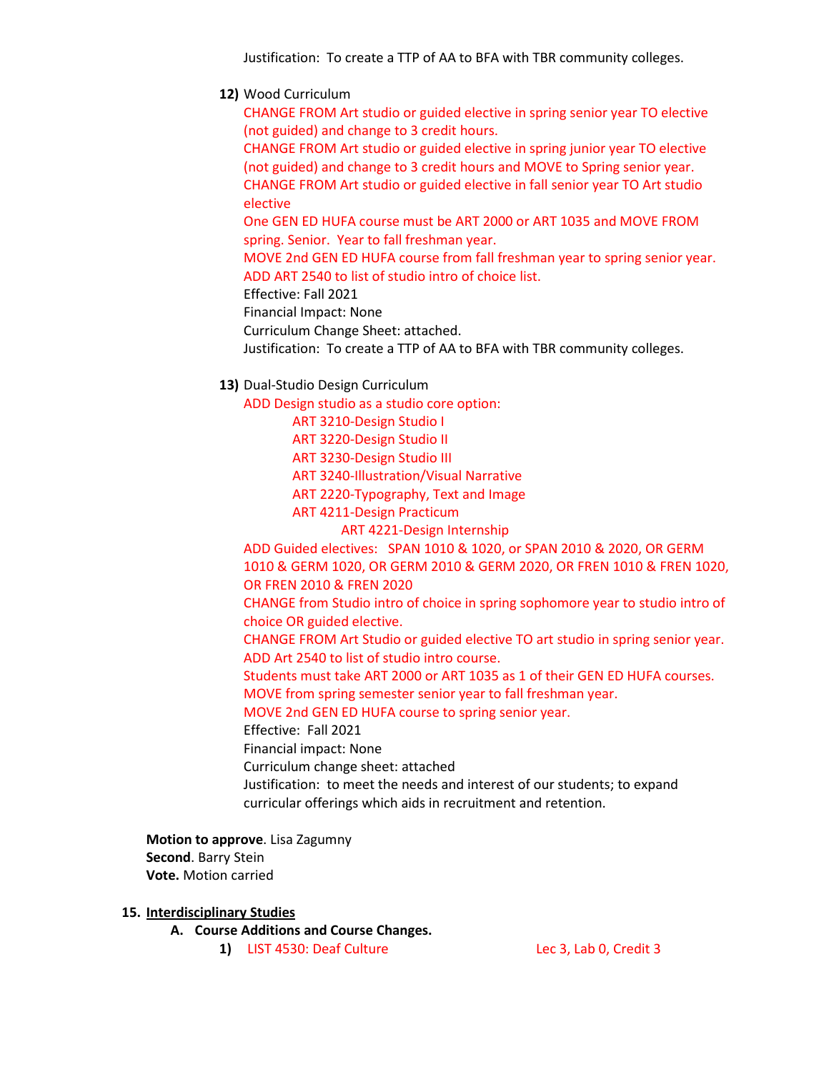Justification: To create a TTP of AA to BFA with TBR community colleges.

12) Wood Curriculum

CHANGE FROM Art studio or guided elective in spring senior year TO elective (not guided) and change to 3 credit hours.

CHANGE FROM Art studio or guided elective in spring junior year TO elective (not guided) and change to 3 credit hours and MOVE to Spring senior year.

CHANGE FROM Art studio or guided elective in fall senior year TO Art studio elective

One GEN ED HUFA course must be ART 2000 or ART 1035 and MOVE FROM spring. Senior. Year to fall freshman year.

MOVE 2nd GEN ED HUFA course from fall freshman year to spring senior year.

ADD ART 2540 to list of studio intro of choice list.

Effective: Fall 2021

Financial Impact: None

Curriculum Change Sheet: attached.

Justification: To create a TTP of AA to BFA with TBR community colleges.

13) Dual-Studio Design Curriculum

ADD Design studio as a studio core option:

- ART 3210-Design Studio I
- ART 3220-Design Studio II
- ART 3230-Design Studio III
- ART 3240-Illustration/Visual Narrative
- ART 2220-Typography, Text and Image
- ART 4211-Design Practicum
  - ART 4221-Design Internship

ADD Guided electives: SPAN 1010 & 1020, or SPAN 2010 & 2020, OR GERM 1010 & GERM 1020, OR GERM 2010 & GERM 2020, OR FREN 1010 & FREN 1020, OR FREN 2010 & FREN 2020

CHANGE from Studio intro of choice in spring sophomore year to studio intro of choice OR guided elective.

CHANGE FROM Art Studio or guided elective TO art studio in spring senior year.

ADD Art 2540 to list of studio intro course.

Students must take ART 2000 or ART 1035 as 1 of their GEN ED HUFA courses.

MOVE from spring semester senior year to fall freshman year.

MOVE 2nd GEN ED HUFA course to spring senior year.

Effective: Fall 2021

Financial impact: None

Curriculum change sheet: attached

Justification: to meet the needs and interest of our students; to expand curricular offerings which aids in recruitment and retention.

**Motion to approve**. Lisa Zagumny
**Second**. Barry Stein
**Vote.** Motion carried

15. **Interdisciplinary Studies**

A. **Course Additions and Course Changes.**

1) LIST 4530: Deaf Culture — Lec 3, Lab 0, Credit 3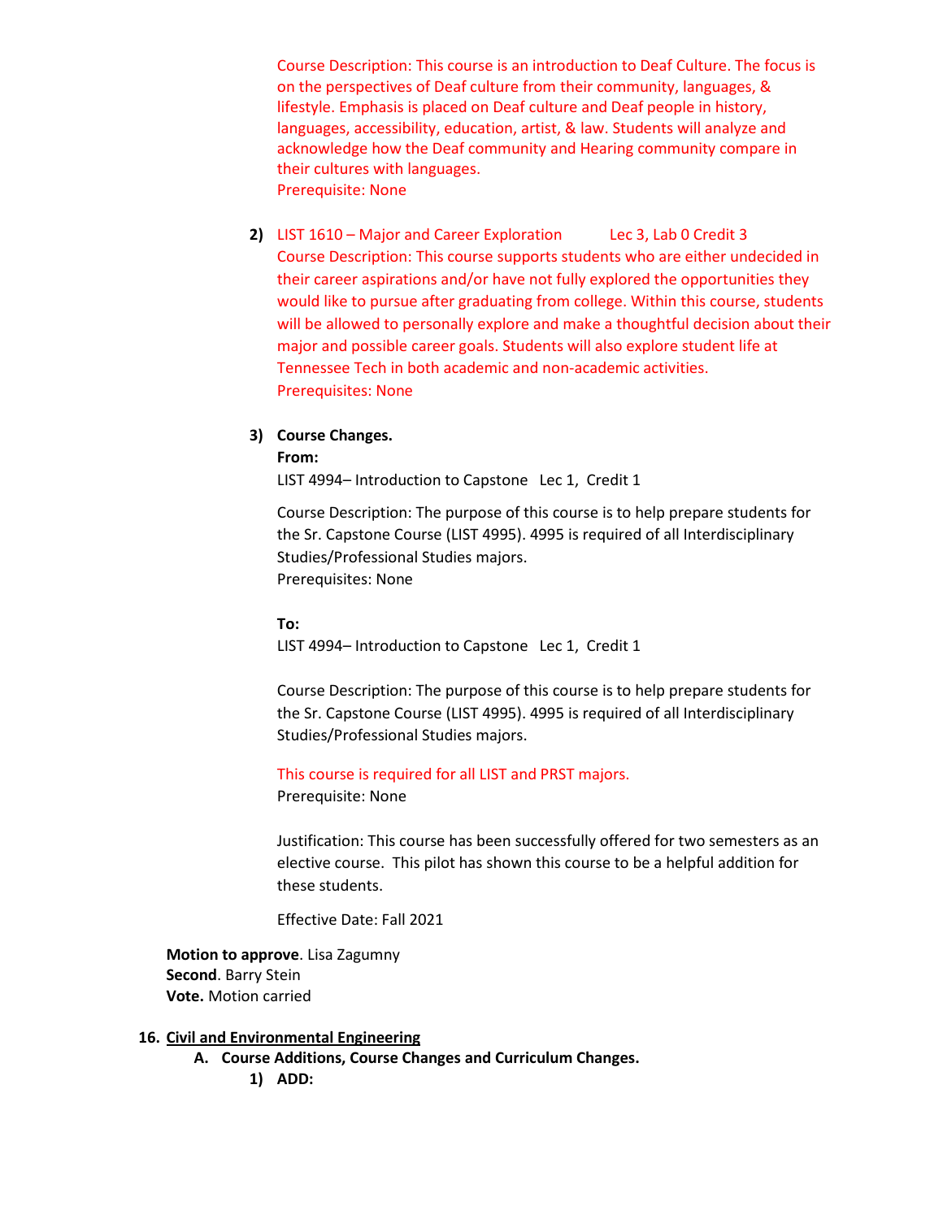Course Description: This course is an introduction to Deaf Culture. The focus is on the perspectives of Deaf culture from their community, languages, & lifestyle. Emphasis is placed on Deaf culture and Deaf people in history, languages, accessibility, education, artist, & law. Students will analyze and acknowledge how the Deaf community and Hearing community compare in their cultures with languages.
Prerequisite: None

2) LIST 1610 – Major and Career Exploration Lec 3, Lab 0 Credit 3
Course Description: This course supports students who are either undecided in their career aspirations and/or have not fully explored the opportunities they would like to pursue after graduating from college. Within this course, students will be allowed to personally explore and make a thoughtful decision about their major and possible career goals. Students will also explore student life at Tennessee Tech in both academic and non-academic activities.
Prerequisites: None

3) **Course Changes.**
**From:**
LIST 4994– Introduction to Capstone Lec 1, Credit 1

Course Description: The purpose of this course is to help prepare students for the Sr. Capstone Course (LIST 4995). 4995 is required of all Interdisciplinary Studies/Professional Studies majors.
Prerequisites: None

**To:**
LIST 4994– Introduction to Capstone Lec 1, Credit 1

Course Description: The purpose of this course is to help prepare students for the Sr. Capstone Course (LIST 4995). 4995 is required of all Interdisciplinary Studies/Professional Studies majors.

This course is required for all LIST and PRST majors.
Prerequisite: None

Justification: This course has been successfully offered for two semesters as an elective course. This pilot has shown this course to be a helpful addition for these students.

Effective Date: Fall 2021

**Motion to approve**. Lisa Zagumny
**Second**. Barry Stein
**Vote.** Motion carried

16. <u>**Civil and Environmental Engineering**</u>
   A. **Course Additions, Course Changes and Curriculum Changes.**
      1) **ADD:**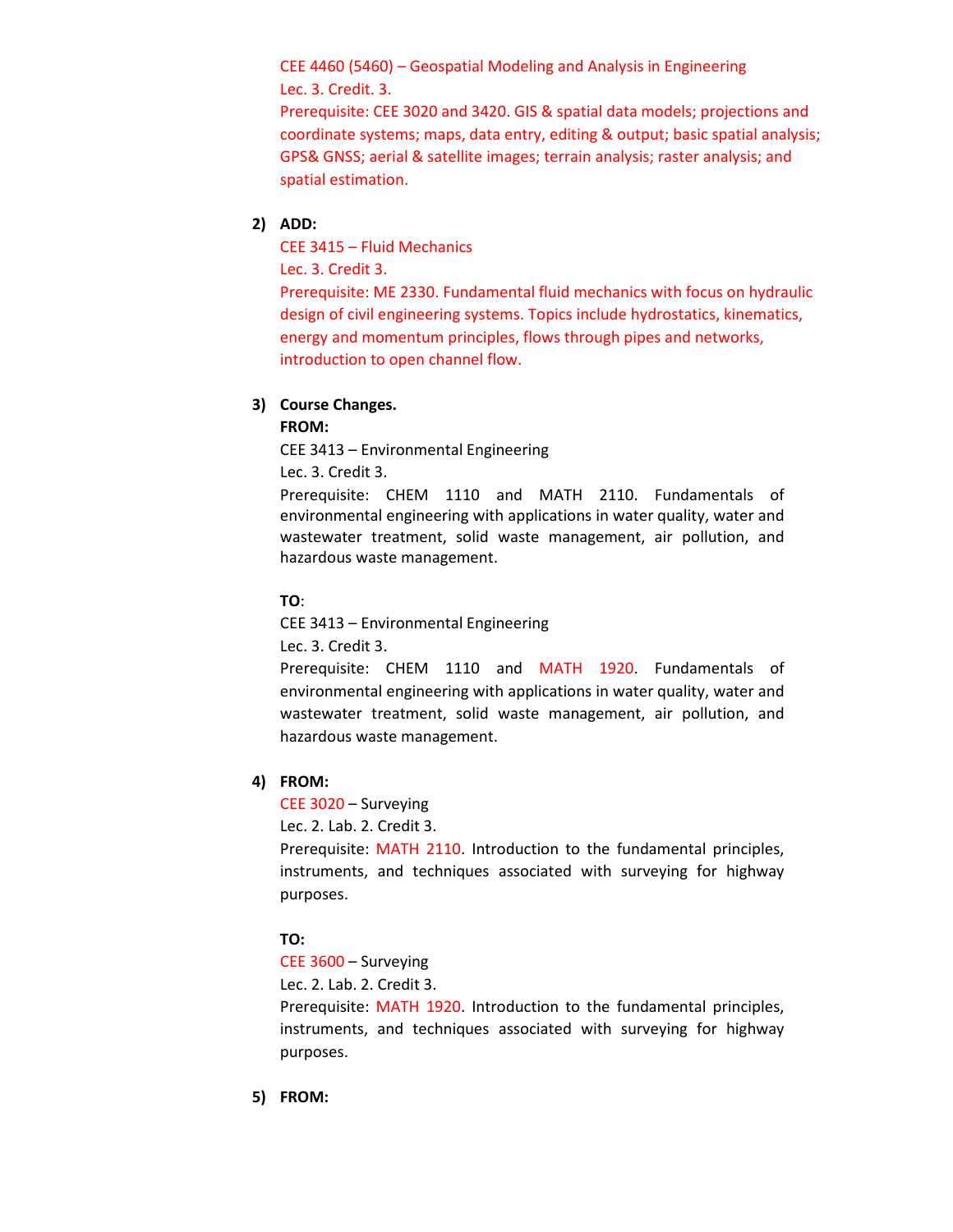CEE 4460 (5460) – Geospatial Modeling and Analysis in Engineering
Lec. 3. Credit. 3.
Prerequisite: CEE 3020 and 3420. GIS & spatial data models; projections and coordinate systems; maps, data entry, editing & output; basic spatial analysis; GPS& GNSS; aerial & satellite images; terrain analysis; raster analysis; and spatial estimation.

2) **ADD:**

CEE 3415 – Fluid Mechanics
Lec. 3. Credit 3.
Prerequisite: ME 2330. Fundamental fluid mechanics with focus on hydraulic design of civil engineering systems. Topics include hydrostatics, kinematics, energy and momentum principles, flows through pipes and networks, introduction to open channel flow.

3) **Course Changes.**

**FROM:**

CEE 3413 – Environmental Engineering
Lec. 3. Credit 3.
Prerequisite: CHEM 1110 and MATH 2110. Fundamentals of environmental engineering with applications in water quality, water and wastewater treatment, solid waste management, air pollution, and hazardous waste management.

**TO**:

CEE 3413 – Environmental Engineering
Lec. 3. Credit 3.
Prerequisite: CHEM 1110 and MATH 1920. Fundamentals of environmental engineering with applications in water quality, water and wastewater treatment, solid waste management, air pollution, and hazardous waste management.

4) **FROM:**

CEE 3020 – Surveying
Lec. 2. Lab. 2. Credit 3.
Prerequisite: MATH 2110. Introduction to the fundamental principles, instruments, and techniques associated with surveying for highway purposes.

**TO:**

CEE 3600 – Surveying
Lec. 2. Lab. 2. Credit 3.
Prerequisite: MATH 1920. Introduction to the fundamental principles, instruments, and techniques associated with surveying for highway purposes.

5) **FROM:**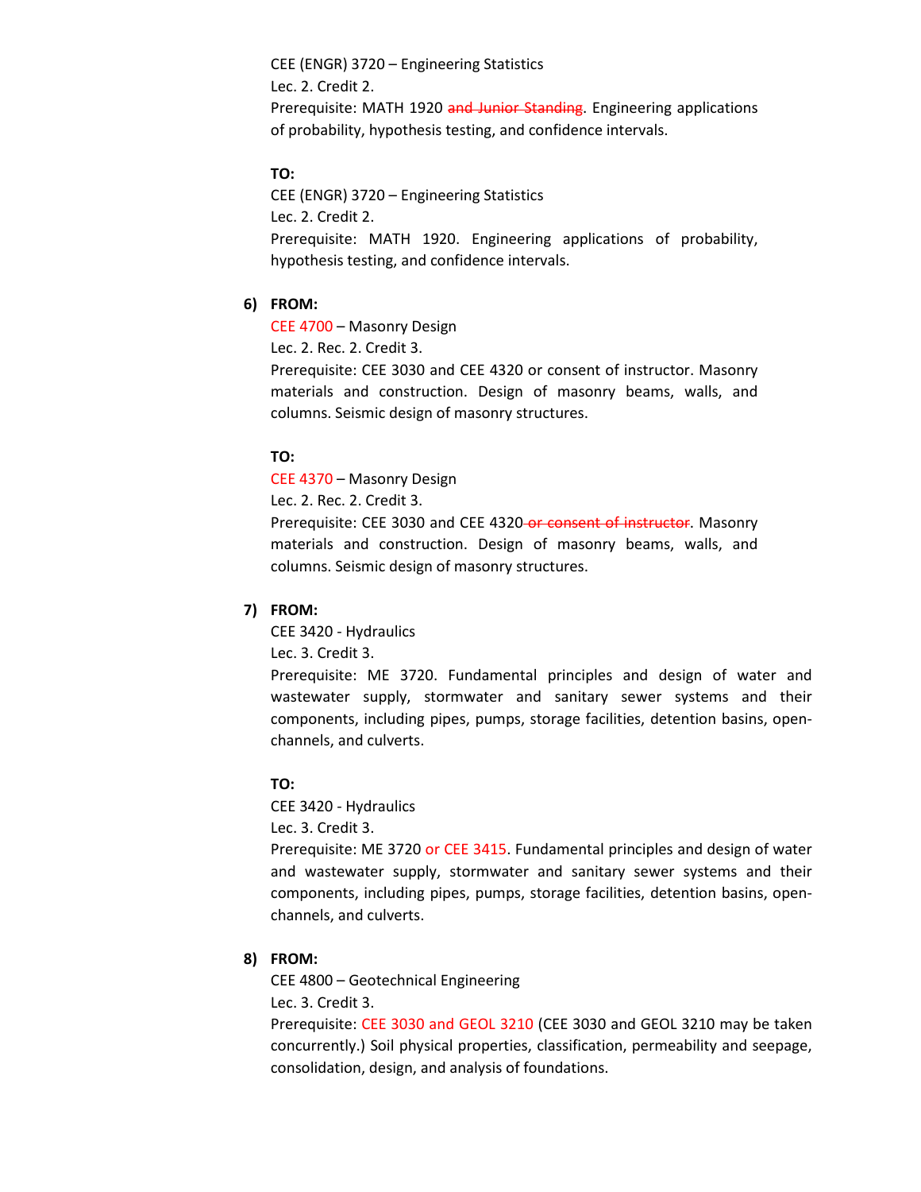CEE (ENGR) 3720 – Engineering Statistics

Lec. 2. Credit 2.

Prerequisite: MATH 1920 ~~and Junior Standing~~. Engineering applications of probability, hypothesis testing, and confidence intervals.

**TO:**

CEE (ENGR) 3720 – Engineering Statistics

Lec. 2. Credit 2.

Prerequisite: MATH 1920. Engineering applications of probability, hypothesis testing, and confidence intervals.

6) **FROM:**

CEE 4700 – Masonry Design

Lec. 2. Rec. 2. Credit 3.

Prerequisite: CEE 3030 and CEE 4320 or consent of instructor. Masonry materials and construction. Design of masonry beams, walls, and columns. Seismic design of masonry structures.

**TO:**

CEE 4370 – Masonry Design

Lec. 2. Rec. 2. Credit 3.

Prerequisite: CEE 3030 and CEE 4320 ~~or consent of instructor~~. Masonry materials and construction. Design of masonry beams, walls, and columns. Seismic design of masonry structures.

7) **FROM:**

CEE 3420 - Hydraulics

Lec. 3. Credit 3.

Prerequisite: ME 3720. Fundamental principles and design of water and wastewater supply, stormwater and sanitary sewer systems and their components, including pipes, pumps, storage facilities, detention basins, open-channels, and culverts.

**TO:**

CEE 3420 - Hydraulics

Lec. 3. Credit 3.

Prerequisite: ME 3720 or CEE 3415. Fundamental principles and design of water and wastewater supply, stormwater and sanitary sewer systems and their components, including pipes, pumps, storage facilities, detention basins, open-channels, and culverts.

8) **FROM:**

CEE 4800 – Geotechnical Engineering

Lec. 3. Credit 3.

Prerequisite: CEE 3030 and GEOL 3210 (CEE 3030 and GEOL 3210 may be taken concurrently.) Soil physical properties, classification, permeability and seepage, consolidation, design, and analysis of foundations.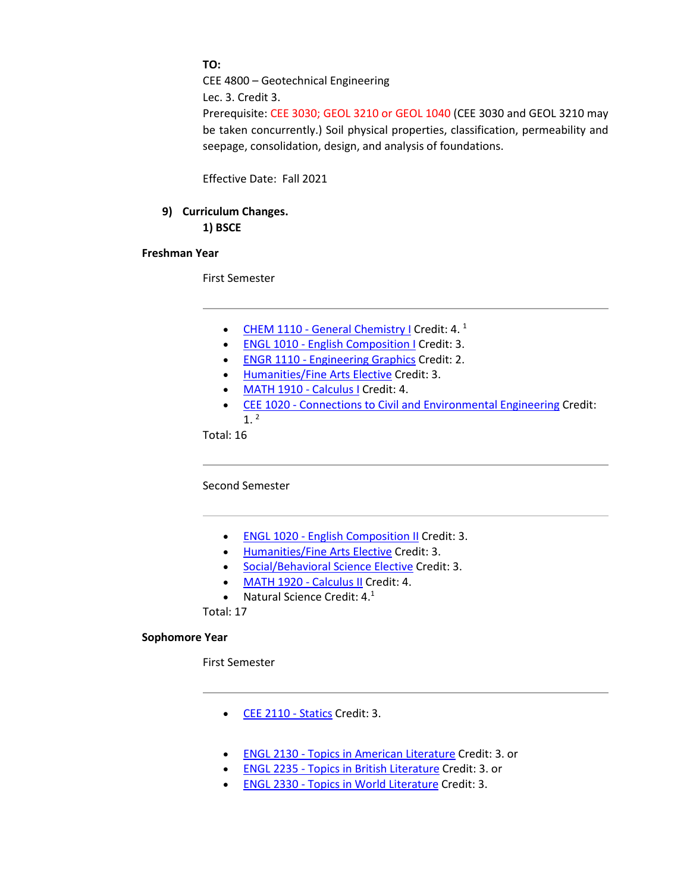**TO:**

CEE 4800 – Geotechnical Engineering

Lec. 3. Credit 3.

Prerequisite: CEE 3030; GEOL 3210 or GEOL 1040 (CEE 3030 and GEOL 3210 may be taken concurrently.) Soil physical properties, classification, permeability and seepage, consolidation, design, and analysis of foundations.

Effective Date: Fall 2021

**9) Curriculum Changes.**

**1) BSCE**

**Freshman Year**

First Semester

---

- CHEM 1110 - General Chemistry I Credit: 4. [1]
- ENGL 1010 - English Composition I Credit: 3.
- ENGR 1110 - Engineering Graphics Credit: 2.
- Humanities/Fine Arts Elective Credit: 3.
- MATH 1910 - Calculus I Credit: 4.
- CEE 1020 - Connections to Civil and Environmental Engineering Credit: 1. [2]

Total: 16

---

Second Semester

---

- ENGL 1020 - English Composition II Credit: 3.
- Humanities/Fine Arts Elective Credit: 3.
- Social/Behavioral Science Elective Credit: 3.
- MATH 1920 - Calculus II Credit: 4.
- Natural Science Credit: 4.[1]

Total: 17

**Sophomore Year**

First Semester

---

- CEE 2110 - Statics Credit: 3.

- ENGL 2130 - Topics in American Literature Credit: 3. or
- ENGL 2235 - Topics in British Literature Credit: 3. or
- ENGL 2330 - Topics in World Literature Credit: 3.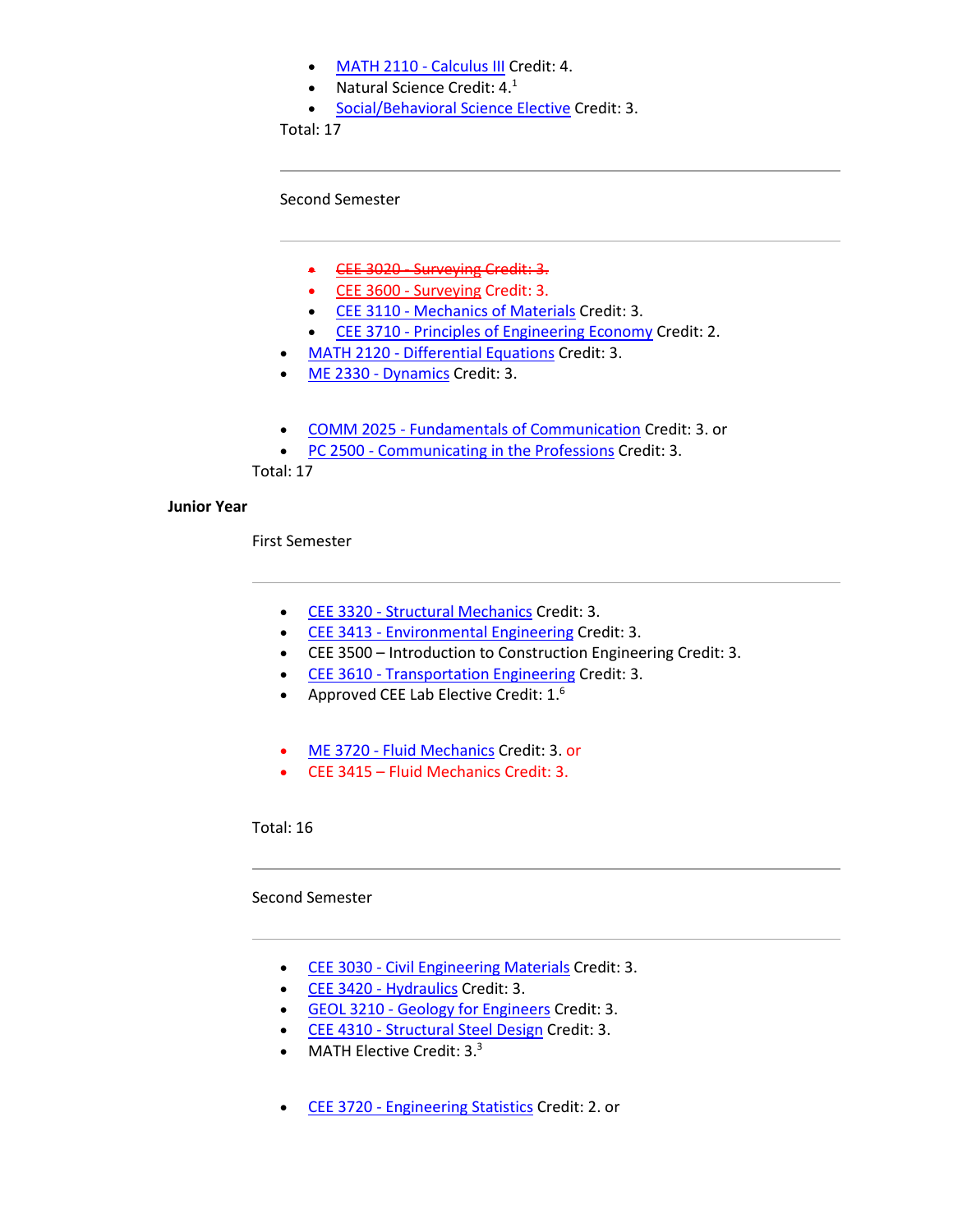- MATH 2110 - Calculus III Credit: 4.
- Natural Science Credit: 4.[1]
- Social/Behavioral Science Elective Credit: 3.

Total: 17

---

Second Semester

---

- ~~CEE 3020 - Surveying Credit: 3.~~
- CEE 3600 - Surveying Credit: 3.
- CEE 3110 - Mechanics of Materials Credit: 3.
- CEE 3710 - Principles of Engineering Economy Credit: 2.
- MATH 2120 - Differential Equations Credit: 3.
- ME 2330 - Dynamics Credit: 3.

- COMM 2025 - Fundamentals of Communication Credit: 3. or
- PC 2500 - Communicating in the Professions Credit: 3.

Total: 17

**Junior Year**

First Semester

---

- CEE 3320 - Structural Mechanics Credit: 3.
- CEE 3413 - Environmental Engineering Credit: 3.
- CEE 3500 – Introduction to Construction Engineering Credit: 3.
- CEE 3610 - Transportation Engineering Credit: 3.
- Approved CEE Lab Elective Credit: 1.[6]

- ME 3720 - Fluid Mechanics Credit: 3. or
- CEE 3415 – Fluid Mechanics Credit: 3.

Total: 16

---

Second Semester

---

- CEE 3030 - Civil Engineering Materials Credit: 3.
- CEE 3420 - Hydraulics Credit: 3.
- GEOL 3210 - Geology for Engineers Credit: 3.
- CEE 4310 - Structural Steel Design Credit: 3.
- MATH Elective Credit: 3.[3]

- CEE 3720 - Engineering Statistics Credit: 2. or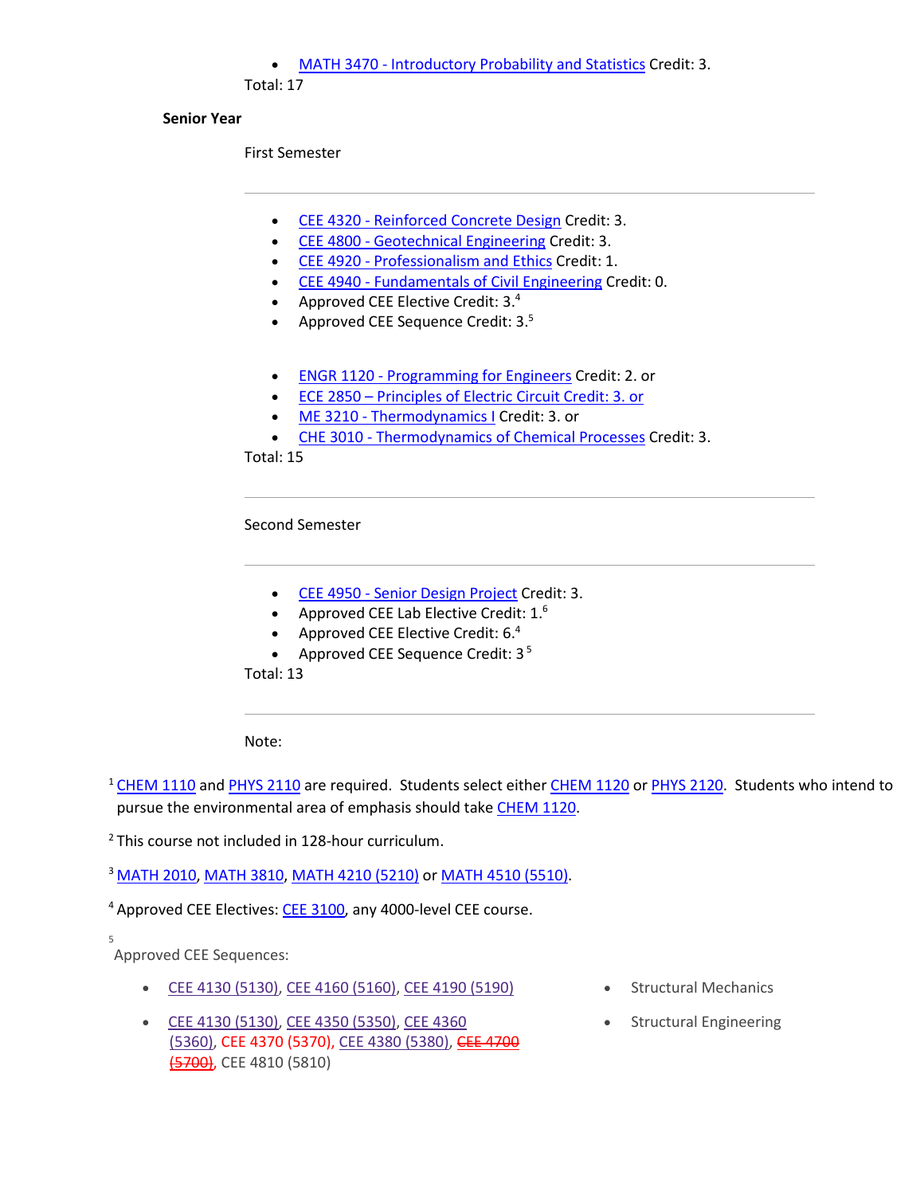- MATH 3470 - Introductory Probability and Statistics Credit: 3.

Total: 17

### Senior Year

First Semester

---

- CEE 4320 - Reinforced Concrete Design Credit: 3.
- CEE 4800 - Geotechnical Engineering Credit: 3.
- CEE 4920 - Professionalism and Ethics Credit: 1.
- CEE 4940 - Fundamentals of Civil Engineering Credit: 0.
- Approved CEE Elective Credit: 3.[4]
- Approved CEE Sequence Credit: 3.[5]

- ENGR 1120 - Programming for Engineers Credit: 2. or
- ECE 2850 – Principles of Electric Circuit Credit: 3. or
- ME 3210 - Thermodynamics I Credit: 3. or
- CHE 3010 - Thermodynamics of Chemical Processes Credit: 3.

Total: 15

---

Second Semester

---

- CEE 4950 - Senior Design Project Credit: 3.
- Approved CEE Lab Elective Credit: 1.[6]
- Approved CEE Elective Credit: 6.[4]
- Approved CEE Sequence Credit: 3 [5]

Total: 13

---

Note:

[1] CHEM 1110 and PHYS 2110 are required. Students select either CHEM 1120 or PHYS 2120. Students who intend to pursue the environmental area of emphasis should take CHEM 1120.

[2] This course not included in 128-hour curriculum.

[3] MATH 2010, MATH 3810, MATH 4210 (5210) or MATH 4510 (5510).

[4] Approved CEE Electives: CEE 3100, any 4000-level CEE course.

[5] Approved CEE Sequences:

- CEE 4130 (5130), CEE 4160 (5160), CEE 4190 (5190) — Structural Mechanics
- CEE 4130 (5130), CEE 4350 (5350), CEE 4360 (5360), CEE 4370 (5370), CEE 4380 (5380), ~~CEE 4700 (5700)~~, CEE 4810 (5810) — Structural Engineering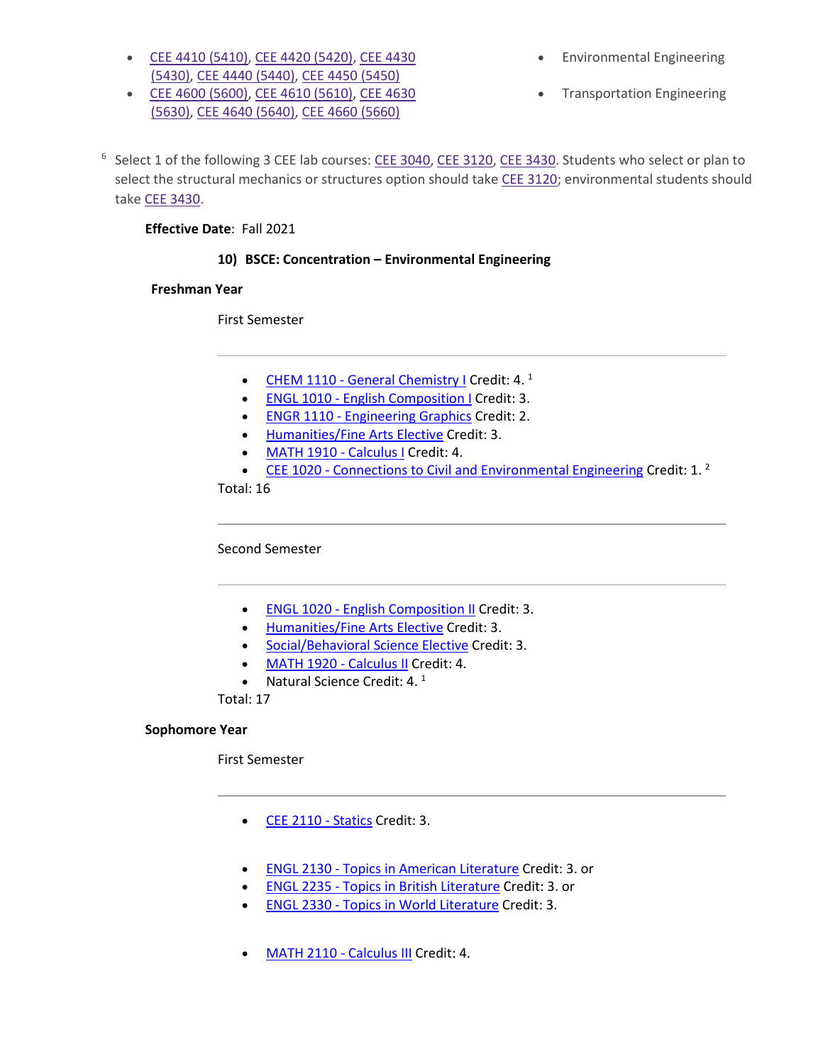- CEE 4410 (5410), CEE 4420 (5420), CEE 4430 (5430), CEE 4440 (5440), CEE 4450 (5450)
  - Environmental Engineering
- CEE 4600 (5600), CEE 4610 (5610), CEE 4630 (5630), CEE 4640 (5640), CEE 4660 (5660)
  - Transportation Engineering

[6] Select 1 of the following 3 CEE lab courses: CEE 3040, CEE 3120, CEE 3430. Students who select or plan to select the structural mechanics or structures option should take CEE 3120; environmental students should take CEE 3430.

**Effective Date**: Fall 2021

### 10) BSCE: Concentration – Environmental Engineering

#### Freshman Year

First Semester

---

- CHEM 1110 - General Chemistry I Credit: 4. [1]
- ENGL 1010 - English Composition I Credit: 3.
- ENGR 1110 - Engineering Graphics Credit: 2.
- Humanities/Fine Arts Elective Credit: 3.
- MATH 1910 - Calculus I Credit: 4.
- CEE 1020 - Connections to Civil and Environmental Engineering Credit: 1. [2]

Total: 16

---

Second Semester

---

- ENGL 1020 - English Composition II Credit: 3.
- Humanities/Fine Arts Elective Credit: 3.
- Social/Behavioral Science Elective Credit: 3.
- MATH 1920 - Calculus II Credit: 4.
- Natural Science Credit: 4. [1]

Total: 17

#### Sophomore Year

First Semester

---

- CEE 2110 - Statics Credit: 3.

- ENGL 2130 - Topics in American Literature Credit: 3. or
- ENGL 2235 - Topics in British Literature Credit: 3. or
- ENGL 2330 - Topics in World Literature Credit: 3.

- MATH 2110 - Calculus III Credit: 4.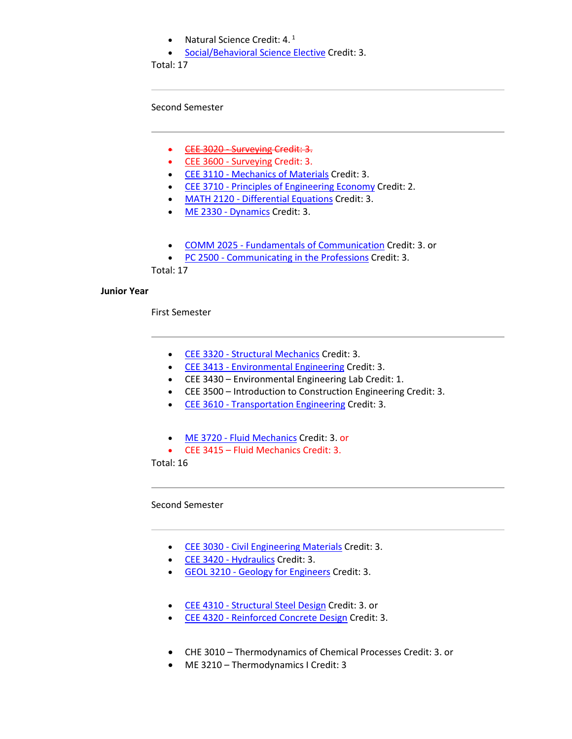- Natural Science Credit: 4. [1]
- Social/Behavioral Science Elective Credit: 3.

Total: 17

---

Second Semester

---

- ~~CEE 3020 - Surveying Credit: 3.~~
- CEE 3600 - Surveying Credit: 3.
- CEE 3110 - Mechanics of Materials Credit: 3.
- CEE 3710 - Principles of Engineering Economy Credit: 2.
- MATH 2120 - Differential Equations Credit: 3.
- ME 2330 - Dynamics Credit: 3.

- COMM 2025 - Fundamentals of Communication Credit: 3. or
- PC 2500 - Communicating in the Professions Credit: 3.

Total: 17

**Junior Year**

First Semester

---

- CEE 3320 - Structural Mechanics Credit: 3.
- CEE 3413 - Environmental Engineering Credit: 3.
- CEE 3430 – Environmental Engineering Lab Credit: 1.
- CEE 3500 – Introduction to Construction Engineering Credit: 3.
- CEE 3610 - Transportation Engineering Credit: 3.

- ME 3720 - Fluid Mechanics Credit: 3. or
- CEE 3415 – Fluid Mechanics Credit: 3.

Total: 16

---

Second Semester

---

- CEE 3030 - Civil Engineering Materials Credit: 3.
- CEE 3420 - Hydraulics Credit: 3.
- GEOL 3210 - Geology for Engineers Credit: 3.

- CEE 4310 - Structural Steel Design Credit: 3. or
- CEE 4320 - Reinforced Concrete Design Credit: 3.

- CHE 3010 – Thermodynamics of Chemical Processes Credit: 3. or
- ME 3210 – Thermodynamics I Credit: 3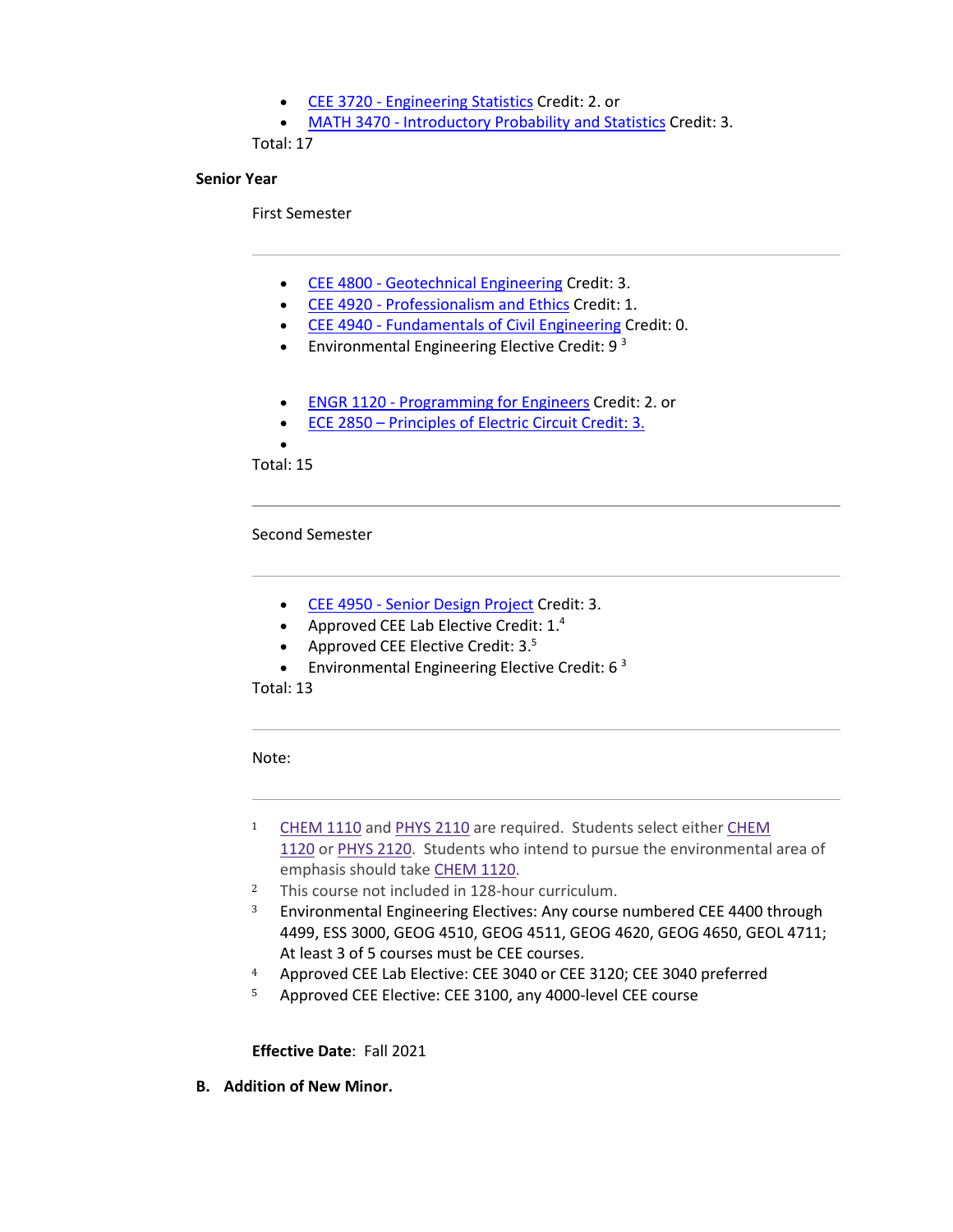- CEE 3720 - Engineering Statistics Credit: 2. or
- MATH 3470 - Introductory Probability and Statistics Credit: 3.

Total: 17

**Senior Year**

First Semester

---

- CEE 4800 - Geotechnical Engineering Credit: 3.
- CEE 4920 - Professionalism and Ethics Credit: 1.
- CEE 4940 - Fundamentals of Civil Engineering Credit: 0.
- Environmental Engineering Elective Credit: 9 [3]

- ENGR 1120 - Programming for Engineers Credit: 2. or
- ECE 2850 – Principles of Electric Circuit Credit: 3.
- 

Total: 15

---

Second Semester

---

- CEE 4950 - Senior Design Project Credit: 3.
- Approved CEE Lab Elective Credit: 1.[4]
- Approved CEE Elective Credit: 3.[5]
- Environmental Engineering Elective Credit: 6 [3]

Total: 13

---

Note:

---

1. CHEM 1110 and PHYS 2110 are required. Students select either CHEM 1120 or PHYS 2120. Students who intend to pursue the environmental area of emphasis should take CHEM 1120.
2. This course not included in 128-hour curriculum.
3. Environmental Engineering Electives: Any course numbered CEE 4400 through 4499, ESS 3000, GEOG 4510, GEOG 4511, GEOG 4620, GEOG 4650, GEOL 4711; At least 3 of 5 courses must be CEE courses.
4. Approved CEE Lab Elective: CEE 3040 or CEE 3120; CEE 3040 preferred
5. Approved CEE Elective: CEE 3100, any 4000-level CEE course

**Effective Date**: Fall 2021

**B. Addition of New Minor.**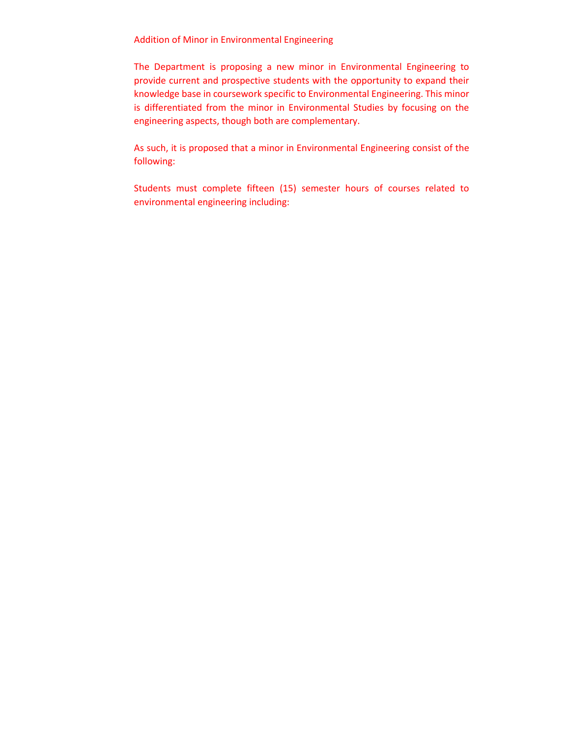Addition of Minor in Environmental Engineering

The Department is proposing a new minor in Environmental Engineering to provide current and prospective students with the opportunity to expand their knowledge base in coursework specific to Environmental Engineering. This minor is differentiated from the minor in Environmental Studies by focusing on the engineering aspects, though both are complementary.

As such, it is proposed that a minor in Environmental Engineering consist of the following:

Students must complete fifteen (15) semester hours of courses related to environmental engineering including: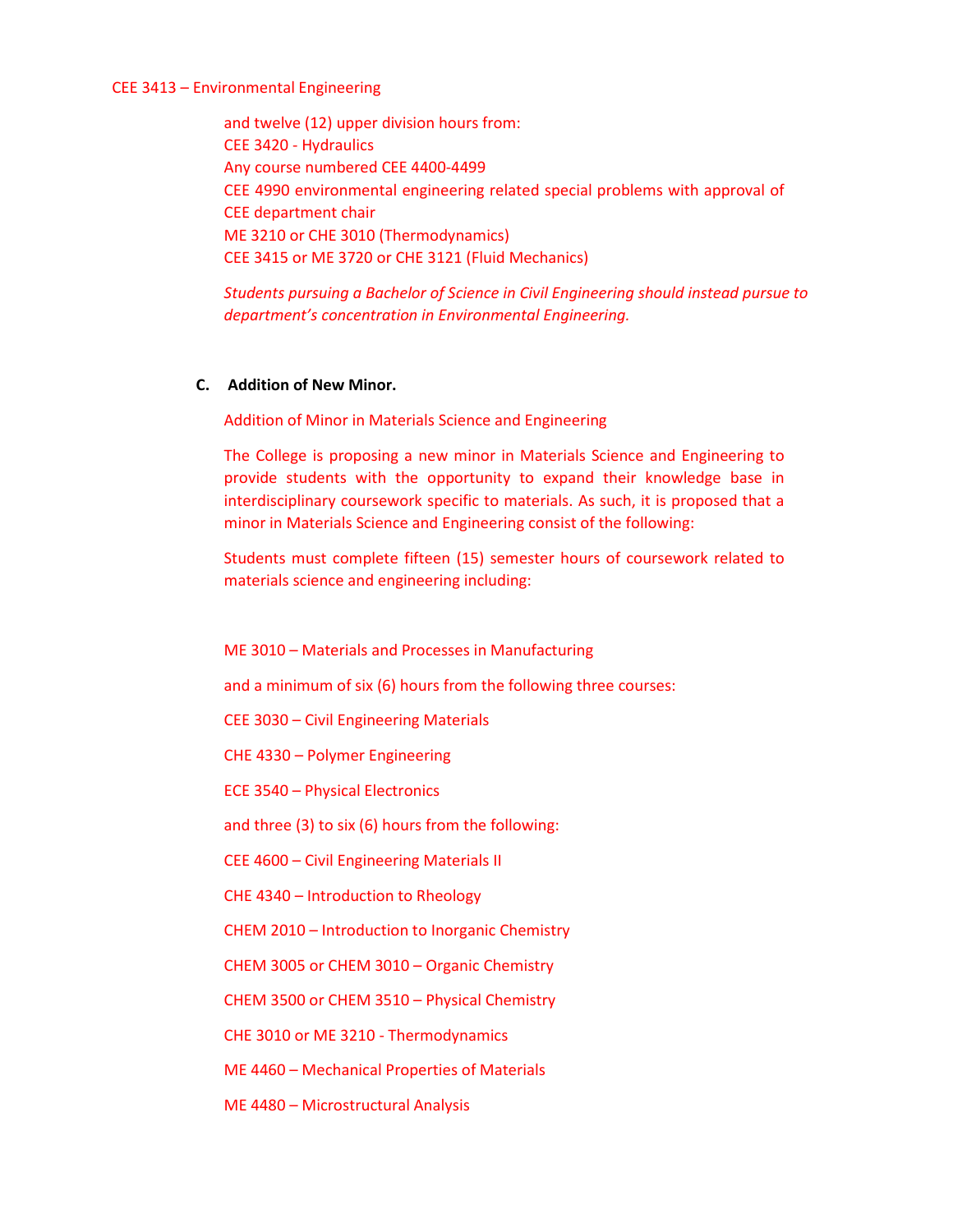CEE 3413 – Environmental Engineering

and twelve (12) upper division hours from:
CEE 3420 - Hydraulics
Any course numbered CEE 4400-4499
CEE 4990 environmental engineering related special problems with approval of CEE department chair
ME 3210 or CHE 3010 (Thermodynamics)
CEE 3415 or ME 3720 or CHE 3121 (Fluid Mechanics)

*Students pursuing a Bachelor of Science in Civil Engineering should instead pursue to department's concentration in Environmental Engineering.*

**C. Addition of New Minor.**

Addition of Minor in Materials Science and Engineering

The College is proposing a new minor in Materials Science and Engineering to provide students with the opportunity to expand their knowledge base in interdisciplinary coursework specific to materials. As such, it is proposed that a minor in Materials Science and Engineering consist of the following:

Students must complete fifteen (15) semester hours of coursework related to materials science and engineering including:

ME 3010 – Materials and Processes in Manufacturing

and a minimum of six (6) hours from the following three courses:

CEE 3030 – Civil Engineering Materials

CHE 4330 – Polymer Engineering

ECE 3540 – Physical Electronics

and three (3) to six (6) hours from the following:

CEE 4600 – Civil Engineering Materials II

CHE 4340 – Introduction to Rheology

CHEM 2010 – Introduction to Inorganic Chemistry

CHEM 3005 or CHEM 3010 – Organic Chemistry

CHEM 3500 or CHEM 3510 – Physical Chemistry

CHE 3010 or ME 3210 - Thermodynamics

ME 4460 – Mechanical Properties of Materials

ME 4480 – Microstructural Analysis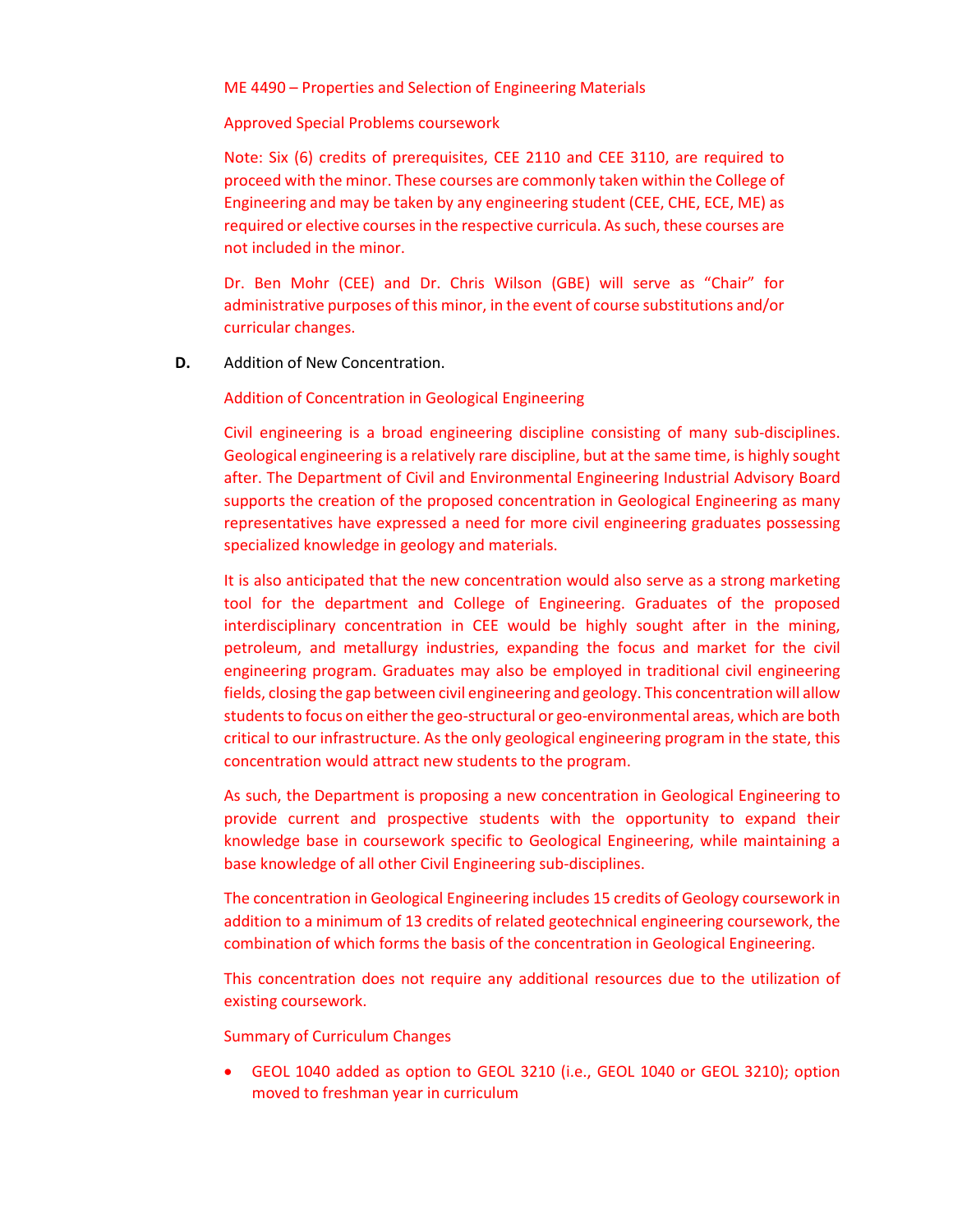ME 4490 – Properties and Selection of Engineering Materials

Approved Special Problems coursework

Note: Six (6) credits of prerequisites, CEE 2110 and CEE 3110, are required to proceed with the minor. These courses are commonly taken within the College of Engineering and may be taken by any engineering student (CEE, CHE, ECE, ME) as required or elective courses in the respective curricula. As such, these courses are not included in the minor.

Dr. Ben Mohr (CEE) and Dr. Chris Wilson (GBE) will serve as "Chair" for administrative purposes of this minor, in the event of course substitutions and/or curricular changes.

**D.** Addition of New Concentration.

Addition of Concentration in Geological Engineering

Civil engineering is a broad engineering discipline consisting of many sub-disciplines. Geological engineering is a relatively rare discipline, but at the same time, is highly sought after. The Department of Civil and Environmental Engineering Industrial Advisory Board supports the creation of the proposed concentration in Geological Engineering as many representatives have expressed a need for more civil engineering graduates possessing specialized knowledge in geology and materials.

It is also anticipated that the new concentration would also serve as a strong marketing tool for the department and College of Engineering. Graduates of the proposed interdisciplinary concentration in CEE would be highly sought after in the mining, petroleum, and metallurgy industries, expanding the focus and market for the civil engineering program. Graduates may also be employed in traditional civil engineering fields, closing the gap between civil engineering and geology. This concentration will allow students to focus on either the geo-structural or geo-environmental areas, which are both critical to our infrastructure. As the only geological engineering program in the state, this concentration would attract new students to the program.

As such, the Department is proposing a new concentration in Geological Engineering to provide current and prospective students with the opportunity to expand their knowledge base in coursework specific to Geological Engineering, while maintaining a base knowledge of all other Civil Engineering sub-disciplines.

The concentration in Geological Engineering includes 15 credits of Geology coursework in addition to a minimum of 13 credits of related geotechnical engineering coursework, the combination of which forms the basis of the concentration in Geological Engineering.

This concentration does not require any additional resources due to the utilization of existing coursework.

Summary of Curriculum Changes

- GEOL 1040 added as option to GEOL 3210 (i.e., GEOL 1040 or GEOL 3210); option moved to freshman year in curriculum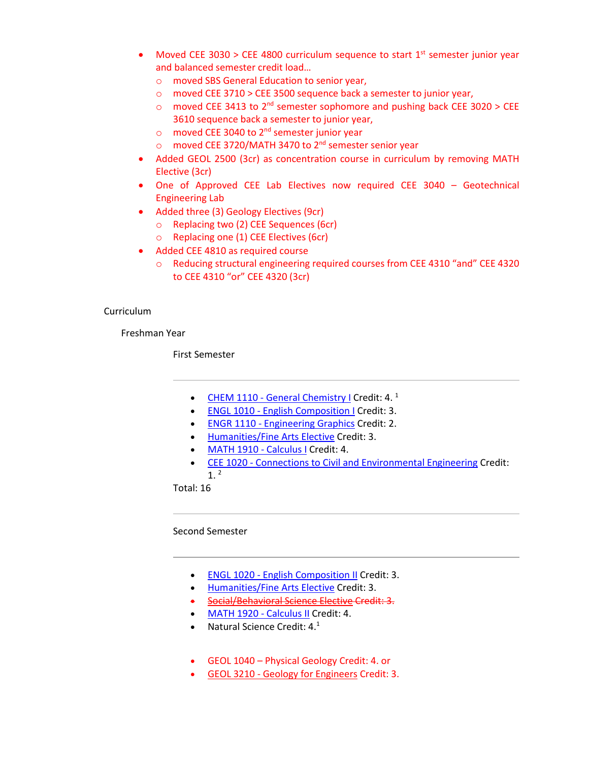- Moved CEE 3030 > CEE 4800 curriculum sequence to start 1st semester junior year and balanced semester credit load…
  - moved SBS General Education to senior year,
  - moved CEE 3710 > CEE 3500 sequence back a semester to junior year,
  - moved CEE 3413 to 2nd semester sophomore and pushing back CEE 3020 > CEE 3610 sequence back a semester to junior year,
  - moved CEE 3040 to 2nd semester junior year
  - moved CEE 3720/MATH 3470 to 2nd semester senior year
- Added GEOL 2500 (3cr) as concentration course in curriculum by removing MATH Elective (3cr)
- One of Approved CEE Lab Electives now required CEE 3040 – Geotechnical Engineering Lab
- Added three (3) Geology Electives (9cr)
  - Replacing two (2) CEE Sequences (6cr)
  - Replacing one (1) CEE Electives (6cr)
- Added CEE 4810 as required course
  - Reducing structural engineering required courses from CEE 4310 "and" CEE 4320 to CEE 4310 "or" CEE 4320 (3cr)

Curriculum

Freshman Year

First Semester

---

- CHEM 1110 - General Chemistry I Credit: 4. [1]
- ENGL 1010 - English Composition I Credit: 3.
- ENGR 1110 - Engineering Graphics Credit: 2.
- Humanities/Fine Arts Elective Credit: 3.
- MATH 1910 - Calculus I Credit: 4.
- CEE 1020 - Connections to Civil and Environmental Engineering Credit: 1. [2]

Total: 16

---

Second Semester

---

- ENGL 1020 - English Composition II Credit: 3.
- Humanities/Fine Arts Elective Credit: 3.
- ~~Social/Behavioral Science Elective Credit: 3.~~
- MATH 1920 - Calculus II Credit: 4.
- Natural Science Credit: 4. [1]

- GEOL 1040 – Physical Geology Credit: 4. or
- GEOL 3210 - Geology for Engineers Credit: 3.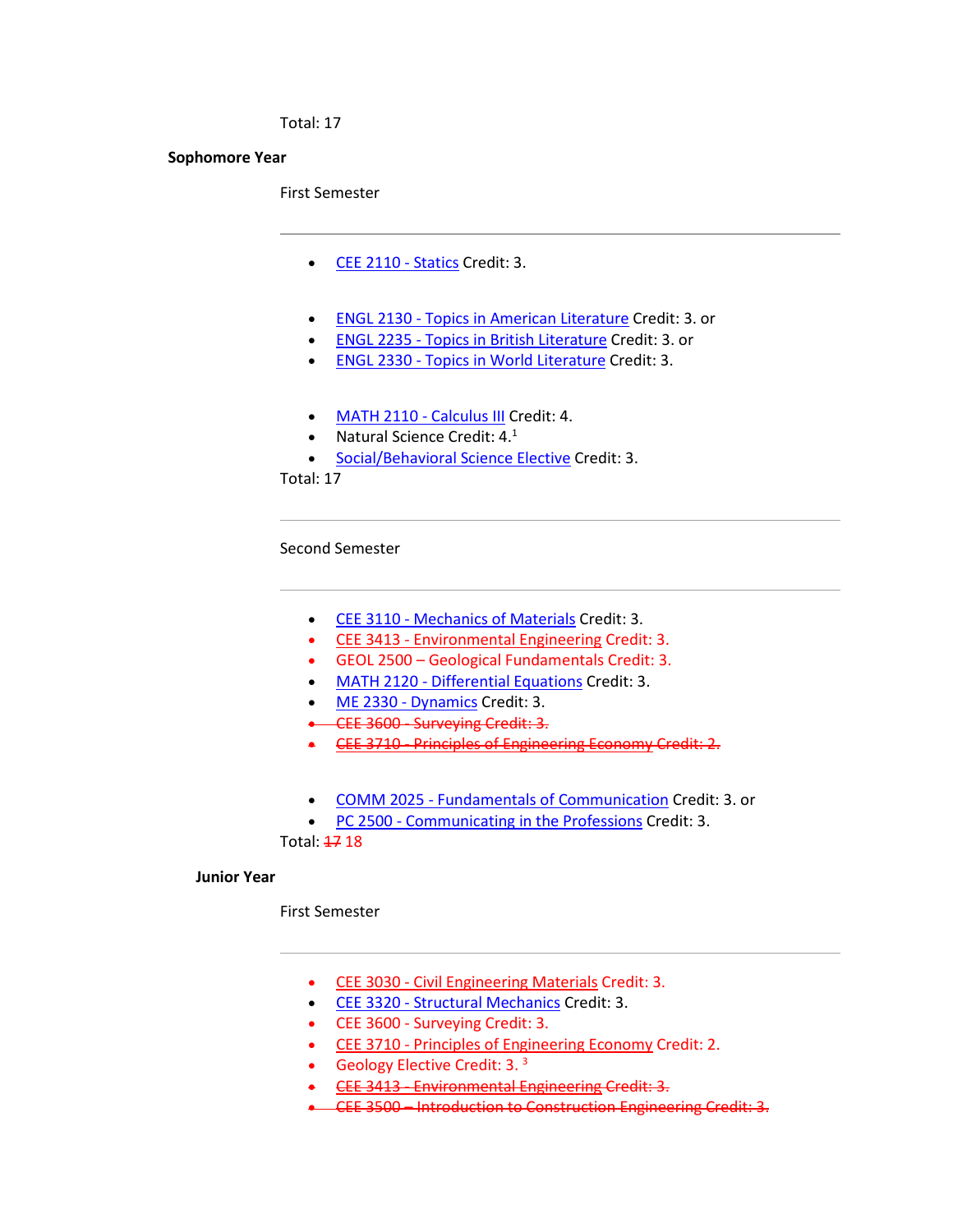Total: 17

**Sophomore Year**

First Semester

---

- CEE 2110 - Statics Credit: 3.

- ENGL 2130 - Topics in American Literature Credit: 3. or
- ENGL 2235 - Topics in British Literature Credit: 3. or
- ENGL 2330 - Topics in World Literature Credit: 3.

- MATH 2110 - Calculus III Credit: 4.
- Natural Science Credit: 4.[1]
- Social/Behavioral Science Elective Credit: 3.

Total: 17

---

Second Semester

---

- CEE 3110 - Mechanics of Materials Credit: 3.
- CEE 3413 - Environmental Engineering Credit: 3.
- GEOL 2500 – Geological Fundamentals Credit: 3.
- MATH 2120 - Differential Equations Credit: 3.
- ME 2330 - Dynamics Credit: 3.
- ~~CEE 3600 - Surveying Credit: 3.~~
- ~~CEE 3710 - Principles of Engineering Economy Credit: 2.~~

- COMM 2025 - Fundamentals of Communication Credit: 3. or
- PC 2500 - Communicating in the Professions Credit: 3.

Total: ~~17~~ 18

**Junior Year**

First Semester

---

- CEE 3030 - Civil Engineering Materials Credit: 3.
- CEE 3320 - Structural Mechanics Credit: 3.
- CEE 3600 - Surveying Credit: 3.
- CEE 3710 - Principles of Engineering Economy Credit: 2.
- Geology Elective Credit: 3. [3]
- ~~CEE 3413 - Environmental Engineering Credit: 3.~~
- ~~CEE 3500 – Introduction to Construction Engineering Credit: 3.~~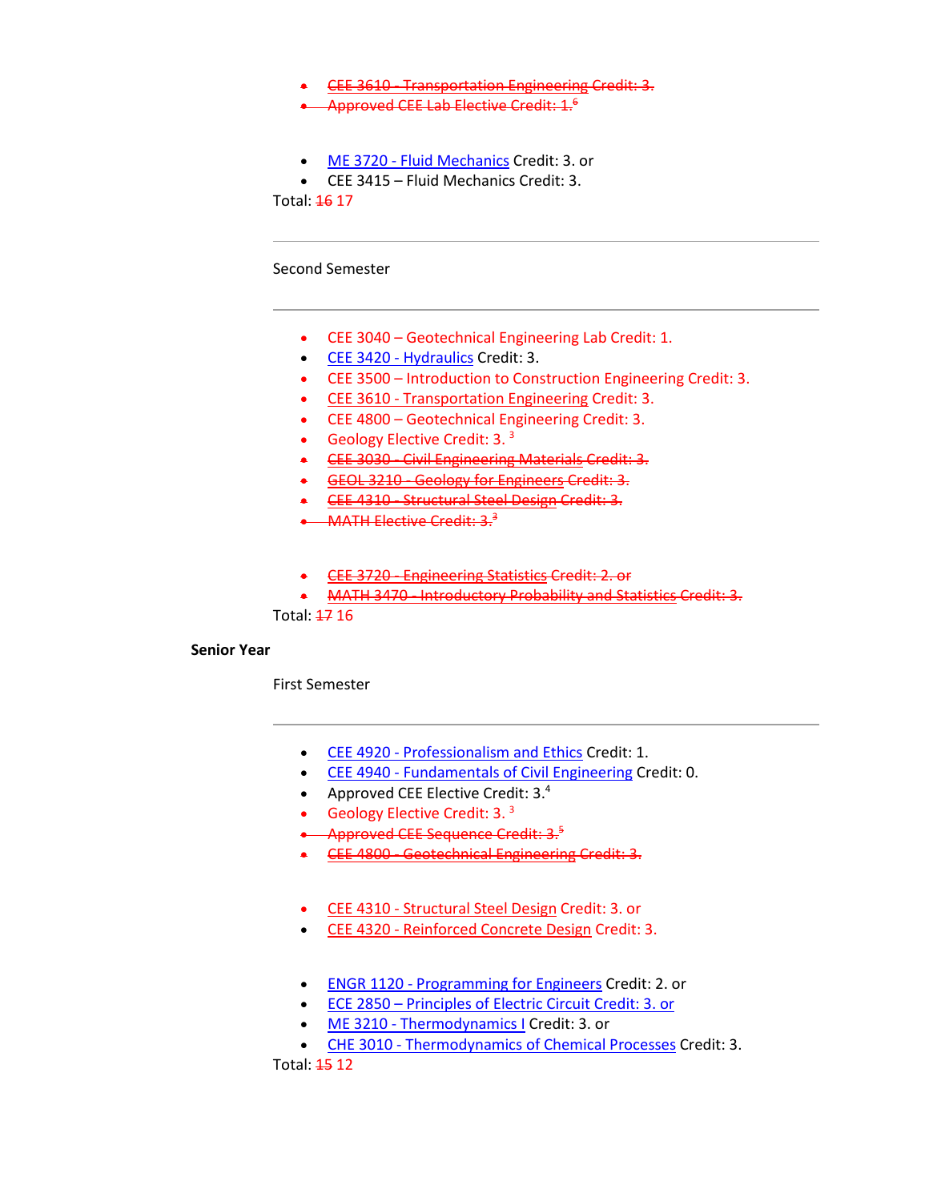- ~~CEE 3610 - Transportation Engineering Credit: 3.~~
- ~~Approved CEE Lab Elective Credit: 1.[6]~~

- ME 3720 - Fluid Mechanics Credit: 3. or
- CEE 3415 – Fluid Mechanics Credit: 3.

Total: ~~16~~ 17

Second Semester

- CEE 3040 – Geotechnical Engineering Lab Credit: 1.
- CEE 3420 - Hydraulics Credit: 3.
- CEE 3500 – Introduction to Construction Engineering Credit: 3.
- CEE 3610 - Transportation Engineering Credit: 3.
- CEE 4800 – Geotechnical Engineering Credit: 3.
- Geology Elective Credit: 3. [3]
- ~~CEE 3030 - Civil Engineering Materials Credit: 3.~~
- ~~GEOL 3210 - Geology for Engineers Credit: 3.~~
- ~~CEE 4310 - Structural Steel Design Credit: 3.~~
- ~~MATH Elective Credit: 3.[3]~~

- ~~CEE 3720 - Engineering Statistics Credit: 2. or~~
- ~~MATH 3470 - Introductory Probability and Statistics Credit: 3.~~

Total: ~~17~~ 16

**Senior Year**

First Semester

- CEE 4920 - Professionalism and Ethics Credit: 1.
- CEE 4940 - Fundamentals of Civil Engineering Credit: 0.
- Approved CEE Elective Credit: 3.[4]
- Geology Elective Credit: 3. [3]
- ~~Approved CEE Sequence Credit: 3.[5]~~
- ~~CEE 4800 - Geotechnical Engineering Credit: 3.~~

- CEE 4310 - Structural Steel Design Credit: 3. or
- CEE 4320 - Reinforced Concrete Design Credit: 3.

- ENGR 1120 - Programming for Engineers Credit: 2. or
- ECE 2850 – Principles of Electric Circuit Credit: 3. or
- ME 3210 - Thermodynamics I Credit: 3. or
- CHE 3010 - Thermodynamics of Chemical Processes Credit: 3.

Total: ~~15~~ 12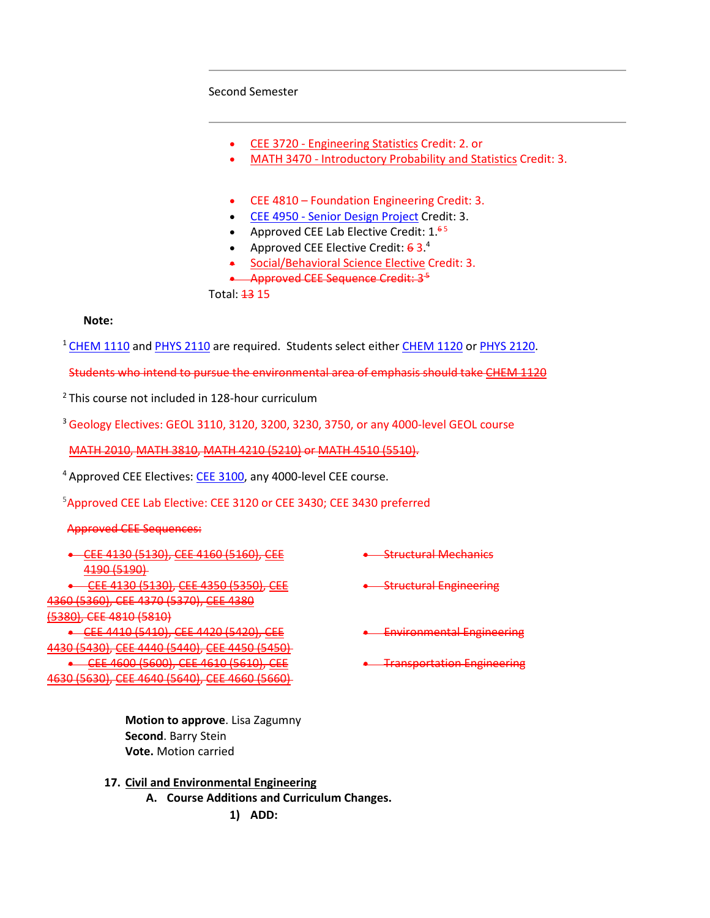Second Semester

- CEE 3720 - Engineering Statistics Credit: 2. or
- MATH 3470 - Introductory Probability and Statistics Credit: 3.

- CEE 4810 – Foundation Engineering Credit: 3.
- CEE 4950 - Senior Design Project Credit: 3.
- Approved CEE Lab Elective Credit: 1.[6] [5]
- Approved CEE Elective Credit: ~~6~~ 3.[4]
- Social/Behavioral Science Elective Credit: 3.
- ~~Approved CEE Sequence Credit: 3~~ [5]

Total: ~~13~~ 15

**Note:**

[1] CHEM 1110 and PHYS 2110 are required. Students select either CHEM 1120 or PHYS 2120.

~~Students who intend to pursue the environmental area of emphasis should take CHEM 1120~~

[2] This course not included in 128-hour curriculum

[3] Geology Electives: GEOL 3110, 3120, 3200, 3230, 3750, or any 4000-level GEOL course

~~MATH 2010, MATH 3810, MATH 4210 (5210) or MATH 4510 (5510).~~

[4] Approved CEE Electives: CEE 3100, any 4000-level CEE course.

[5] Approved CEE Lab Elective: CEE 3120 or CEE 3430; CEE 3430 preferred

~~Approved CEE Sequences:~~

| | |
|---|---|
| ~~CEE 4130 (5130), CEE 4160 (5160), CEE 4190 (5190)~~ | ~~Structural Mechanics~~ |
| ~~CEE 4130 (5130), CEE 4350 (5350), CEE 4360 (5360), CEE 4370 (5370), CEE 4380 (5380), CEE 4810 (5810)~~ | ~~Structural Engineering~~ |
| ~~CEE 4410 (5410), CEE 4420 (5420), CEE 4430 (5430), CEE 4440 (5440), CEE 4450 (5450)~~ | ~~Environmental Engineering~~ |
| ~~CEE 4600 (5600), CEE 4610 (5610), CEE 4630 (5630), CEE 4640 (5640), CEE 4660 (5660)~~ | ~~Transportation Engineering~~ |

**Motion to approve**. Lisa Zagumny
**Second**. Barry Stein
**Vote.** Motion carried

**17. Civil and Environmental Engineering**

**A. Course Additions and Curriculum Changes.**

**1) ADD:**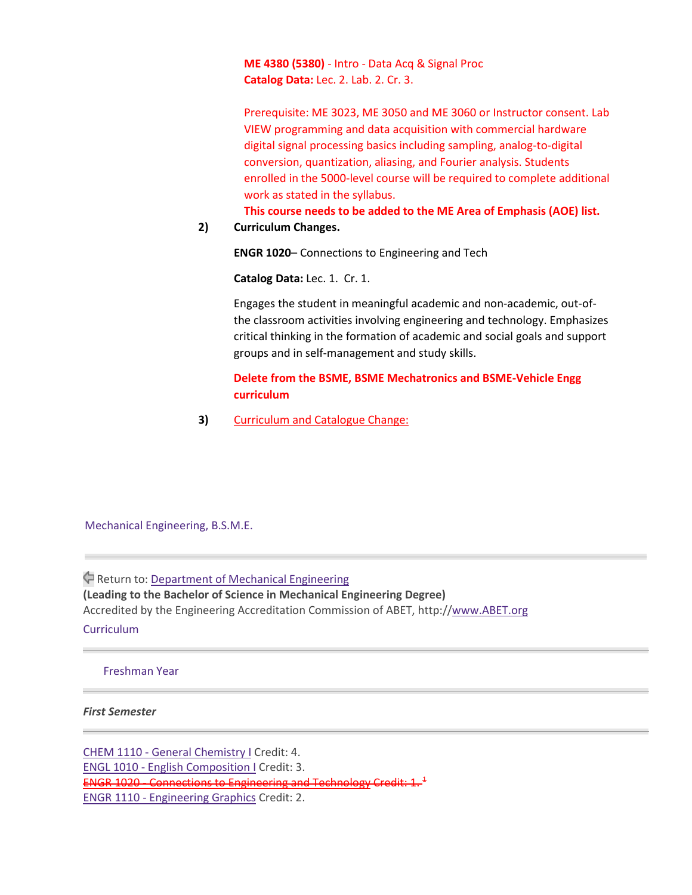**ME 4380 (5380)** - Intro - Data Acq & Signal Proc
**Catalog Data:** Lec. 2. Lab. 2. Cr. 3.

Prerequisite: ME 3023, ME 3050 and ME 3060 or Instructor consent. Lab VIEW programming and data acquisition with commercial hardware digital signal processing basics including sampling, analog-to-digital conversion, quantization, aliasing, and Fourier analysis. Students enrolled in the 5000-level course will be required to complete additional work as stated in the syllabus.
**This course needs to be added to the ME Area of Emphasis (AOE) list.**

2) **Curriculum Changes.**

**ENGR 1020**– Connections to Engineering and Tech

**Catalog Data:** Lec. 1. Cr. 1.

Engages the student in meaningful academic and non-academic, out-of-the classroom activities involving engineering and technology. Emphasizes critical thinking in the formation of academic and social goals and support groups and in self-management and study skills.

**Delete from the BSME, BSME Mechatronics and BSME-Vehicle Engg curriculum**

3) Curriculum and Catalogue Change:

Mechanical Engineering, B.S.M.E.

---

Return to: Department of Mechanical Engineering
**(Leading to the Bachelor of Science in Mechanical Engineering Degree)**
Accredited by the Engineering Accreditation Commission of ABET, http://www.ABET.org

Curriculum

---

Freshman Year

---

***First Semester***

---

CHEM 1110 - General Chemistry I Credit: 4.
ENGL 1010 - English Composition I Credit: 3.
~~ENGR 1020 - Connections to Engineering and Technology Credit: 1.~~ [1]
ENGR 1110 - Engineering Graphics Credit: 2.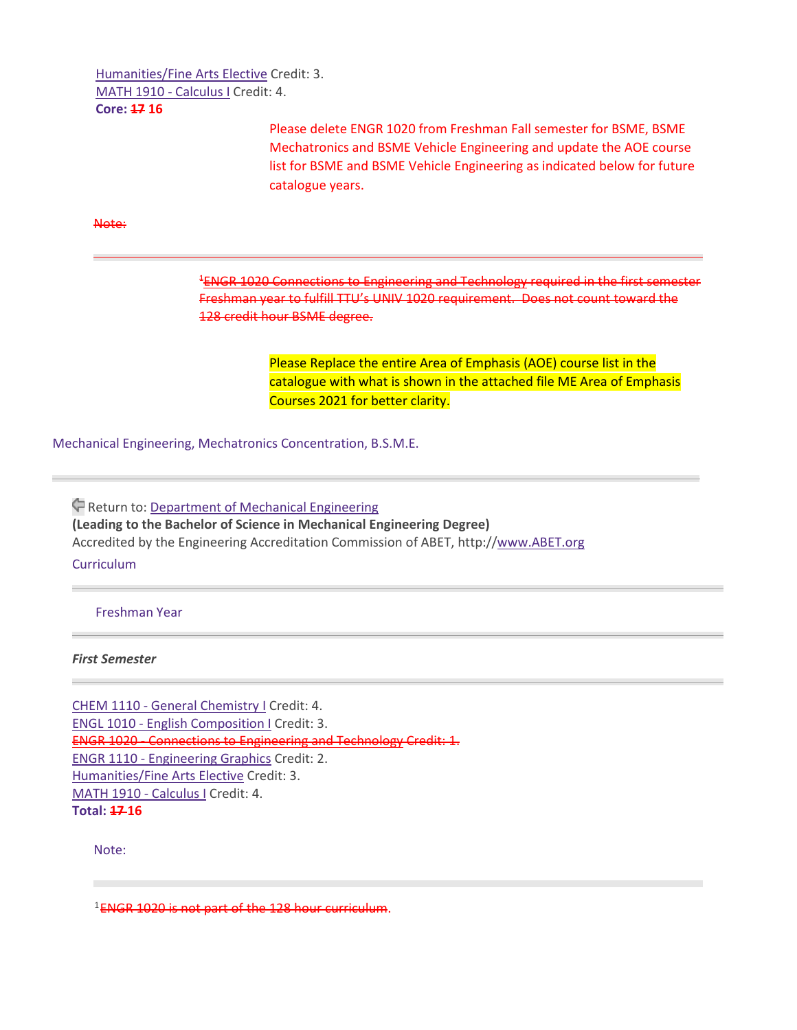[Humanities/Fine Arts Elective](#) Credit: 3.
[MATH 1910 - Calculus I](#) Credit: 4.
**Core: ~~17~~ 16**

Please delete ENGR 1020 from Freshman Fall semester for BSME, BSME Mechatronics and BSME Vehicle Engineering and update the AOE course list for BSME and BSME Vehicle Engineering as indicated below for future catalogue years.

~~Note:~~

---

~~[1]ENGR 1020 Connections to Engineering and Technology required in the first semester Freshman year to fulfill TTU's UNIV 1020 requirement. Does not count toward the 128 credit hour BSME degree.~~

Please Replace the entire Area of Emphasis (AOE) course list in the catalogue with what is shown in the attached file ME Area of Emphasis Courses 2021 for better clarity.

Mechanical Engineering, Mechatronics Concentration, B.S.M.E.

---

Return to: [Department of Mechanical Engineering](#)
**(Leading to the Bachelor of Science in Mechanical Engineering Degree)**
Accredited by the Engineering Accreditation Commission of ABET, http://www.ABET.org

Curriculum

---

Freshman Year

---

***First Semester***

---

[CHEM 1110 - General Chemistry I](#) Credit: 4.
[ENGL 1010 - English Composition I](#) Credit: 3.
~~ENGR 1020 - Connections to Engineering and Technology Credit: 1.~~
[ENGR 1110 - Engineering Graphics](#) Credit: 2.
[Humanities/Fine Arts Elective](#) Credit: 3.
[MATH 1910 - Calculus I](#) Credit: 4.
**Total: ~~17~~ 16**

Note:

---

[1]~~ENGR 1020 is not part of the 128 hour curriculum~~.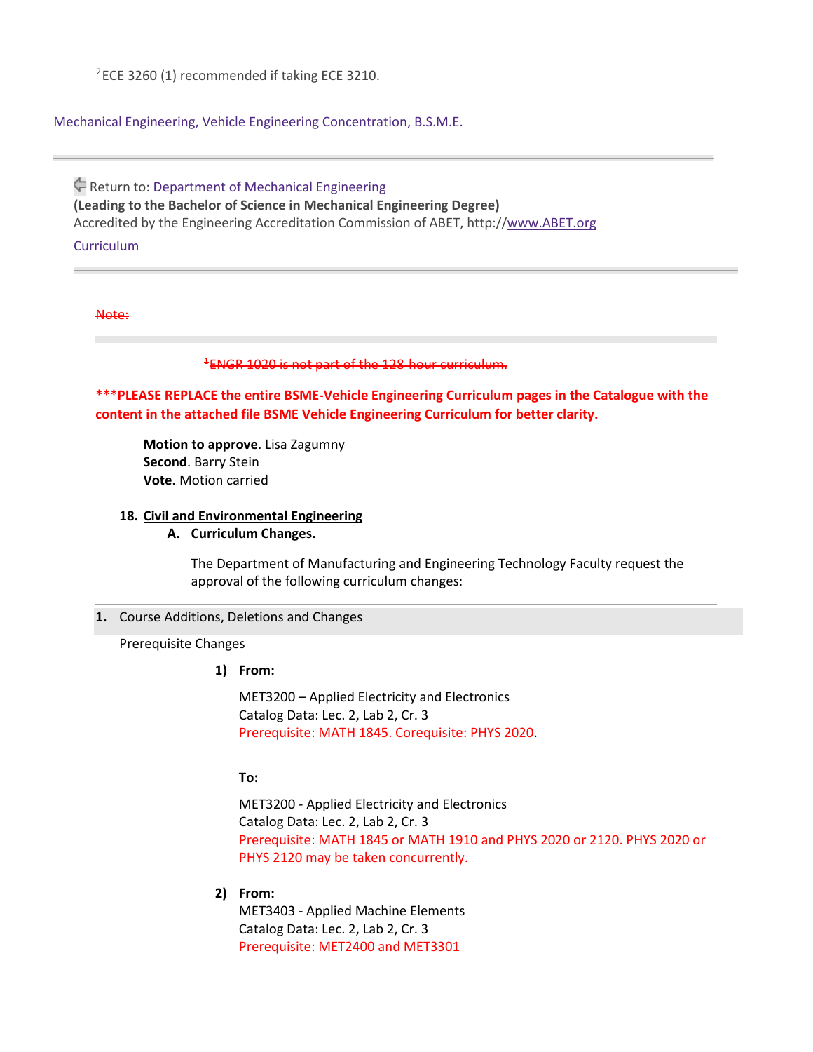[2]ECE 3260 (1) recommended if taking ECE 3210.

Mechanical Engineering, Vehicle Engineering Concentration, B.S.M.E.

---

Return to: Department of Mechanical Engineering
**(Leading to the Bachelor of Science in Mechanical Engineering Degree)**
Accredited by the Engineering Accreditation Commission of ABET, http://www.ABET.org

Curriculum

---

~~Note:~~

---

~~[1]ENGR 1020 is not part of the 128-hour curriculum.~~

**\*\*\*PLEASE REPLACE the entire BSME-Vehicle Engineering Curriculum pages in the Catalogue with the content in the attached file BSME Vehicle Engineering Curriculum for better clarity.**

**Motion to approve**. Lisa Zagumny
**Second**. Barry Stein
**Vote.** Motion carried

**18. Civil and Environmental Engineering**

**A. Curriculum Changes.**

The Department of Manufacturing and Engineering Technology Faculty request the approval of the following curriculum changes:

---

**1.** Course Additions, Deletions and Changes

Prerequisite Changes

**1) From:**

MET3200 – Applied Electricity and Electronics
Catalog Data: Lec. 2, Lab 2, Cr. 3
Prerequisite: MATH 1845. Corequisite: PHYS 2020.

**To:**

MET3200 - Applied Electricity and Electronics
Catalog Data: Lec. 2, Lab 2, Cr. 3
Prerequisite: MATH 1845 or MATH 1910 and PHYS 2020 or 2120. PHYS 2020 or PHYS 2120 may be taken concurrently.

**2) From:**
MET3403 - Applied Machine Elements
Catalog Data: Lec. 2, Lab 2, Cr. 3
Prerequisite: MET2400 and MET3301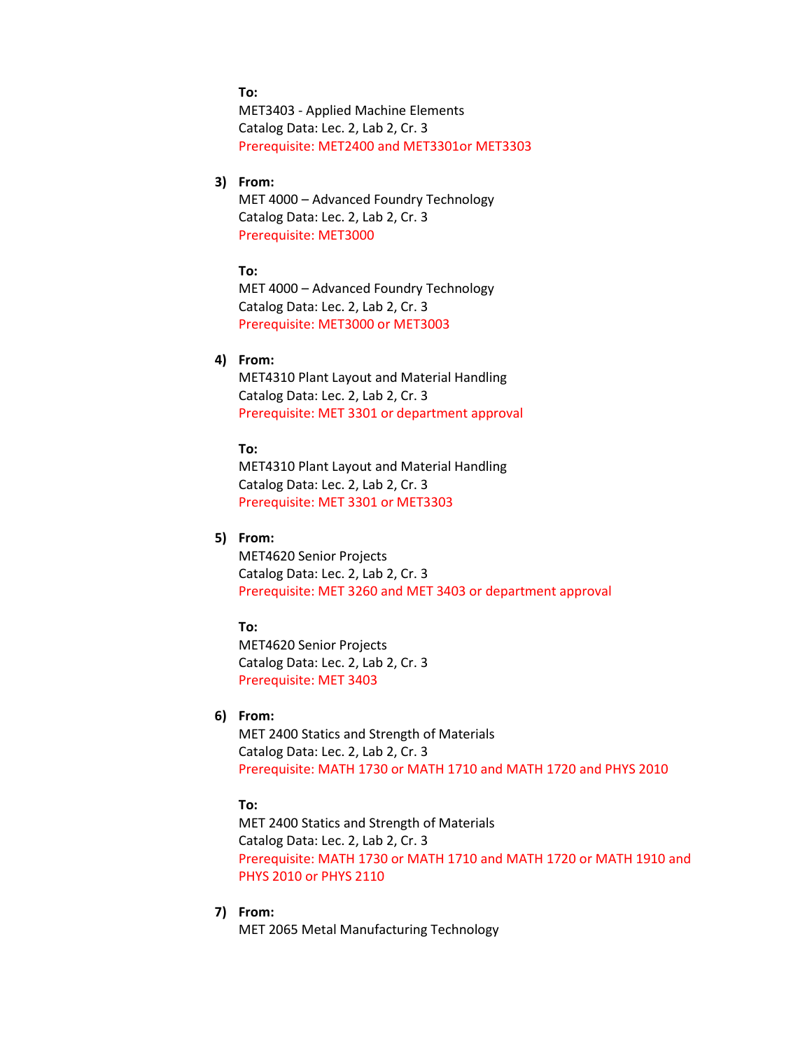**To:**
MET3403 - Applied Machine Elements
Catalog Data: Lec. 2, Lab 2, Cr. 3
Prerequisite: MET2400 and MET3301or MET3303

3) **From:**
MET 4000 – Advanced Foundry Technology
Catalog Data: Lec. 2, Lab 2, Cr. 3
Prerequisite: MET3000

**To:**
MET 4000 – Advanced Foundry Technology
Catalog Data: Lec. 2, Lab 2, Cr. 3
Prerequisite: MET3000 or MET3003

4) **From:**
MET4310 Plant Layout and Material Handling
Catalog Data: Lec. 2, Lab 2, Cr. 3
Prerequisite: MET 3301 or department approval

**To:**
MET4310 Plant Layout and Material Handling
Catalog Data: Lec. 2, Lab 2, Cr. 3
Prerequisite: MET 3301 or MET3303

5) **From:**
MET4620 Senior Projects
Catalog Data: Lec. 2, Lab 2, Cr. 3
Prerequisite: MET 3260 and MET 3403 or department approval

**To:**
MET4620 Senior Projects
Catalog Data: Lec. 2, Lab 2, Cr. 3
Prerequisite: MET 3403

6) **From:**
MET 2400 Statics and Strength of Materials
Catalog Data: Lec. 2, Lab 2, Cr. 3
Prerequisite: MATH 1730 or MATH 1710 and MATH 1720 and PHYS 2010

**To:**
MET 2400 Statics and Strength of Materials
Catalog Data: Lec. 2, Lab 2, Cr. 3
Prerequisite: MATH 1730 or MATH 1710 and MATH 1720 or MATH 1910 and PHYS 2010 or PHYS 2110

7) **From:**
MET 2065 Metal Manufacturing Technology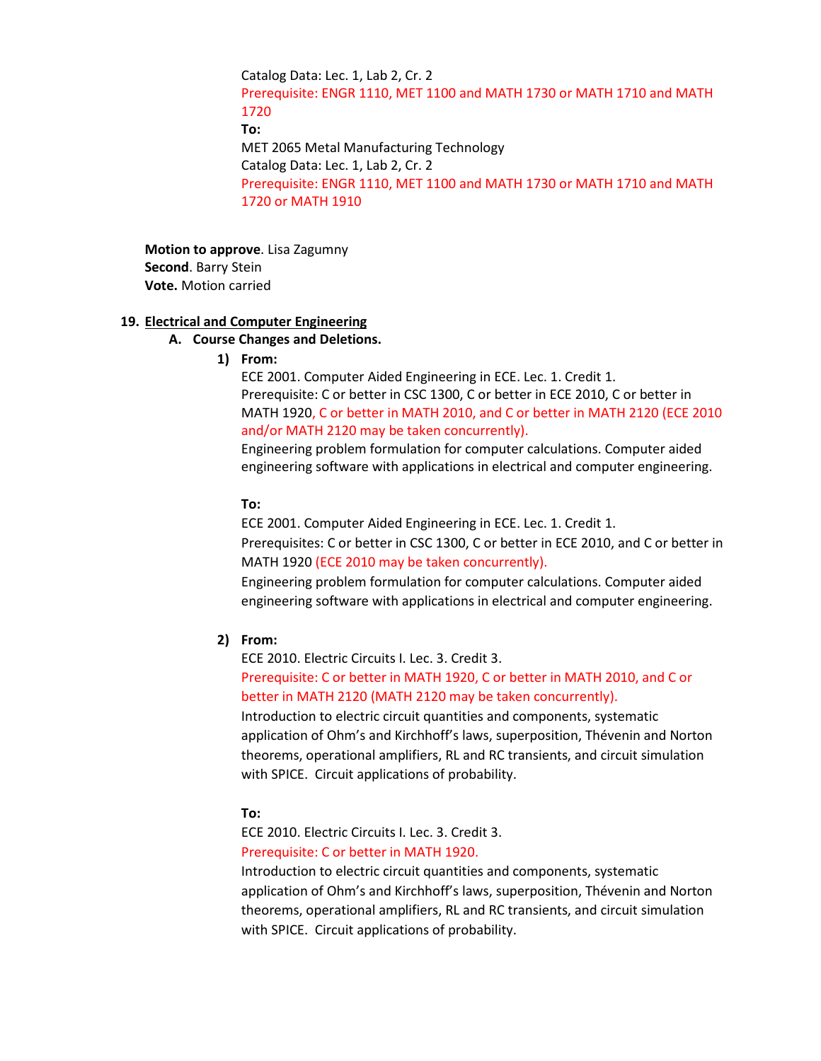Catalog Data: Lec. 1, Lab 2, Cr. 2
Prerequisite: ENGR 1110, MET 1100 and MATH 1730 or MATH 1710 and MATH 1720

**To:**

MET 2065 Metal Manufacturing Technology
Catalog Data: Lec. 1, Lab 2, Cr. 2
Prerequisite: ENGR 1110, MET 1100 and MATH 1730 or MATH 1710 and MATH 1720 or MATH 1910

**Motion to approve**. Lisa Zagumny
**Second**. Barry Stein
**Vote.** Motion carried

## 19. Electrical and Computer Engineering

### A. Course Changes and Deletions.

**1) From:**

ECE 2001. Computer Aided Engineering in ECE. Lec. 1. Credit 1.
Prerequisite: C or better in CSC 1300, C or better in ECE 2010, C or better in MATH 1920, C or better in MATH 2010, and C or better in MATH 2120 (ECE 2010 and/or MATH 2120 may be taken concurrently).
Engineering problem formulation for computer calculations. Computer aided engineering software with applications in electrical and computer engineering.

**To:**

ECE 2001. Computer Aided Engineering in ECE. Lec. 1. Credit 1.
Prerequisites: C or better in CSC 1300, C or better in ECE 2010, and C or better in MATH 1920 (ECE 2010 may be taken concurrently).
Engineering problem formulation for computer calculations. Computer aided engineering software with applications in electrical and computer engineering.

**2) From:**

ECE 2010. Electric Circuits I. Lec. 3. Credit 3.
Prerequisite: C or better in MATH 1920, C or better in MATH 2010, and C or better in MATH 2120 (MATH 2120 may be taken concurrently).
Introduction to electric circuit quantities and components, systematic application of Ohm's and Kirchhoff's laws, superposition, Thévenin and Norton theorems, operational amplifiers, RL and RC transients, and circuit simulation with SPICE. Circuit applications of probability.

**To:**

ECE 2010. Electric Circuits I. Lec. 3. Credit 3.
Prerequisite: C or better in MATH 1920.
Introduction to electric circuit quantities and components, systematic application of Ohm's and Kirchhoff's laws, superposition, Thévenin and Norton theorems, operational amplifiers, RL and RC transients, and circuit simulation with SPICE. Circuit applications of probability.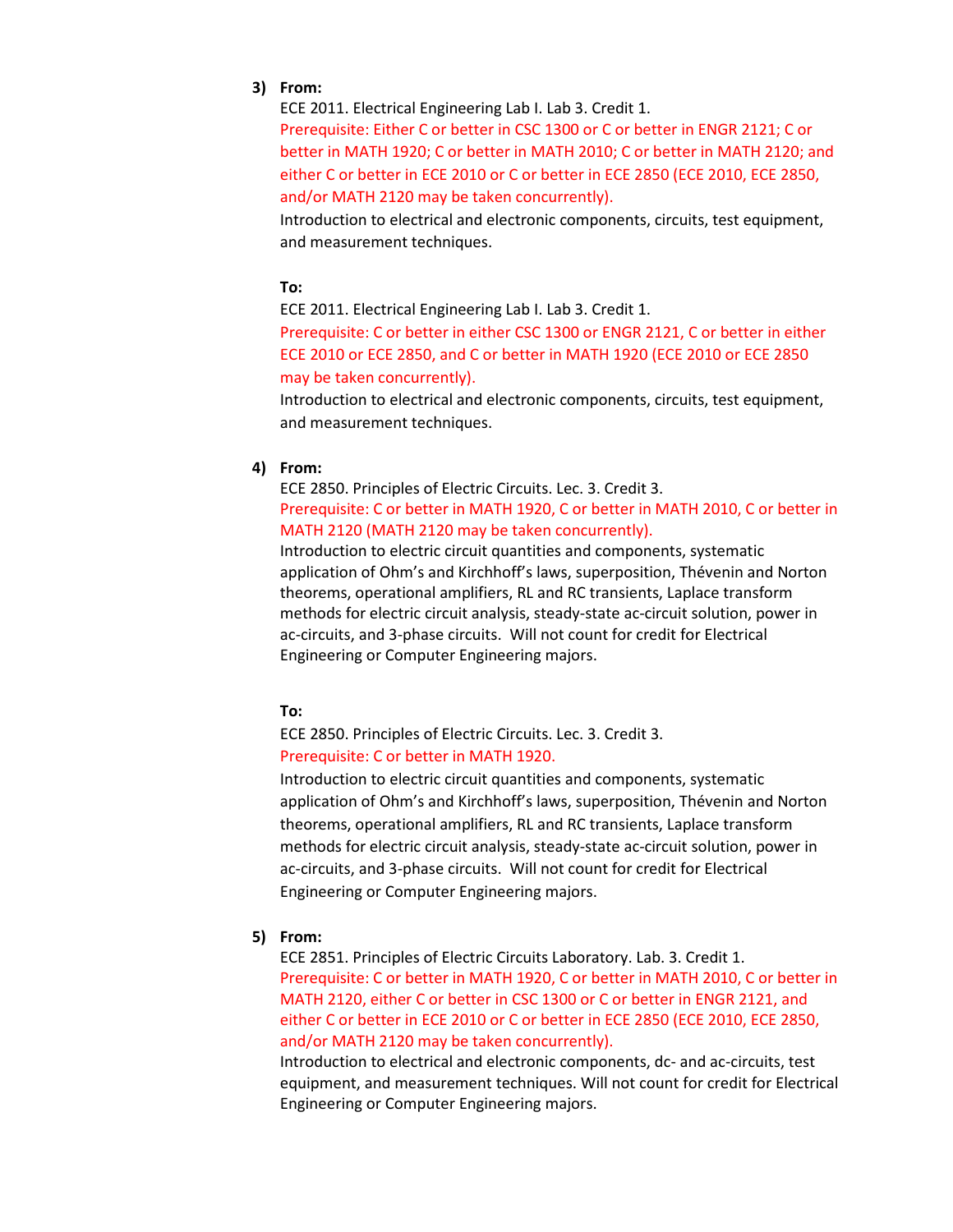3) **From:**

ECE 2011. Electrical Engineering Lab I. Lab 3. Credit 1.

Prerequisite: Either C or better in CSC 1300 or C or better in ENGR 2121; C or better in MATH 1920; C or better in MATH 2010; C or better in MATH 2120; and either C or better in ECE 2010 or C or better in ECE 2850 (ECE 2010, ECE 2850, and/or MATH 2120 may be taken concurrently).

Introduction to electrical and electronic components, circuits, test equipment, and measurement techniques.

**To:**

ECE 2011. Electrical Engineering Lab I. Lab 3. Credit 1.

Prerequisite: C or better in either CSC 1300 or ENGR 2121, C or better in either ECE 2010 or ECE 2850, and C or better in MATH 1920 (ECE 2010 or ECE 2850 may be taken concurrently).

Introduction to electrical and electronic components, circuits, test equipment, and measurement techniques.

4) **From:**

ECE 2850. Principles of Electric Circuits. Lec. 3. Credit 3.

Prerequisite: C or better in MATH 1920, C or better in MATH 2010, C or better in MATH 2120 (MATH 2120 may be taken concurrently).

Introduction to electric circuit quantities and components, systematic application of Ohm's and Kirchhoff's laws, superposition, Thévenin and Norton theorems, operational amplifiers, RL and RC transients, Laplace transform methods for electric circuit analysis, steady-state ac-circuit solution, power in ac-circuits, and 3-phase circuits. Will not count for credit for Electrical Engineering or Computer Engineering majors.

**To:**

ECE 2850. Principles of Electric Circuits. Lec. 3. Credit 3.

Prerequisite: C or better in MATH 1920.

Introduction to electric circuit quantities and components, systematic application of Ohm's and Kirchhoff's laws, superposition, Thévenin and Norton theorems, operational amplifiers, RL and RC transients, Laplace transform methods for electric circuit analysis, steady-state ac-circuit solution, power in ac-circuits, and 3-phase circuits. Will not count for credit for Electrical Engineering or Computer Engineering majors.

5) **From:**

ECE 2851. Principles of Electric Circuits Laboratory. Lab. 3. Credit 1.

Prerequisite: C or better in MATH 1920, C or better in MATH 2010, C or better in MATH 2120, either C or better in CSC 1300 or C or better in ENGR 2121, and either C or better in ECE 2010 or C or better in ECE 2850 (ECE 2010, ECE 2850, and/or MATH 2120 may be taken concurrently).

Introduction to electrical and electronic components, dc- and ac-circuits, test equipment, and measurement techniques. Will not count for credit for Electrical Engineering or Computer Engineering majors.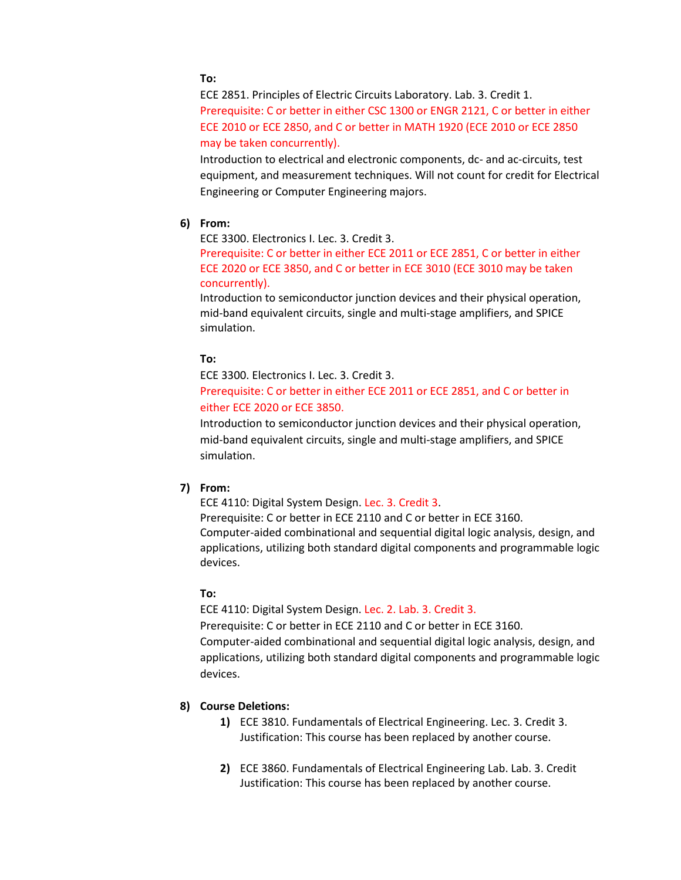**To:**

ECE 2851. Principles of Electric Circuits Laboratory. Lab. 3. Credit 1.

Prerequisite: C or better in either CSC 1300 or ENGR 2121, C or better in either ECE 2010 or ECE 2850, and C or better in MATH 1920 (ECE 2010 or ECE 2850 may be taken concurrently).

Introduction to electrical and electronic components, dc- and ac-circuits, test equipment, and measurement techniques. Will not count for credit for Electrical Engineering or Computer Engineering majors.

6) **From:**

ECE 3300. Electronics I. Lec. 3. Credit 3.

Prerequisite: C or better in either ECE 2011 or ECE 2851, C or better in either ECE 2020 or ECE 3850, and C or better in ECE 3010 (ECE 3010 may be taken concurrently).

Introduction to semiconductor junction devices and their physical operation, mid-band equivalent circuits, single and multi-stage amplifiers, and SPICE simulation.

**To:**

ECE 3300. Electronics I. Lec. 3. Credit 3.

Prerequisite: C or better in either ECE 2011 or ECE 2851, and C or better in either ECE 2020 or ECE 3850.

Introduction to semiconductor junction devices and their physical operation, mid-band equivalent circuits, single and multi-stage amplifiers, and SPICE simulation.

7) **From:**

ECE 4110: Digital System Design. Lec. 3. Credit 3.

Prerequisite: C or better in ECE 2110 and C or better in ECE 3160.

Computer-aided combinational and sequential digital logic analysis, design, and applications, utilizing both standard digital components and programmable logic devices.

**To:**

ECE 4110: Digital System Design. Lec. 2. Lab. 3. Credit 3.

Prerequisite: C or better in ECE 2110 and C or better in ECE 3160.

Computer-aided combinational and sequential digital logic analysis, design, and applications, utilizing both standard digital components and programmable logic devices.

8) **Course Deletions:**

   1) ECE 3810. Fundamentals of Electrical Engineering. Lec. 3. Credit 3.
      Justification: This course has been replaced by another course.

   2) ECE 3860. Fundamentals of Electrical Engineering Lab. Lab. 3. Credit
      Justification: This course has been replaced by another course.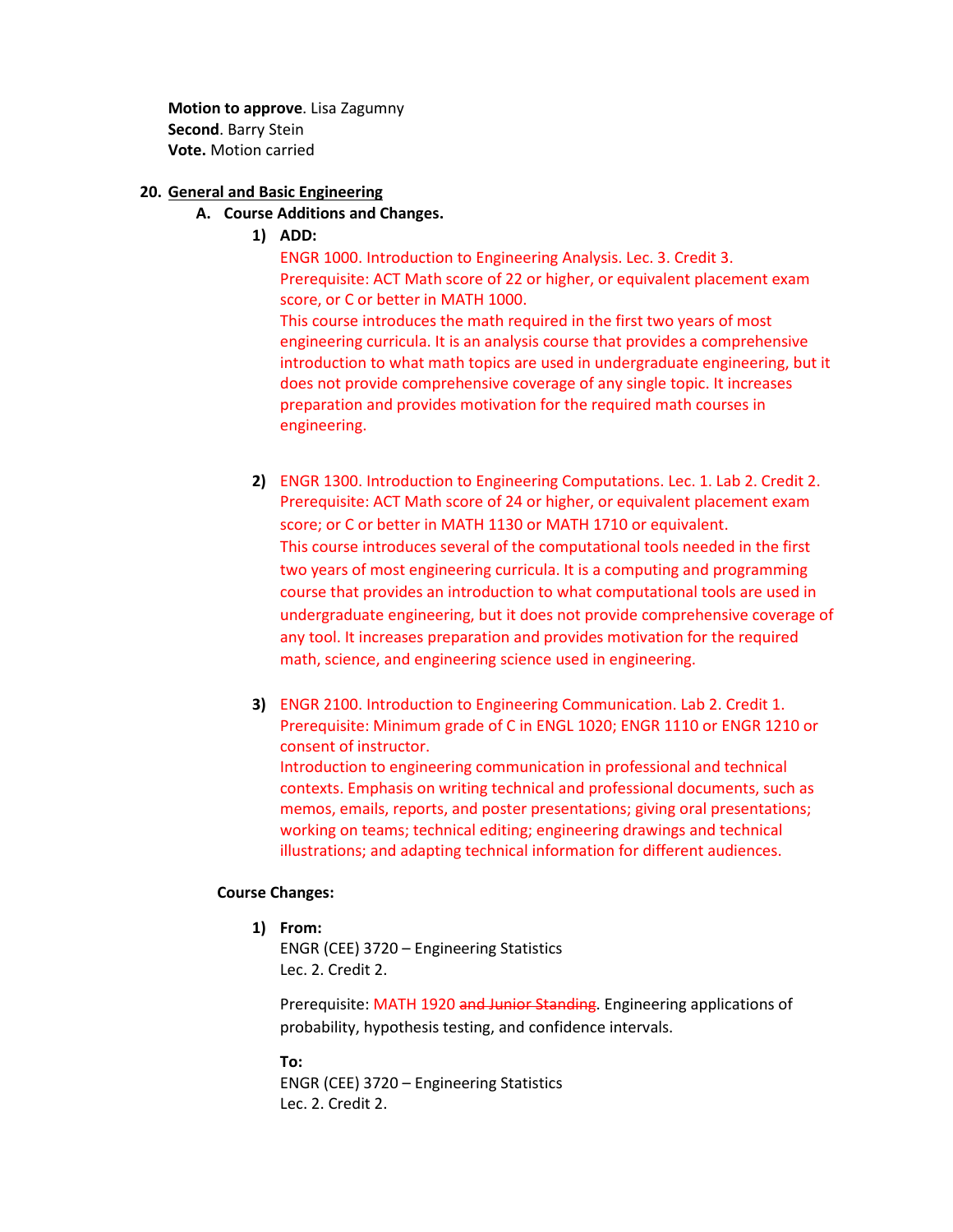**Motion to approve**. Lisa Zagumny
**Second**. Barry Stein
**Vote.** Motion carried

**20. General and Basic Engineering**

**A. Course Additions and Changes.**

**1) ADD:**

ENGR 1000. Introduction to Engineering Analysis. Lec. 3. Credit 3.
Prerequisite: ACT Math score of 22 or higher, or equivalent placement exam score, or C or better in MATH 1000.
This course introduces the math required in the first two years of most engineering curricula. It is an analysis course that provides a comprehensive introduction to what math topics are used in undergraduate engineering, but it does not provide comprehensive coverage of any single topic. It increases preparation and provides motivation for the required math courses in engineering.

**2)** ENGR 1300. Introduction to Engineering Computations. Lec. 1. Lab 2. Credit 2.
Prerequisite: ACT Math score of 24 or higher, or equivalent placement exam score; or C or better in MATH 1130 or MATH 1710 or equivalent.
This course introduces several of the computational tools needed in the first two years of most engineering curricula. It is a computing and programming course that provides an introduction to what computational tools are used in undergraduate engineering, but it does not provide comprehensive coverage of any tool. It increases preparation and provides motivation for the required math, science, and engineering science used in engineering.

**3)** ENGR 2100. Introduction to Engineering Communication. Lab 2. Credit 1.
Prerequisite: Minimum grade of C in ENGL 1020; ENGR 1110 or ENGR 1210 or consent of instructor.
Introduction to engineering communication in professional and technical contexts. Emphasis on writing technical and professional documents, such as memos, emails, reports, and poster presentations; giving oral presentations; working on teams; technical editing; engineering drawings and technical illustrations; and adapting technical information for different audiences.

**Course Changes:**

**1) From:**
ENGR (CEE) 3720 – Engineering Statistics
Lec. 2. Credit 2.

Prerequisite: MATH 1920 ~~and Junior Standing~~. Engineering applications of probability, hypothesis testing, and confidence intervals.

**To:**
ENGR (CEE) 3720 – Engineering Statistics
Lec. 2. Credit 2.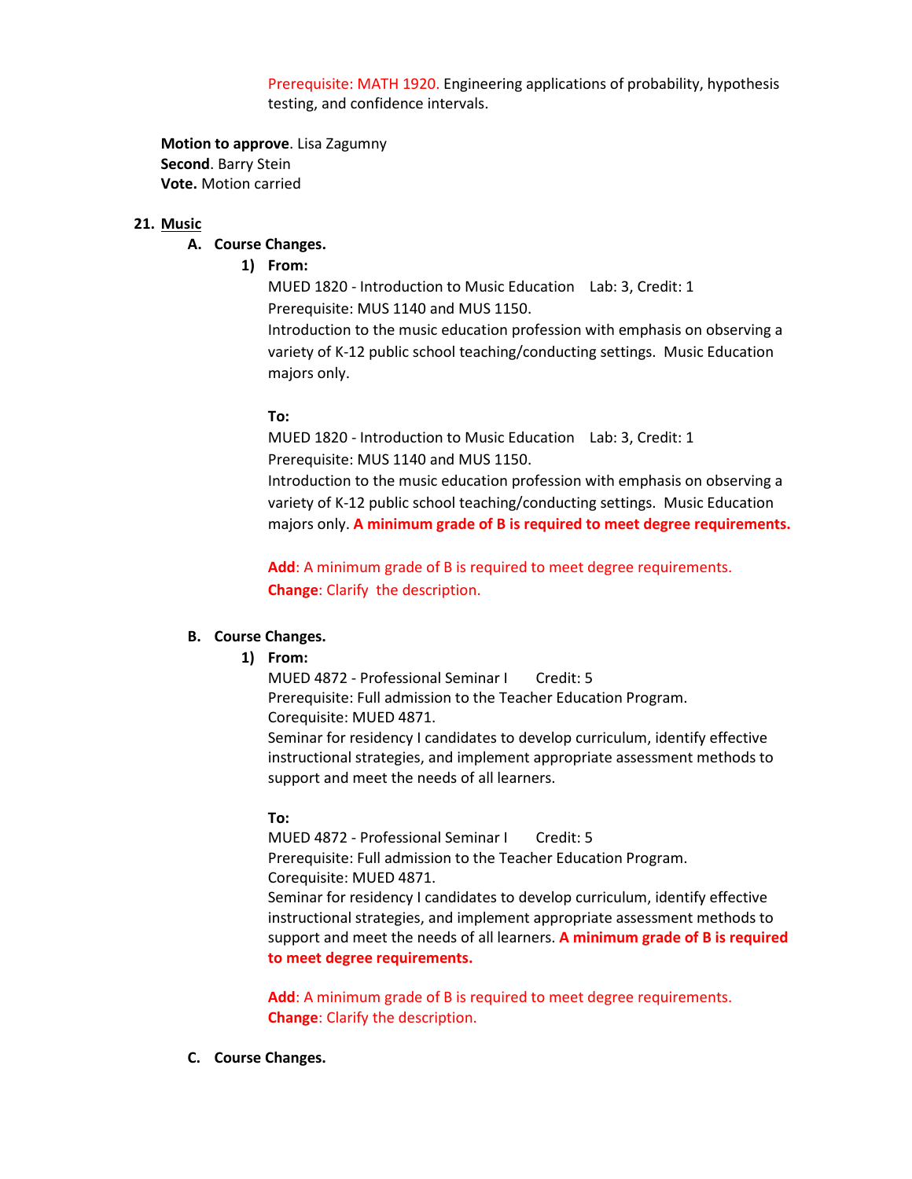Prerequisite: MATH 1920. Engineering applications of probability, hypothesis testing, and confidence intervals.

**Motion to approve**. Lisa Zagumny
**Second**. Barry Stein
**Vote.** Motion carried

21. <u>Music</u>

   A. **Course Changes.**

      1) **From:**

         MUED 1820 - Introduction to Music Education  Lab: 3, Credit: 1
         Prerequisite: MUS 1140 and MUS 1150.
         Introduction to the music education profession with emphasis on observing a variety of K-12 public school teaching/conducting settings. Music Education majors only.

         **To:**

         MUED 1820 - Introduction to Music Education  Lab: 3, Credit: 1
         Prerequisite: MUS 1140 and MUS 1150.
         Introduction to the music education profession with emphasis on observing a variety of K-12 public school teaching/conducting settings. Music Education majors only. **A minimum grade of B is required to meet degree requirements.**

         **Add**: A minimum grade of B is required to meet degree requirements.
         **Change**: Clarify the description.

   B. **Course Changes.**

      1) **From:**

         MUED 4872 - Professional Seminar I  Credit: 5
         Prerequisite: Full admission to the Teacher Education Program.
         Corequisite: MUED 4871.
         Seminar for residency I candidates to develop curriculum, identify effective instructional strategies, and implement appropriate assessment methods to support and meet the needs of all learners.

         **To:**

         MUED 4872 - Professional Seminar I  Credit: 5
         Prerequisite: Full admission to the Teacher Education Program.
         Corequisite: MUED 4871.
         Seminar for residency I candidates to develop curriculum, identify effective instructional strategies, and implement appropriate assessment methods to support and meet the needs of all learners. **A minimum grade of B is required to meet degree requirements.**

         **Add**: A minimum grade of B is required to meet degree requirements.
         **Change**: Clarify the description.

   C. **Course Changes.**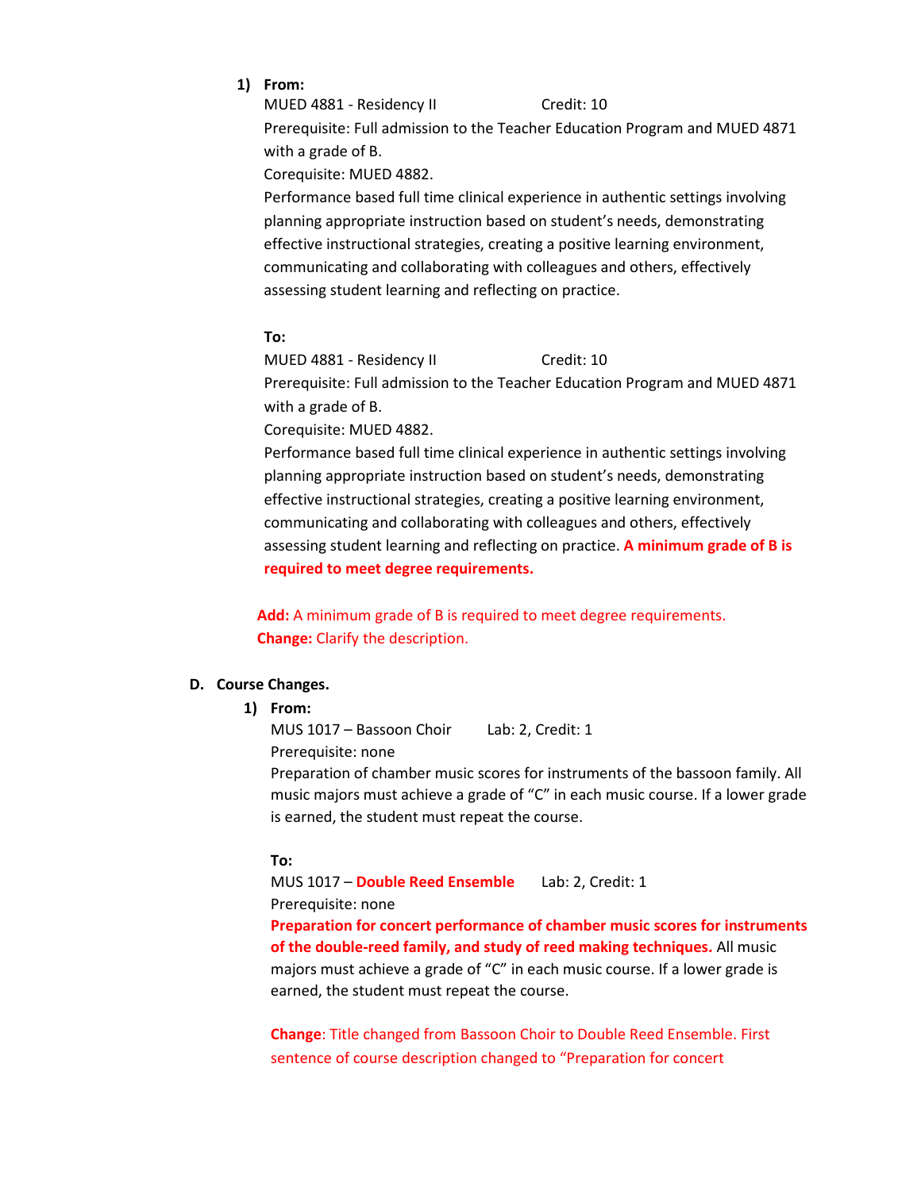1) **From:**

MUED 4881 - Residency II Credit: 10
Prerequisite: Full admission to the Teacher Education Program and MUED 4871 with a grade of B.
Corequisite: MUED 4882.
Performance based full time clinical experience in authentic settings involving planning appropriate instruction based on student's needs, demonstrating effective instructional strategies, creating a positive learning environment, communicating and collaborating with colleagues and others, effectively assessing student learning and reflecting on practice.

**To:**

MUED 4881 - Residency II Credit: 10
Prerequisite: Full admission to the Teacher Education Program and MUED 4871 with a grade of B.
Corequisite: MUED 4882.
Performance based full time clinical experience in authentic settings involving planning appropriate instruction based on student's needs, demonstrating effective instructional strategies, creating a positive learning environment, communicating and collaborating with colleagues and others, effectively assessing student learning and reflecting on practice. **A minimum grade of B is required to meet degree requirements.**

**Add:** A minimum grade of B is required to meet degree requirements.
**Change:** Clarify the description.

**D. Course Changes.**

1) **From:**

MUS 1017 – Bassoon Choir Lab: 2, Credit: 1
Prerequisite: none
Preparation of chamber music scores for instruments of the bassoon family. All music majors must achieve a grade of "C" in each music course. If a lower grade is earned, the student must repeat the course.

**To:**

MUS 1017 – **Double Reed Ensemble** Lab: 2, Credit: 1
Prerequisite: none
**Preparation for concert performance of chamber music scores for instruments of the double-reed family, and study of reed making techniques.** All music majors must achieve a grade of "C" in each music course. If a lower grade is earned, the student must repeat the course.

**Change**: Title changed from Bassoon Choir to Double Reed Ensemble. First sentence of course description changed to "Preparation for concert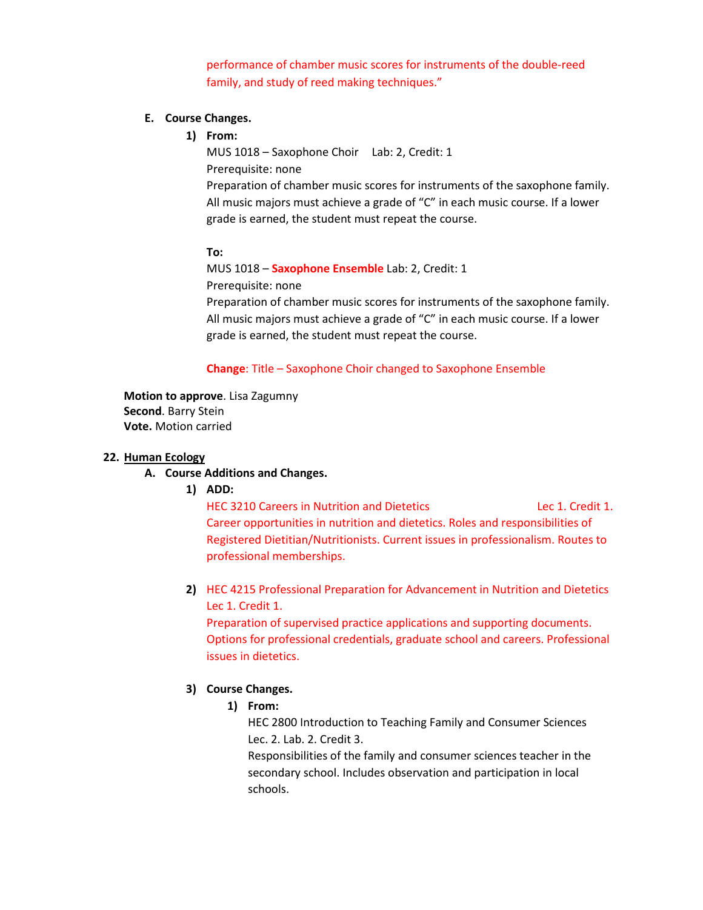performance of chamber music scores for instruments of the double-reed family, and study of reed making techniques."

**E. Course Changes.**

**1) From:**

MUS 1018 – Saxophone Choir  Lab: 2, Credit: 1
Prerequisite: none
Preparation of chamber music scores for instruments of the saxophone family. All music majors must achieve a grade of "C" in each music course. If a lower grade is earned, the student must repeat the course.

**To:**

MUS 1018 – **Saxophone Ensemble** Lab: 2, Credit: 1
Prerequisite: none
Preparation of chamber music scores for instruments of the saxophone family. All music majors must achieve a grade of "C" in each music course. If a lower grade is earned, the student must repeat the course.

**Change**: Title – Saxophone Choir changed to Saxophone Ensemble

**Motion to approve**. Lisa Zagumny
**Second**. Barry Stein
**Vote.** Motion carried

**22. Human Ecology**

**A. Course Additions and Changes.**

**1) ADD:**

HEC 3210 Careers in Nutrition and Dietetics  Lec 1. Credit 1.
Career opportunities in nutrition and dietetics. Roles and responsibilities of Registered Dietitian/Nutritionists. Current issues in professionalism. Routes to professional memberships.

**2)** HEC 4215 Professional Preparation for Advancement in Nutrition and Dietetics Lec 1. Credit 1.
Preparation of supervised practice applications and supporting documents. Options for professional credentials, graduate school and careers. Professional issues in dietetics.

**3) Course Changes.**

**1) From:**

HEC 2800 Introduction to Teaching Family and Consumer Sciences
Lec. 2. Lab. 2. Credit 3.
Responsibilities of the family and consumer sciences teacher in the secondary school. Includes observation and participation in local schools.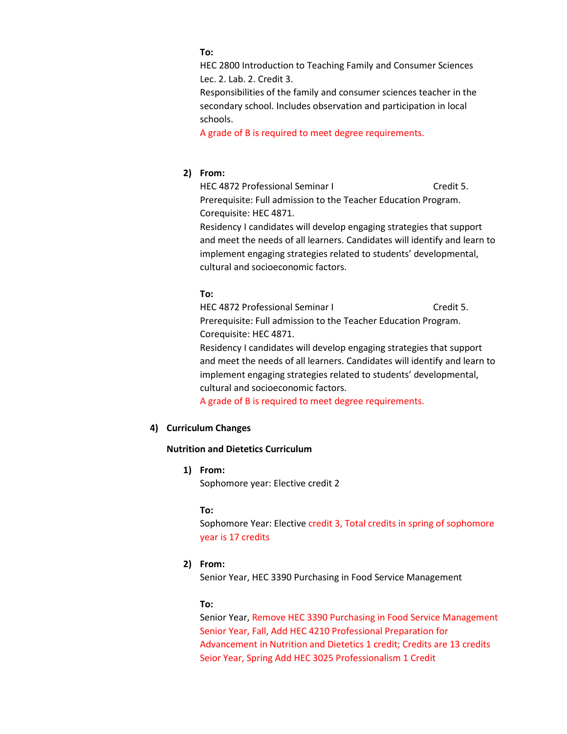**To:**

HEC 2800 Introduction to Teaching Family and Consumer Sciences
Lec. 2. Lab. 2. Credit 3.
Responsibilities of the family and consumer sciences teacher in the secondary school. Includes observation and participation in local schools.
A grade of B is required to meet degree requirements.

2) **From:**

HEC 4872 Professional Seminar I Credit 5.
Prerequisite: Full admission to the Teacher Education Program.
Corequisite: HEC 4871.
Residency I candidates will develop engaging strategies that support and meet the needs of all learners. Candidates will identify and learn to implement engaging strategies related to students' developmental, cultural and socioeconomic factors.

**To:**

HEC 4872 Professional Seminar I Credit 5.
Prerequisite: Full admission to the Teacher Education Program.
Corequisite: HEC 4871.
Residency I candidates will develop engaging strategies that support and meet the needs of all learners. Candidates will identify and learn to implement engaging strategies related to students' developmental, cultural and socioeconomic factors.
A grade of B is required to meet degree requirements.

4) **Curriculum Changes**

**Nutrition and Dietetics Curriculum**

1) **From:**

Sophomore year: Elective credit 2

**To:**

Sophomore Year: Elective credit 3, Total credits in spring of sophomore year is 17 credits

2) **From:**

Senior Year, HEC 3390 Purchasing in Food Service Management

**To:**

Senior Year, Remove HEC 3390 Purchasing in Food Service Management
Senior Year, Fall, Add HEC 4210 Professional Preparation for Advancement in Nutrition and Dietetics 1 credit; Credits are 13 credits
Seior Year, Spring Add HEC 3025 Professionalism 1 Credit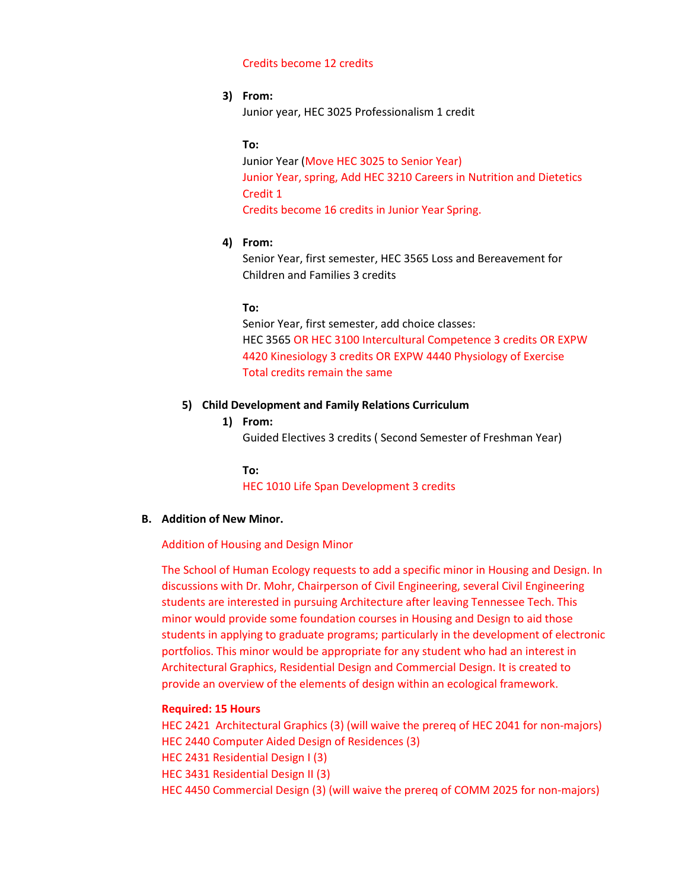Credits become 12 credits

3) **From:**
   Junior year, HEC 3025 Professionalism 1 credit

   **To:**
   Junior Year (Move HEC 3025 to Senior Year)
   Junior Year, spring, Add HEC 3210 Careers in Nutrition and Dietetics Credit 1
   Credits become 16 credits in Junior Year Spring.

4) **From:**
   Senior Year, first semester, HEC 3565 Loss and Bereavement for Children and Families 3 credits

   **To:**
   Senior Year, first semester, add choice classes:
   HEC 3565 OR HEC 3100 Intercultural Competence 3 credits OR EXPW 4420 Kinesiology 3 credits OR EXPW 4440 Physiology of Exercise
   Total credits remain the same

5) **Child Development and Family Relations Curriculum**

   1) **From:**
      Guided Electives 3 credits ( Second Semester of Freshman Year)

      **To:**
      HEC 1010 Life Span Development 3 credits

**B. Addition of New Minor.**

Addition of Housing and Design Minor

The School of Human Ecology requests to add a specific minor in Housing and Design. In discussions with Dr. Mohr, Chairperson of Civil Engineering, several Civil Engineering students are interested in pursuing Architecture after leaving Tennessee Tech. This minor would provide some foundation courses in Housing and Design to aid those students in applying to graduate programs; particularly in the development of electronic portfolios. This minor would be appropriate for any student who had an interest in Architectural Graphics, Residential Design and Commercial Design. It is created to provide an overview of the elements of design within an ecological framework.

**Required: 15 Hours**
HEC 2421 Architectural Graphics (3) (will waive the prereq of HEC 2041 for non-majors)
HEC 2440 Computer Aided Design of Residences (3)
HEC 2431 Residential Design I (3)
HEC 3431 Residential Design II (3)
HEC 4450 Commercial Design (3) (will waive the prereq of COMM 2025 for non-majors)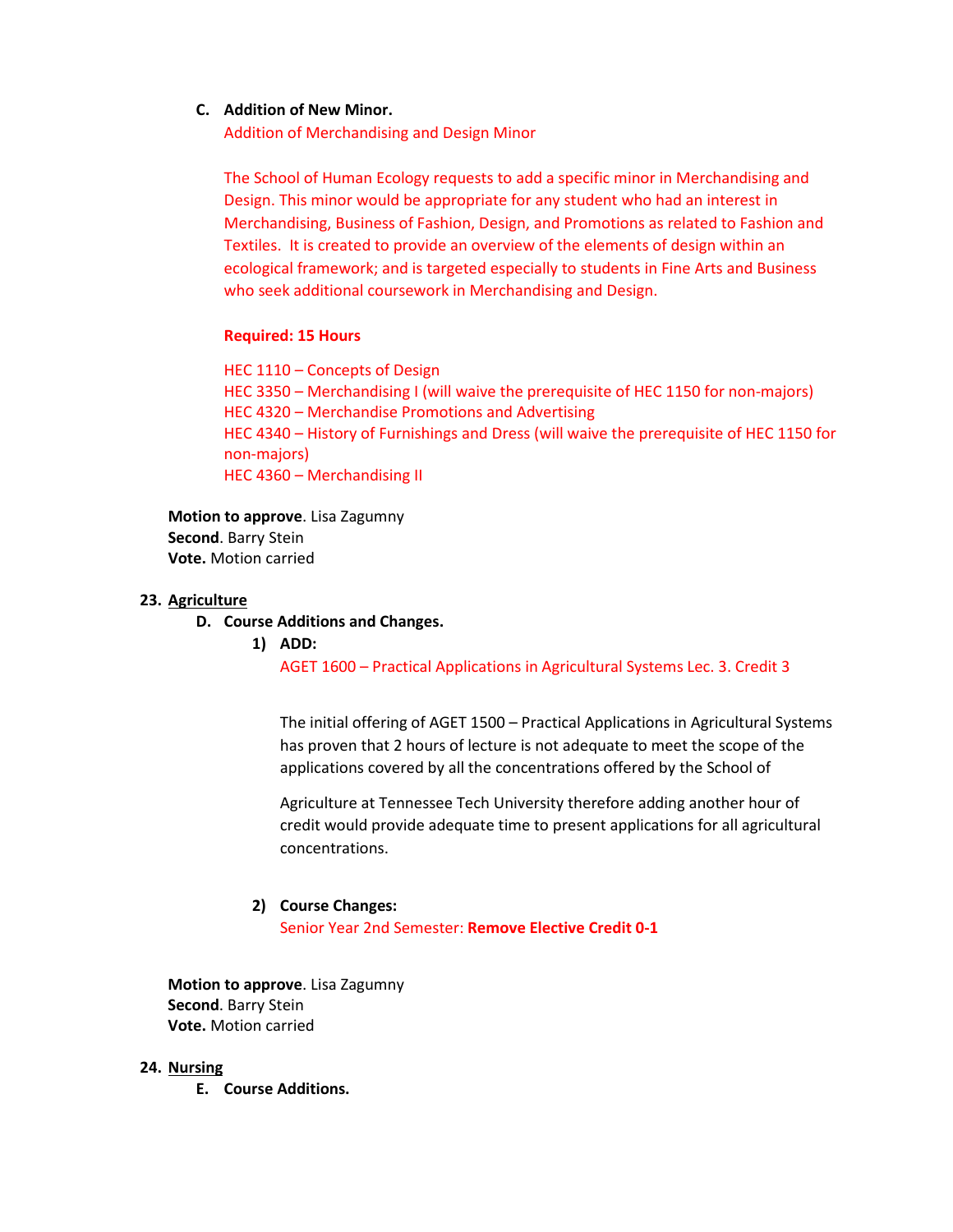C. **Addition of New Minor.**

Addition of Merchandising and Design Minor

The School of Human Ecology requests to add a specific minor in Merchandising and Design. This minor would be appropriate for any student who had an interest in Merchandising, Business of Fashion, Design, and Promotions as related to Fashion and Textiles. It is created to provide an overview of the elements of design within an ecological framework; and is targeted especially to students in Fine Arts and Business who seek additional coursework in Merchandising and Design.

**Required: 15 Hours**

HEC 1110 – Concepts of Design
HEC 3350 – Merchandising I (will waive the prerequisite of HEC 1150 for non-majors)
HEC 4320 – Merchandise Promotions and Advertising
HEC 4340 – History of Furnishings and Dress (will waive the prerequisite of HEC 1150 for non-majors)
HEC 4360 – Merchandising II

**Motion to approve**. Lisa Zagumny
**Second**. Barry Stein
**Vote.** Motion carried

23. **Agriculture**

D. **Course Additions and Changes.**

1) **ADD:**

AGET 1600 – Practical Applications in Agricultural Systems Lec. 3. Credit 3

The initial offering of AGET 1500 – Practical Applications in Agricultural Systems has proven that 2 hours of lecture is not adequate to meet the scope of the applications covered by all the concentrations offered by the School of

Agriculture at Tennessee Tech University therefore adding another hour of credit would provide adequate time to present applications for all agricultural concentrations.

2) **Course Changes:**

Senior Year 2nd Semester: **Remove Elective Credit 0-1**

**Motion to approve**. Lisa Zagumny
**Second**. Barry Stein
**Vote.** Motion carried

24. **Nursing**

E. **Course Additions.**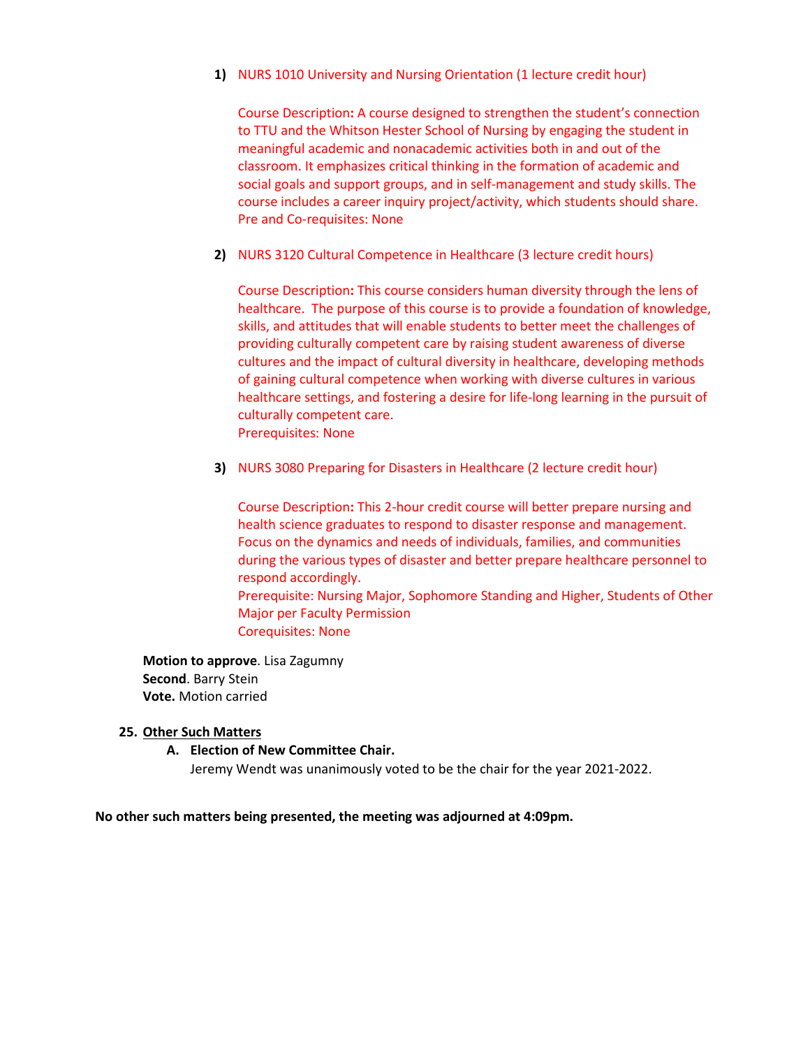1) NURS 1010 University and Nursing Orientation (1 lecture credit hour)

   Course Description**:** A course designed to strengthen the student's connection to TTU and the Whitson Hester School of Nursing by engaging the student in meaningful academic and nonacademic activities both in and out of the classroom. It emphasizes critical thinking in the formation of academic and social goals and support groups, and in self-management and study skills. The course includes a career inquiry project/activity, which students should share.
   Pre and Co-requisites: None

2) NURS 3120 Cultural Competence in Healthcare (3 lecture credit hours)

   Course Description**:** This course considers human diversity through the lens of healthcare. The purpose of this course is to provide a foundation of knowledge, skills, and attitudes that will enable students to better meet the challenges of providing culturally competent care by raising student awareness of diverse cultures and the impact of cultural diversity in healthcare, developing methods of gaining cultural competence when working with diverse cultures in various healthcare settings, and fostering a desire for life-long learning in the pursuit of culturally competent care.
   Prerequisites: None

3) NURS 3080 Preparing for Disasters in Healthcare (2 lecture credit hour)

   Course Description**:** This 2-hour credit course will better prepare nursing and health science graduates to respond to disaster response and management. Focus on the dynamics and needs of individuals, families, and communities during the various types of disaster and better prepare healthcare personnel to respond accordingly.
   Prerequisite: Nursing Major, Sophomore Standing and Higher, Students of Other Major per Faculty Permission
   Corequisites: None

**Motion to approve**. Lisa Zagumny
**Second**. Barry Stein
**Vote.** Motion carried

**25. <u>Other Such Matters</u>**

**A. Election of New Committee Chair.**
Jeremy Wendt was unanimously voted to be the chair for the year 2021-2022.

**No other such matters being presented, the meeting was adjourned at 4:09pm.**